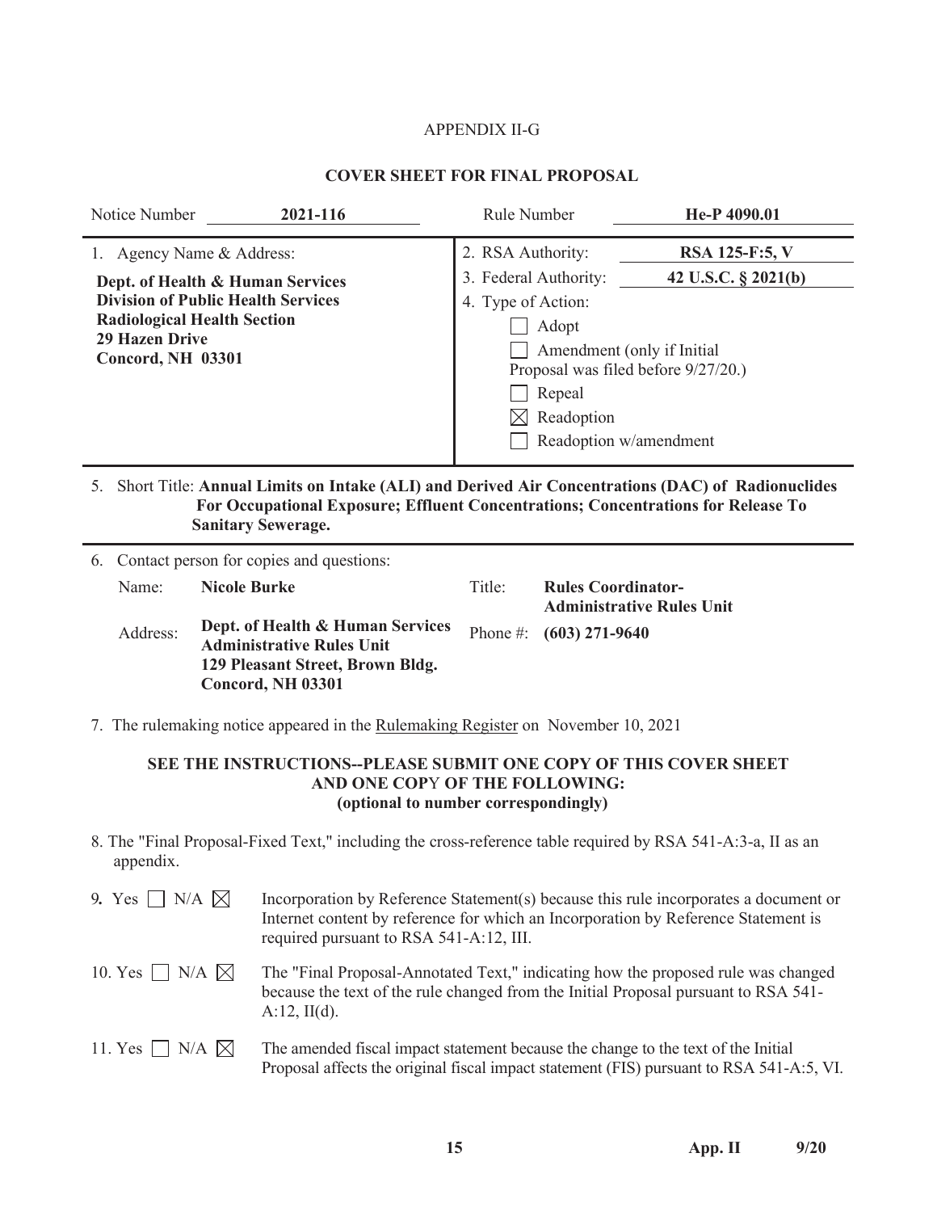APPENDIX II-G

## COVER SHEET FOR FINAL PROPOSAL

| Notice Number | **2021-116** | Rule Number | **He-P 4090.01** |
|---|---|---|---|

1. Agency Name & Address:

**Dept. of Health & Human Services**
**Division of Public Health Services**
**Radiological Health Section**
**29 Hazen Drive**
**Concord, NH 03301**

2. RSA Authority: **RSA 125-F:5, V**

3. Federal Authority: **42 U.S.C. § 2021(b)**

4. Type of Action:

- [ ] Adopt
- [ ] Amendment (only if Initial Proposal was filed before 9/27/20.)
- [ ] Repeal
- [x] Readoption
- [ ] Readoption w/amendment

5. Short Title: **Annual Limits on Intake (ALI) and Derived Air Concentrations (DAC) of Radionuclides For Occupational Exposure; Effluent Concentrations; Concentrations for Release To Sanitary Sewerage.**

6. Contact person for copies and questions:

| | | | |
|---|---|---|---|
| Name: | **Nicole Burke** | Title: | **Rules Coordinator- Administrative Rules Unit** |
| Address: | **Dept. of Health & Human Services Administrative Rules Unit 129 Pleasant Street, Brown Bldg. Concord, NH 03301** | Phone #: | **(603) 271-9640** |

7. The rulemaking notice appeared in the Rulemaking Register on November 10, 2021

**SEE THE INSTRUCTIONS--PLEASE SUBMIT ONE COPY OF THIS COVER SHEET AND ONE COPY OF THE FOLLOWING: (optional to number correspondingly)**

8. The "Final Proposal-Fixed Text," including the cross-reference table required by RSA 541-A:3-a, II as an appendix.

9. Yes [ ] N/A [x] Incorporation by Reference Statement(s) because this rule incorporates a document or Internet content by reference for which an Incorporation by Reference Statement is required pursuant to RSA 541-A:12, III.

10. Yes [ ] N/A [x] The "Final Proposal-Annotated Text," indicating how the proposed rule was changed because the text of the rule changed from the Initial Proposal pursuant to RSA 541-A:12, II(d).

11. Yes [ ] N/A [x] The amended fiscal impact statement because the change to the text of the Initial Proposal affects the original fiscal impact statement (FIS) pursuant to RSA 541-A:5, VI.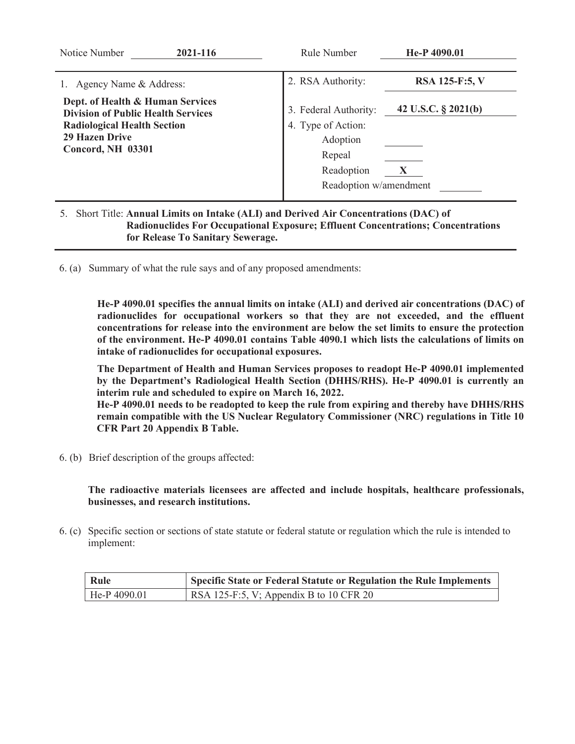| Notice Number | **2021-116** | Rule Number | **He-P 4090.01** |
|---|---|---|---|

| 1. Agency Name & Address: | 2. RSA Authority: **RSA 125-F:5, V** |
|---|---|
| **Dept. of Health & Human Services**<br>**Division of Public Health Services**<br>**Radiological Health Section**<br>**29 Hazen Drive**<br>**Concord, NH 03301** | 3. Federal Authority: **42 U.S.C. § 2021(b)**<br>4. Type of Action:<br>Adoption ____<br>Repeal ____<br>Readoption **X**<br>Readoption w/amendment ____ |

5. Short Title: **Annual Limits on Intake (ALI) and Derived Air Concentrations (DAC) of Radionuclides For Occupational Exposure; Effluent Concentrations; Concentrations for Release To Sanitary Sewerage.**

6. (a) Summary of what the rule says and of any proposed amendments:

**He-P 4090.01 specifies the annual limits on intake (ALI) and derived air concentrations (DAC) of radionuclides for occupational workers so that they are not exceeded, and the effluent concentrations for release into the environment are below the set limits to ensure the protection of the environment. He-P 4090.01 contains Table 4090.1 which lists the calculations of limits on intake of radionuclides for occupational exposures.**

**The Department of Health and Human Services proposes to readopt He-P 4090.01 implemented by the Department's Radiological Health Section (DHHS/RHS). He-P 4090.01 is currently an interim rule and scheduled to expire on March 16, 2022.**

**He-P 4090.01 needs to be readopted to keep the rule from expiring and thereby have DHHS/RHS remain compatible with the US Nuclear Regulatory Commissioner (NRC) regulations in Title 10 CFR Part 20 Appendix B Table.**

6. (b) Brief description of the groups affected:

**The radioactive materials licensees are affected and include hospitals, healthcare professionals, businesses, and research institutions.**

6. (c) Specific section or sections of state statute or federal statute or regulation which the rule is intended to implement:

| Rule | Specific State or Federal Statute or Regulation the Rule Implements |
|---|---|
| He-P 4090.01 | RSA 125-F:5, V; Appendix B to 10 CFR 20 |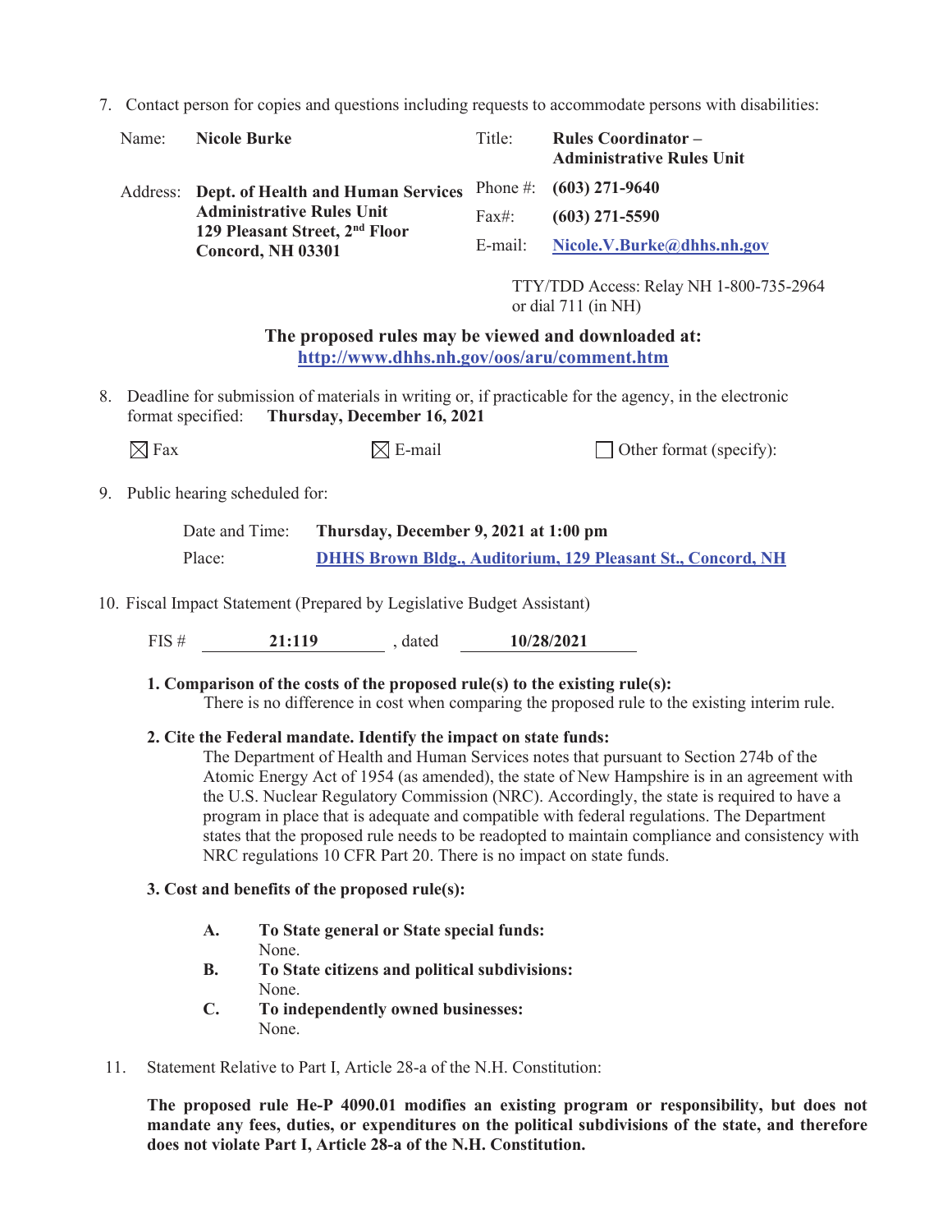7. Contact person for copies and questions including requests to accommodate persons with disabilities:

| | | | |
|---|---|---|---|
| Name: | **Nicole Burke** | Title: | **Rules Coordinator – Administrative Rules Unit** |
| Address: | **Dept. of Health and Human Services Administrative Rules Unit 129 Pleasant Street, 2nd Floor Concord, NH 03301** | Phone #: | **(603) 271-9640** |
| | | Fax#: | **(603) 271-5590** |
| | | E-mail: | **Nicole.V.Burke@dhhs.nh.gov** |

TTY/TDD Access: Relay NH 1-800-735-2964 or dial 711 (in NH)

**The proposed rules may be viewed and downloaded at:**
**http://www.dhhs.nh.gov/oos/aru/comment.htm**

8. Deadline for submission of materials in writing or, if practicable for the agency, in the electronic format specified: **Thursday, December 16, 2021**

☒ Fax ☒ E-mail ☐ Other format (specify):

9. Public hearing scheduled for:

Date and Time: **Thursday, December 9, 2021 at 1:00 pm**
Place: **DHHS Brown Bldg., Auditorium, 129 Pleasant St., Concord, NH**

10. Fiscal Impact Statement (Prepared by Legislative Budget Assistant)

FIS # **21:119** , dated **10/28/2021**

**1. Comparison of the costs of the proposed rule(s) to the existing rule(s):**
There is no difference in cost when comparing the proposed rule to the existing interim rule.

**2. Cite the Federal mandate. Identify the impact on state funds:**
The Department of Health and Human Services notes that pursuant to Section 274b of the Atomic Energy Act of 1954 (as amended), the state of New Hampshire is in an agreement with the U.S. Nuclear Regulatory Commission (NRC). Accordingly, the state is required to have a program in place that is adequate and compatible with federal regulations. The Department states that the proposed rule needs to be readopted to maintain compliance and consistency with NRC regulations 10 CFR Part 20. There is no impact on state funds.

**3. Cost and benefits of the proposed rule(s):**

**A. To State general or State special funds:**
None.
**B. To State citizens and political subdivisions:**
None.
**C. To independently owned businesses:**
None.

11. Statement Relative to Part I, Article 28-a of the N.H. Constitution:

**The proposed rule He-P 4090.01 modifies an existing program or responsibility, but does not mandate any fees, duties, or expenditures on the political subdivisions of the state, and therefore does not violate Part I, Article 28-a of the N.H. Constitution.**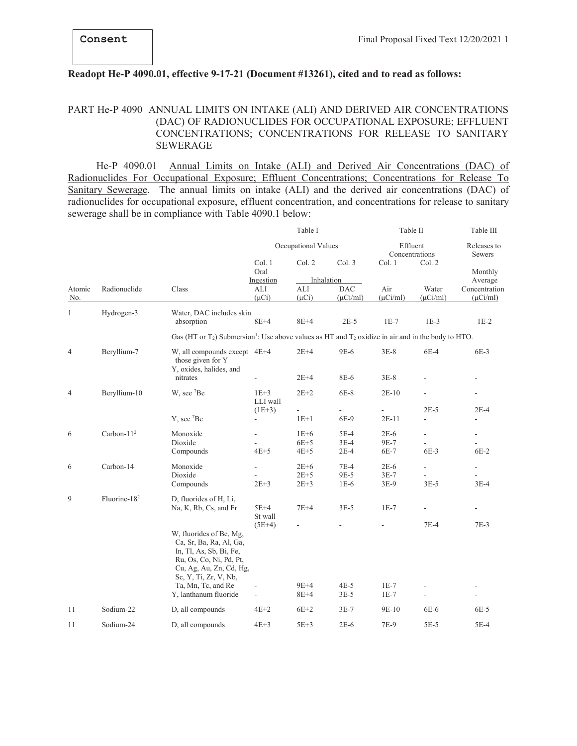Consent

Final Proposal Fixed Text 12/20/2021

**Readopt He-P 4090.01, effective 9-17-21 (Document #13261), cited and to read as follows:**

## PART He-P 4090 ANNUAL LIMITS ON INTAKE (ALI) AND DERIVED AIR CONCENTRATIONS (DAC) OF RADIONUCLIDES FOR OCCUPATIONAL EXPOSURE; EFFLUENT CONCENTRATIONS; CONCENTRATIONS FOR RELEASE TO SANITARY SEWERAGE

He-P 4090.01 Annual Limits on Intake (ALI) and Derived Air Concentrations (DAC) of Radionuclides For Occupational Exposure; Effluent Concentrations; Concentrations for Release To Sanitary Sewerage. The annual limits on intake (ALI) and the derived air concentrations (DAC) of radionuclides for occupational exposure, effluent concentration, and concentrations for release to sanitary sewerage shall be in compliance with Table 4090.1 below:

| | | | Table I | | | Table II | | Table III |
|---|---|---|---|---|---|---|---|---|
| | | | Occupational Values | | | Effluent Concentrations | | Releases to Sewers |
| | | | Col. 1 | Col. 2 | Col. 3 | Col. 1 | Col. 2 | |
| | | | Oral Ingestion | Inhalation | | | | Monthly Average |
| Atomic No. | Radionuclide | Class | ALI (μCi) | ALI (μCi) | DAC (μCi/ml) | Air (μCi/ml) | Water (μCi/ml) | Concentration (μCi/ml) |
| 1 | Hydrogen-3 | Water, DAC includes skin absorption | 8E+4 | 8E+4 | 2E-5 | 1E-7 | 1E-3 | 1E-2 |
| | | Gas (HT or $T_2$) Submersion[1]: Use above values as HT and $T_2$ oxidize in air and in the body to HTO. | | | | | | |
| 4 | Beryllium-7 | W, all compounds except those given for Y | 4E+4 | 2E+4 | 9E-6 | 3E-8 | 6E-4 | 6E-3 |
| | | Y, oxides, halides, and nitrates | - | 2E+4 | 8E-6 | 3E-8 | - | - |
| 4 | Beryllium-10 | W, see $^7$Be | 1E+3 | 2E+2 | 6E-8 | 2E-10 | - | - |
| | | | LLI wall (1E+3) | - | - | - | 2E-5 | 2E-4 |
| | | Y, see $^7$Be | - | 1E+1 | 6E-9 | 2E-11 | - | - |
| 6 | Carbon-11[2] | Monoxide | - | 1E+6 | 5E-4 | 2E-6 | - | - |
| | | Dioxide | - | 6E+5 | 3E-4 | 9E-7 | - | - |
| | | Compounds | 4E+5 | 4E+5 | 2E-4 | 6E-7 | 6E-3 | 6E-2 |
| 6 | Carbon-14 | Monoxide | - | 2E+6 | 7E-4 | 2E-6 | - | - |
| | | Dioxide | - | 2E+5 | 9E-5 | 3E-7 | - | - |
| | | Compounds | 2E+3 | 2E+3 | 1E-6 | 3E-9 | 3E-5 | 3E-4 |
| 9 | Fluorine-18[2] | D, fluorides of H, Li, Na, K, Rb, Cs, and Fr | 5E+4 | 7E+4 | 3E-5 | 1E-7 | - | - |
| | | | St wall (5E+4) | - | - | - | 7E-4 | 7E-3 |
| | | W, fluorides of Be, Mg, Ca, Sr, Ba, Ra, Al, Ga, In, Tl, As, Sb, Bi, Fe, Ru, Os, Co, Ni, Pd, Pt, Cu, Ag, Au, Zn, Cd, Hg, Sc, Y, Ti, Zr, V, Nb, Ta, Mn, Tc, and Re | - | 9E+4 | 4E-5 | 1E-7 | - | - |
| | | Y, lanthanum fluoride | - | 8E+4 | 3E-5 | 1E-7 | - | - |
| 11 | Sodium-22 | D, all compounds | 4E+2 | 6E+2 | 3E-7 | 9E-10 | 6E-6 | 6E-5 |
| 11 | Sodium-24 | D, all compounds | 4E+3 | 5E+3 | 2E-6 | 7E-9 | 5E-5 | 5E-4 |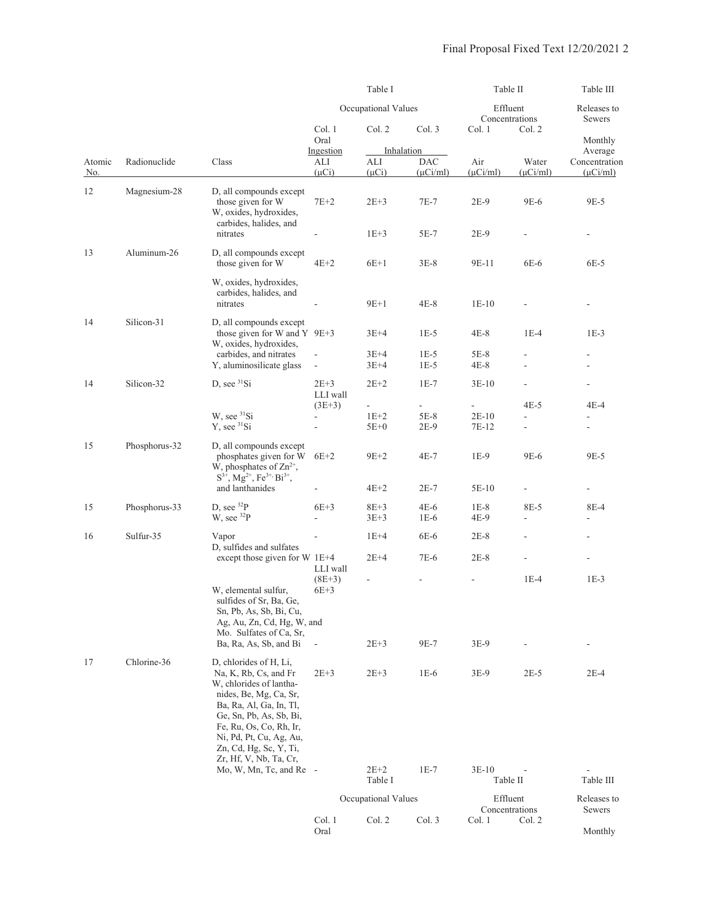| | | | Table I | | | Table II | | Table III |
|---|---|---|---|---|---|---|---|---|
| | | | Occupational Values | | | Effluent Concentrations | | Releases to Sewers |
| | | | Col. 1 | Col. 2 | Col. 3 | Col. 1 | Col. 2 | |
| | | | Oral Ingestion | Inhalation | | | | Monthly Average |
| Atomic No. | Radionuclide | Class | ALI (µCi) | ALI (µCi) | DAC (µCi/ml) | Air (µCi/ml) | Water (µCi/ml) | Concentration (µCi/ml) |
| 12 | Magnesium-28 | D, all compounds except those given for W | 7E+2 | 2E+3 | 7E-7 | 2E-9 | 9E-6 | 9E-5 |
| | | W, oxides, hydroxides, carbides, halides, and nitrates | - | 1E+3 | 5E-7 | 2E-9 | - | - |
| 13 | Aluminum-26 | D, all compounds except those given for W | 4E+2 | 6E+1 | 3E-8 | 9E-11 | 6E-6 | 6E-5 |
| | | W, oxides, hydroxides, carbides, halides, and nitrates | - | 9E+1 | 4E-8 | 1E-10 | - | - |
| 14 | Silicon-31 | D, all compounds except those given for W and Y | 9E+3 | 3E+4 | 1E-5 | 4E-8 | 1E-4 | 1E-3 |
| | | W, oxides, hydroxides, carbides, and nitrates | - | 3E+4 | 1E-5 | 5E-8 | - | - |
| | | Y, aluminosilicate glass | - | 3E+4 | 1E-5 | 4E-8 | - | - |
| 14 | Silicon-32 | D, see $^{31}$Si | 2E+3 | 2E+2 | 1E-7 | 3E-10 | - | - |
| | | | LLI wall (3E+3) | - | - | - | 4E-5 | 4E-4 |
| | | W, see $^{31}$Si | - | 1E+2 | 5E-8 | 2E-10 | - | - |
| | | Y, see $^{31}$Si | - | 5E+0 | 2E-9 | 7E-12 | - | - |
| 15 | Phosphorus-32 | D, all compounds except phosphates given for W | 6E+2 | 9E+2 | 4E-7 | 1E-9 | 9E-6 | 9E-5 |
| | | W, phosphates of $Zn^{2+}$, $S^{3+}$, $Mg^{2+}$, $Fe^{3+}$, $Bi^{3+}$, and lanthanides | - | 4E+2 | 2E-7 | 5E-10 | - | - |
| 15 | Phosphorus-33 | D, see $^{32}$P | 6E+3 | 8E+3 | 4E-6 | 1E-8 | 8E-5 | 8E-4 |
| | | W, see $^{32}$P | - | 3E+3 | 1E-6 | 4E-9 | - | - |
| 16 | Sulfur-35 | Vapor | - | 1E+4 | 6E-6 | 2E-8 | - | - |
| | | D, sulfides and sulfates except those given for W | 1E+4 | 2E+4 | 7E-6 | 2E-8 | - | - |
| | | | LLI wall (8E+3) | - | - | - | 1E-4 | 1E-3 |
| | | W, elemental sulfur, sulfides of Sr, Ba, Ge, Sn, Pb, As, Sb, Bi, Cu, Ag, Au, Zn, Cd, Hg, W, and Mo. Sulfates of Ca, Sr, Ba, Ra, As, Sb, and Bi | 6E+3 | 2E+3 | 9E-7 | 3E-9 | - | - |
| 17 | Chlorine-36 | D, chlorides of H, Li, Na, K, Rb, Cs, and Fr | 2E+3 | 2E+3 | 1E-6 | 3E-9 | 2E-5 | 2E-4 |
| | | W, chlorides of lanthanides, Be, Mg, Ca, Sr, Ba, Ra, Al, Ga, In, Tl, Ge, Sn, Pb, As, Sb, Bi, Fe, Ru, Os, Co, Rh, Ir, Ni, Pd, Pt, Cu, Ag, Au, Zn, Cd, Hg, Sc, Y, Ti, Zr, Hf, V, Nb, Ta, Cr, Mo, W, Mn, Tc, and Re | - | 2E+2 | 1E-7 | 3E-10 | - | - |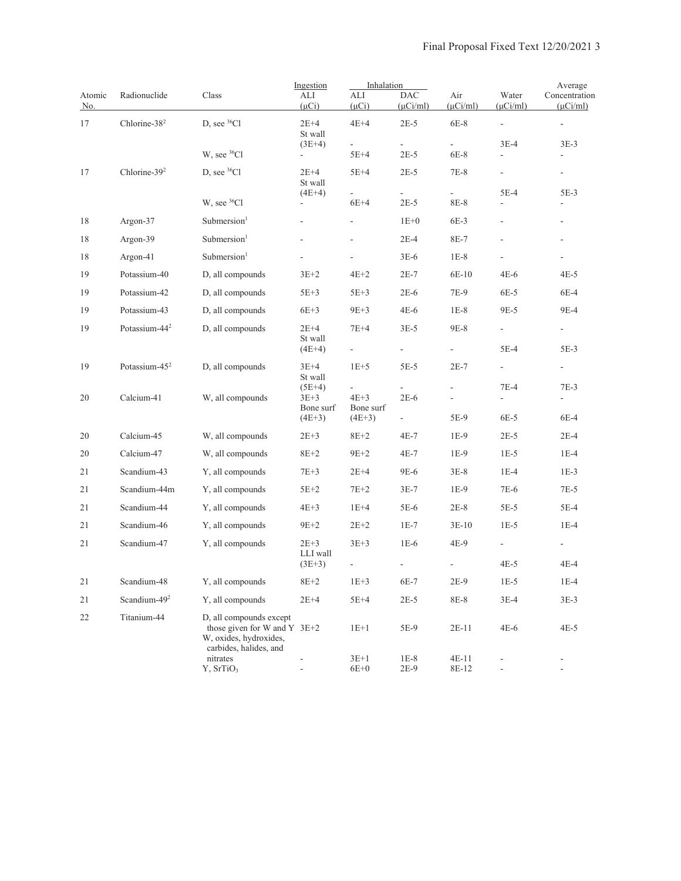| Atomic No. | Radionuclide | Class | Ingestion ALI (μCi) | Inhalation ALI (μCi) | Inhalation DAC (μCi/ml) | Air (μCi/ml) | Water (μCi/ml) | Average Concentration (μCi/ml) |
|---|---|---|---|---|---|---|---|---|
| 17 | Chlorine-38[2] | D, see $^{36}$Cl | 2E+4 | 4E+4 | 2E-5 | 6E-8 | - | - |
| | | | St wall (3E+4) | - | - | - | 3E-4 | 3E-3 |
| | | W, see $^{36}$Cl | - | 5E+4 | 2E-5 | 6E-8 | - | - |
| 17 | Chlorine-39[2] | D, see $^{36}$Cl | 2E+4 | 5E+4 | 2E-5 | 7E-8 | - | - |
| | | | St wall (4E+4) | - | - | - | 5E-4 | 5E-3 |
| | | W, see $^{36}$Cl | - | 6E+4 | 2E-5 | 8E-8 | - | - |
| 18 | Argon-37 | Submersion[1] | - | - | 1E+0 | 6E-3 | - | - |
| 18 | Argon-39 | Submersion[1] | - | - | 2E-4 | 8E-7 | - | - |
| 18 | Argon-41 | Submersion[1] | - | - | 3E-6 | 1E-8 | - | - |
| 19 | Potassium-40 | D, all compounds | 3E+2 | 4E+2 | 2E-7 | 6E-10 | 4E-6 | 4E-5 |
| 19 | Potassium-42 | D, all compounds | 5E+3 | 5E+3 | 2E-6 | 7E-9 | 6E-5 | 6E-4 |
| 19 | Potassium-43 | D, all compounds | 6E+3 | 9E+3 | 4E-6 | 1E-8 | 9E-5 | 9E-4 |
| 19 | Potassium-44[2] | D, all compounds | 2E+4 | 7E+4 | 3E-5 | 9E-8 | - | - |
| | | | St wall (4E+4) | - | - | - | 5E-4 | 5E-3 |
| 19 | Potassium-45[2] | D, all compounds | 3E+4 | 1E+5 | 5E-5 | 2E-7 | - | - |
| | | | St wall (5E+4) | - | - | - | 7E-4 | 7E-3 |
| 20 | Calcium-41 | W, all compounds | 3E+3 | 4E+3 | 2E-6 | - | - | - |
| | | | Bone surf (4E+3) | Bone surf (4E+3) | - | 5E-9 | 6E-5 | 6E-4 |
| 20 | Calcium-45 | W, all compounds | 2E+3 | 8E+2 | 4E-7 | 1E-9 | 2E-5 | 2E-4 |
| 20 | Calcium-47 | W, all compounds | 8E+2 | 9E+2 | 4E-7 | 1E-9 | 1E-5 | 1E-4 |
| 21 | Scandium-43 | Y, all compounds | 7E+3 | 2E+4 | 9E-6 | 3E-8 | 1E-4 | 1E-3 |
| 21 | Scandium-44m | Y, all compounds | 5E+2 | 7E+2 | 3E-7 | 1E-9 | 7E-6 | 7E-5 |
| 21 | Scandium-44 | Y, all compounds | 4E+3 | 1E+4 | 5E-6 | 2E-8 | 5E-5 | 5E-4 |
| 21 | Scandium-46 | Y, all compounds | 9E+2 | 2E+2 | 1E-7 | 3E-10 | 1E-5 | 1E-4 |
| 21 | Scandium-47 | Y, all compounds | 2E+3 | 3E+3 | 1E-6 | 4E-9 | - | - |
| | | | LLI wall (3E+3) | - | - | - | 4E-5 | 4E-4 |
| 21 | Scandium-48 | Y, all compounds | 8E+2 | 1E+3 | 6E-7 | 2E-9 | 1E-5 | 1E-4 |
| 21 | Scandium-49[2] | Y, all compounds | 2E+4 | 5E+4 | 2E-5 | 8E-8 | 3E-4 | 3E-3 |
| 22 | Titanium-44 | D, all compounds except those given for W and Y | 3E+2 | 1E+1 | 5E-9 | 2E-11 | 4E-6 | 4E-5 |
| | | W, oxides, hydroxides, carbides, halides, and nitrates | - | 3E+1 | 1E-8 | 4E-11 | - | - |
| | | Y, $SrTiO_3$ | - | 6E+0 | 2E-9 | 8E-12 | - | - |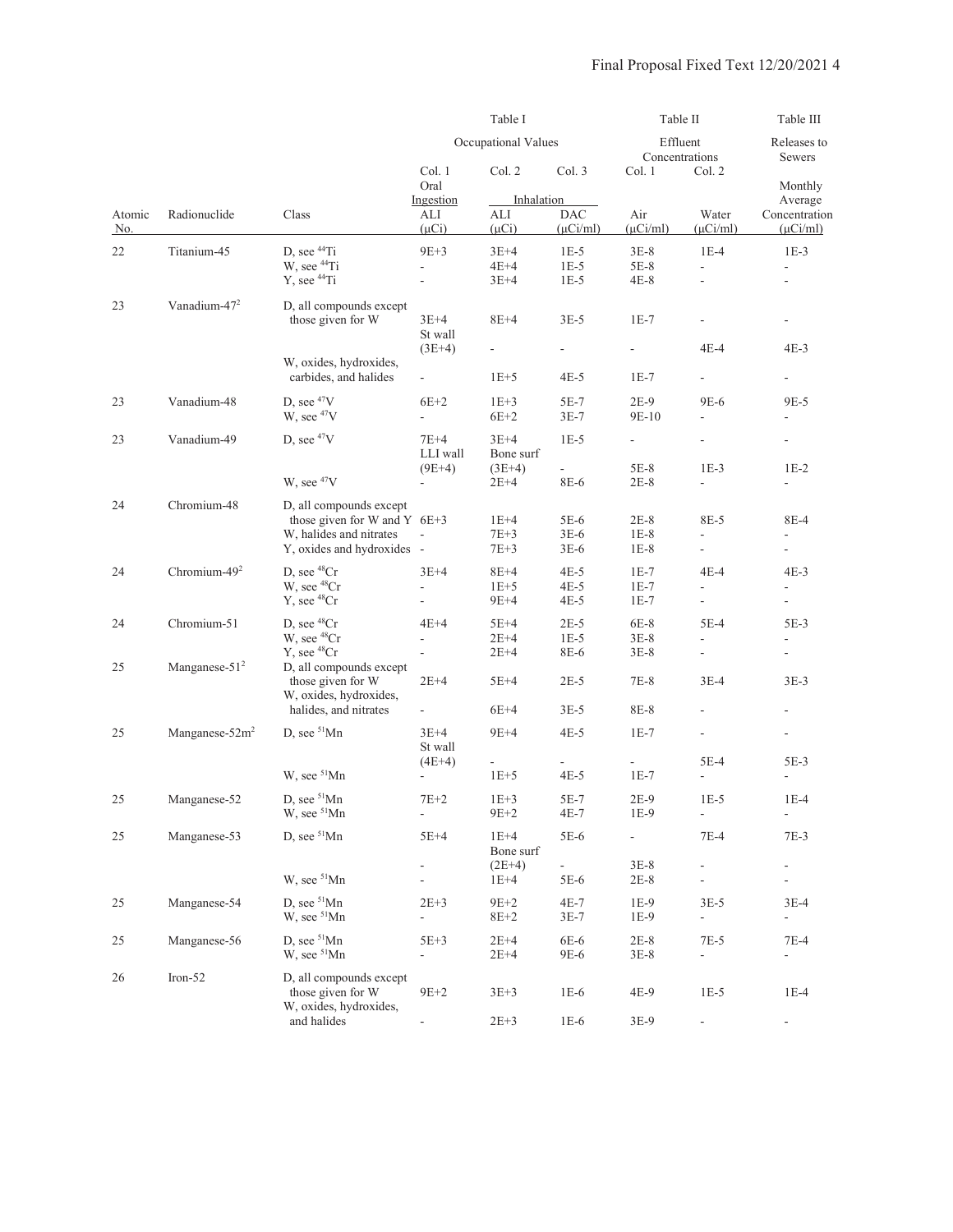| | | | Table I | | | Table II | | Table III |
|---|---|---|---|---|---|---|---|---|
| | | | Occupational Values | | | Effluent Concentrations | | Releases to Sewers |
| | | | Col. 1 | Col. 2 | Col. 3 | Col. 1 | Col. 2 | |
| | | | Oral Ingestion | Inhalation | | | | Monthly Average |
| Atomic No. | Radionuclide | Class | ALI (μCi) | ALI (μCi) | DAC (μCi/ml) | Air (μCi/ml) | Water (μCi/ml) | Concentration (μCi/ml) |
| 22 | Titanium-45 | D, see $^{44}$Ti | 9E+3 | 3E+4 | 1E-5 | 3E-8 | 1E-4 | 1E-3 |
| | | W, see $^{44}$Ti | - | 4E+4 | 1E-5 | 5E-8 | - | - |
| | | Y, see $^{44}$Ti | - | 3E+4 | 1E-5 | 4E-8 | - | - |
| 23 | Vanadium-47[2] | D, all compounds except those given for W | 3E+4 | 8E+4 | 3E-5 | 1E-7 | - | - |
| | | | St wall (3E+4) | - | - | - | 4E-4 | 4E-3 |
| | | W, oxides, hydroxides, carbides, and halides | - | 1E+5 | 4E-5 | 1E-7 | - | - |
| 23 | Vanadium-48 | D, see $^{47}$V | 6E+2 | 1E+3 | 5E-7 | 2E-9 | 9E-6 | 9E-5 |
| | | W, see $^{47}$V | - | 6E+2 | 3E-7 | 9E-10 | - | - |
| 23 | Vanadium-49 | D, see $^{47}$V | 7E+4 | 3E+4 | 1E-5 | - | - | - |
| | | | LLI wall (9E+4) | Bone surf (3E+4) | - | 5E-8 | 1E-3 | 1E-2 |
| | | W, see $^{47}$V | - | 2E+4 | 8E-6 | 2E-8 | - | - |
| 24 | Chromium-48 | D, all compounds except those given for W and Y | 6E+3 | 1E+4 | 5E-6 | 2E-8 | 8E-5 | 8E-4 |
| | | W, halides and nitrates | - | 7E+3 | 3E-6 | 1E-8 | - | - |
| | | Y, oxides and hydroxides | - | 7E+3 | 3E-6 | 1E-8 | - | - |
| 24 | Chromium-49[2] | D, see $^{48}$Cr | 3E+4 | 8E+4 | 4E-5 | 1E-7 | 4E-4 | 4E-3 |
| | | W, see $^{48}$Cr | - | 1E+5 | 4E-5 | 1E-7 | - | - |
| | | Y, see $^{48}$Cr | - | 9E+4 | 4E-5 | 1E-7 | - | - |
| 24 | Chromium-51 | D, see $^{48}$Cr | 4E+4 | 5E+4 | 2E-5 | 6E-8 | 5E-4 | 5E-3 |
| | | W, see $^{48}$Cr | - | 2E+4 | 1E-5 | 3E-8 | - | - |
| | | Y, see $^{48}$Cr | - | 2E+4 | 8E-6 | 3E-8 | - | - |
| 25 | Manganese-51[2] | D, all compounds except those given for W | 2E+4 | 5E+4 | 2E-5 | 7E-8 | 3E-4 | 3E-3 |
| | | W, oxides, hydroxides, halides, and nitrates | - | 6E+4 | 3E-5 | 8E-8 | - | - |
| 25 | Manganese-52m[2] | D, see $^{51}$Mn | 3E+4 | 9E+4 | 4E-5 | 1E-7 | - | - |
| | | | St wall (4E+4) | - | - | - | 5E-4 | 5E-3 |
| | | W, see $^{51}$Mn | - | 1E+5 | 4E-5 | 1E-7 | - | - |
| 25 | Manganese-52 | D, see $^{51}$Mn | 7E+2 | 1E+3 | 5E-7 | 2E-9 | 1E-5 | 1E-4 |
| | | W, see $^{51}$Mn | - | 9E+2 | 4E-7 | 1E-9 | - | - |
| 25 | Manganese-53 | D, see $^{51}$Mn | 5E+4 | 1E+4 | 5E-6 | - | 7E-4 | 7E-3 |
| | | | - | Bone surf (2E+4) | - | 3E-8 | - | - |
| | | W, see $^{51}$Mn | - | 1E+4 | 5E-6 | 2E-8 | - | - |
| 25 | Manganese-54 | D, see $^{51}$Mn | 2E+3 | 9E+2 | 4E-7 | 1E-9 | 3E-5 | 3E-4 |
| | | W, see $^{51}$Mn | - | 8E+2 | 3E-7 | 1E-9 | - | - |
| 25 | Manganese-56 | D, see $^{51}$Mn | 5E+3 | 2E+4 | 6E-6 | 2E-8 | 7E-5 | 7E-4 |
| | | W, see $^{51}$Mn | - | 2E+4 | 9E-6 | 3E-8 | - | - |
| 26 | Iron-52 | D, all compounds except those given for W | 9E+2 | 3E+3 | 1E-6 | 4E-9 | 1E-5 | 1E-4 |
| | | W, oxides, hydroxides, and halides | - | 2E+3 | 1E-6 | 3E-9 | - | - |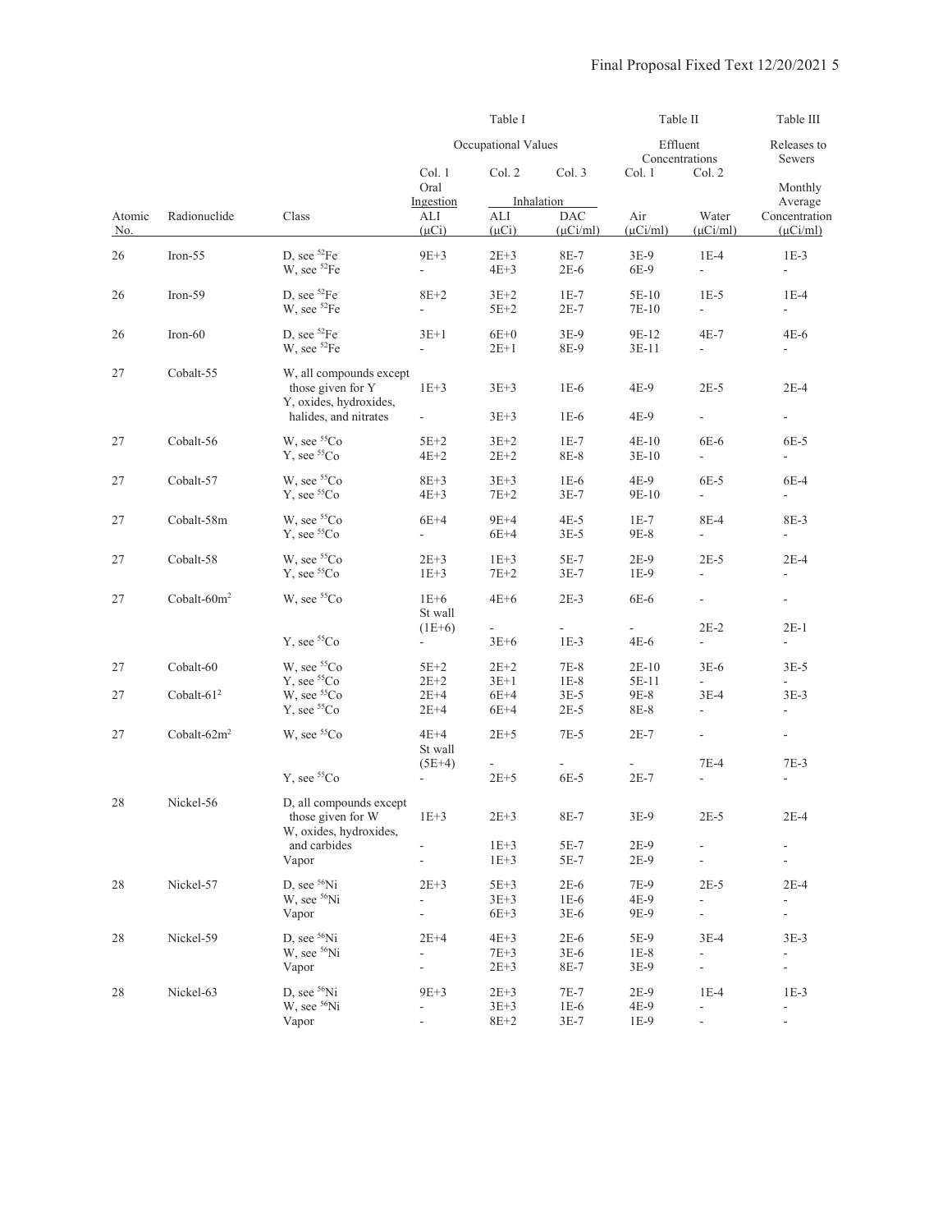| | | | Table I | | | Table II | | Table III |
|---|---|---|---|---|---|---|---|---|
| | | | Occupational Values | | | Effluent Concentrations | | Releases to Sewers |
| | | | Col. 1 Oral Ingestion | Col. 2 Inhalation | Col. 3 | Col. 1 | Col. 2 | Monthly Average |
| Atomic No. | Radionuclide | Class | ALI (μCi) | ALI (μCi) | DAC (μCi/ml) | Air (μCi/ml) | Water (μCi/ml) | Concentration (μCi/ml) |
| 26 | Iron-55 | D, see $^{52}$Fe | 9E+3 | 2E+3 | 8E-7 | 3E-9 | 1E-4 | 1E-3 |
| | | W, see $^{52}$Fe | - | 4E+3 | 2E-6 | 6E-9 | - | - |
| 26 | Iron-59 | D, see $^{52}$Fe | 8E+2 | 3E+2 | 1E-7 | 5E-10 | 1E-5 | 1E-4 |
| | | W, see $^{52}$Fe | - | 5E+2 | 2E-7 | 7E-10 | - | - |
| 26 | Iron-60 | D, see $^{52}$Fe | 3E+1 | 6E+0 | 3E-9 | 9E-12 | 4E-7 | 4E-6 |
| | | W, see $^{52}$Fe | - | 2E+1 | 8E-9 | 3E-11 | - | - |
| 27 | Cobalt-55 | W, all compounds except those given for Y | 1E+3 | 3E+3 | 1E-6 | 4E-9 | 2E-5 | 2E-4 |
| | | Y, oxides, hydroxides, halides, and nitrates | - | 3E+3 | 1E-6 | 4E-9 | - | - |
| 27 | Cobalt-56 | W, see $^{55}$Co | 5E+2 | 3E+2 | 1E-7 | 4E-10 | 6E-6 | 6E-5 |
| | | Y, see $^{55}$Co | 4E+2 | 2E+2 | 8E-8 | 3E-10 | - | - |
| 27 | Cobalt-57 | W, see $^{55}$Co | 8E+3 | 3E+3 | 1E-6 | 4E-9 | 6E-5 | 6E-4 |
| | | Y, see $^{55}$Co | 4E+3 | 7E+2 | 3E-7 | 9E-10 | - | - |
| 27 | Cobalt-58m | W, see $^{55}$Co | 6E+4 | 9E+4 | 4E-5 | 1E-7 | 8E-4 | 8E-3 |
| | | Y, see $^{55}$Co | - | 6E+4 | 3E-5 | 9E-8 | - | - |
| 27 | Cobalt-58 | W, see $^{55}$Co | 2E+3 | 1E+3 | 5E-7 | 2E-9 | 2E-5 | 2E-4 |
| | | Y, see $^{55}$Co | 1E+3 | 7E+2 | 3E-7 | 1E-9 | - | - |
| 27 | Cobalt-60m[2] | W, see $^{55}$Co | 1E+6 | 4E+6 | 2E-3 | 6E-6 | - | - |
| | | | St wall (1E+6) | - | - | - | 2E-2 | 2E-1 |
| | | Y, see $^{55}$Co | - | 3E+6 | 1E-3 | 4E-6 | - | - |
| 27 | Cobalt-60 | W, see $^{55}$Co | 5E+2 | 2E+2 | 7E-8 | 2E-10 | 3E-6 | 3E-5 |
| | | Y, see $^{55}$Co | 2E+2 | 3E+1 | 1E-8 | 5E-11 | - | - |
| 27 | Cobalt-61[2] | W, see $^{55}$Co | 2E+4 | 6E+4 | 3E-5 | 9E-8 | 3E-4 | 3E-3 |
| | | Y, see $^{55}$Co | 2E+4 | 6E+4 | 2E-5 | 8E-8 | - | - |
| 27 | Cobalt-62m[2] | W, see $^{55}$Co | 4E+4 | 2E+5 | 7E-5 | 2E-7 | - | - |
| | | | St wall (5E+4) | - | - | - | 7E-4 | 7E-3 |
| | | Y, see $^{55}$Co | - | 2E+5 | 6E-5 | 2E-7 | - | - |
| 28 | Nickel-56 | D, all compounds except those given for W | 1E+3 | 2E+3 | 8E-7 | 3E-9 | 2E-5 | 2E-4 |
| | | W, oxides, hydroxides, and carbides | - | 1E+3 | 5E-7 | 2E-9 | - | - |
| | | Vapor | - | 1E+3 | 5E-7 | 2E-9 | - | - |
| 28 | Nickel-57 | D, see $^{56}$Ni | 2E+3 | 5E+3 | 2E-6 | 7E-9 | 2E-5 | 2E-4 |
| | | W, see $^{56}$Ni | - | 3E+3 | 1E-6 | 4E-9 | - | - |
| | | Vapor | - | 6E+3 | 3E-6 | 9E-9 | - | - |
| 28 | Nickel-59 | D, see $^{56}$Ni | 2E+4 | 4E+3 | 2E-6 | 5E-9 | 3E-4 | 3E-3 |
| | | W, see $^{56}$Ni | - | 7E+3 | 3E-6 | 1E-8 | - | - |
| | | Vapor | - | 2E+3 | 8E-7 | 3E-9 | - | - |
| 28 | Nickel-63 | D, see $^{56}$Ni | 9E+3 | 2E+3 | 7E-7 | 2E-9 | 1E-4 | 1E-3 |
| | | W, see $^{56}$Ni | - | 3E+3 | 1E-6 | 4E-9 | - | - |
| | | Vapor | - | 8E+2 | 3E-7 | 1E-9 | - | - |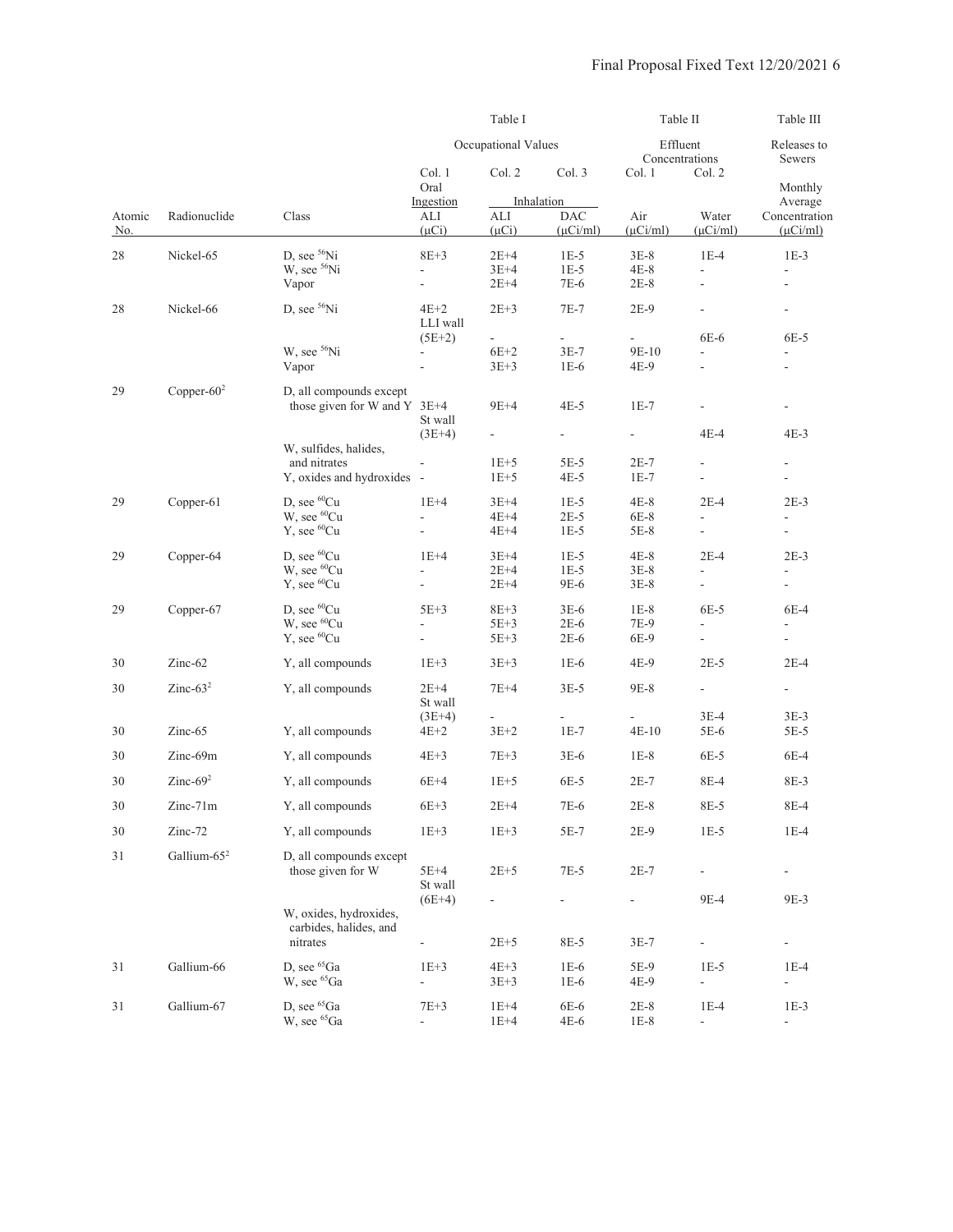| Atomic No. | Radionuclide | Class | Table I Occupational Values Col. 1 Oral Ingestion ALI (µCi) | Table I Col. 2 Inhalation ALI (µCi) | Table I Col. 3 Inhalation DAC (µCi/ml) | Table II Effluent Concentrations Col. 1 Air (µCi/ml) | Table II Col. 2 Water (µCi/ml) | Table III Releases to Sewers Monthly Average Concentration (µCi/ml) |
|---|---|---|---|---|---|---|---|---|
| 28 | Nickel-65 | D, see $^{56}$Ni | 8E+3 | 2E+4 | 1E-5 | 3E-8 | 1E-4 | 1E-3 |
| | | W, see $^{56}$Ni | - | 3E+4 | 1E-5 | 4E-8 | - | - |
| | | Vapor | - | 2E+4 | 7E-6 | 2E-8 | - | - |
| 28 | Nickel-66 | D, see $^{56}$Ni | 4E+2 | 2E+3 | 7E-7 | 2E-9 | - | - |
| | | | LLI wall (5E+2) | - | - | - | 6E-6 | 6E-5 |
| | | W, see $^{56}$Ni | - | 6E+2 | 3E-7 | 9E-10 | - | - |
| | | Vapor | - | 3E+3 | 1E-6 | 4E-9 | - | - |
| 29 | Copper-60[2] | D, all compounds except those given for W and Y | 3E+4 | 9E+4 | 4E-5 | 1E-7 | - | - |
| | | | St wall (3E+4) | - | - | - | 4E-4 | 4E-3 |
| | | W, sulfides, halides, and nitrates | - | 1E+5 | 5E-5 | 2E-7 | - | - |
| | | Y, oxides and hydroxides | - | 1E+5 | 4E-5 | 1E-7 | - | - |
| 29 | Copper-61 | D, see $^{60}$Cu | 1E+4 | 3E+4 | 1E-5 | 4E-8 | 2E-4 | 2E-3 |
| | | W, see $^{60}$Cu | - | 4E+4 | 2E-5 | 6E-8 | - | - |
| | | Y, see $^{60}$Cu | - | 4E+4 | 1E-5 | 5E-8 | - | - |
| 29 | Copper-64 | D, see $^{60}$Cu | 1E+4 | 3E+4 | 1E-5 | 4E-8 | 2E-4 | 2E-3 |
| | | W, see $^{60}$Cu | - | 2E+4 | 1E-5 | 3E-8 | - | - |
| | | Y, see $^{60}$Cu | - | 2E+4 | 9E-6 | 3E-8 | - | - |
| 29 | Copper-67 | D, see $^{60}$Cu | 5E+3 | 8E+3 | 3E-6 | 1E-8 | 6E-5 | 6E-4 |
| | | W, see $^{60}$Cu | - | 5E+3 | 2E-6 | 7E-9 | - | - |
| | | Y, see $^{60}$Cu | - | 5E+3 | 2E-6 | 6E-9 | - | - |
| 30 | Zinc-62 | Y, all compounds | 1E+3 | 3E+3 | 1E-6 | 4E-9 | 2E-5 | 2E-4 |
| 30 | Zinc-63[2] | Y, all compounds | 2E+4 | 7E+4 | 3E-5 | 9E-8 | - | - |
| | | | St wall (3E+4) | - | - | - | 3E-4 | 3E-3 |
| 30 | Zinc-65 | Y, all compounds | 4E+2 | 3E+2 | 1E-7 | 4E-10 | 5E-6 | 5E-5 |
| 30 | Zinc-69m | Y, all compounds | 4E+3 | 7E+3 | 3E-6 | 1E-8 | 6E-5 | 6E-4 |
| 30 | Zinc-69[2] | Y, all compounds | 6E+4 | 1E+5 | 6E-5 | 2E-7 | 8E-4 | 8E-3 |
| 30 | Zinc-71m | Y, all compounds | 6E+3 | 2E+4 | 7E-6 | 2E-8 | 8E-5 | 8E-4 |
| 30 | Zinc-72 | Y, all compounds | 1E+3 | 1E+3 | 5E-7 | 2E-9 | 1E-5 | 1E-4 |
| 31 | Gallium-65[2] | D, all compounds except those given for W | 5E+4 | 2E+5 | 7E-5 | 2E-7 | - | - |
| | | | St wall (6E+4) | - | - | - | 9E-4 | 9E-3 |
| | | W, oxides, hydroxides, carbides, halides, and nitrates | - | 2E+5 | 8E-5 | 3E-7 | - | - |
| 31 | Gallium-66 | D, see $^{65}$Ga | 1E+3 | 4E+3 | 1E-6 | 5E-9 | 1E-5 | 1E-4 |
| | | W, see $^{65}$Ga | - | 3E+3 | 1E-6 | 4E-9 | - | - |
| 31 | Gallium-67 | D, see $^{65}$Ga | 7E+3 | 1E+4 | 6E-6 | 2E-8 | 1E-4 | 1E-3 |
| | | W, see $^{65}$Ga | - | 1E+4 | 4E-6 | 1E-8 | - | - |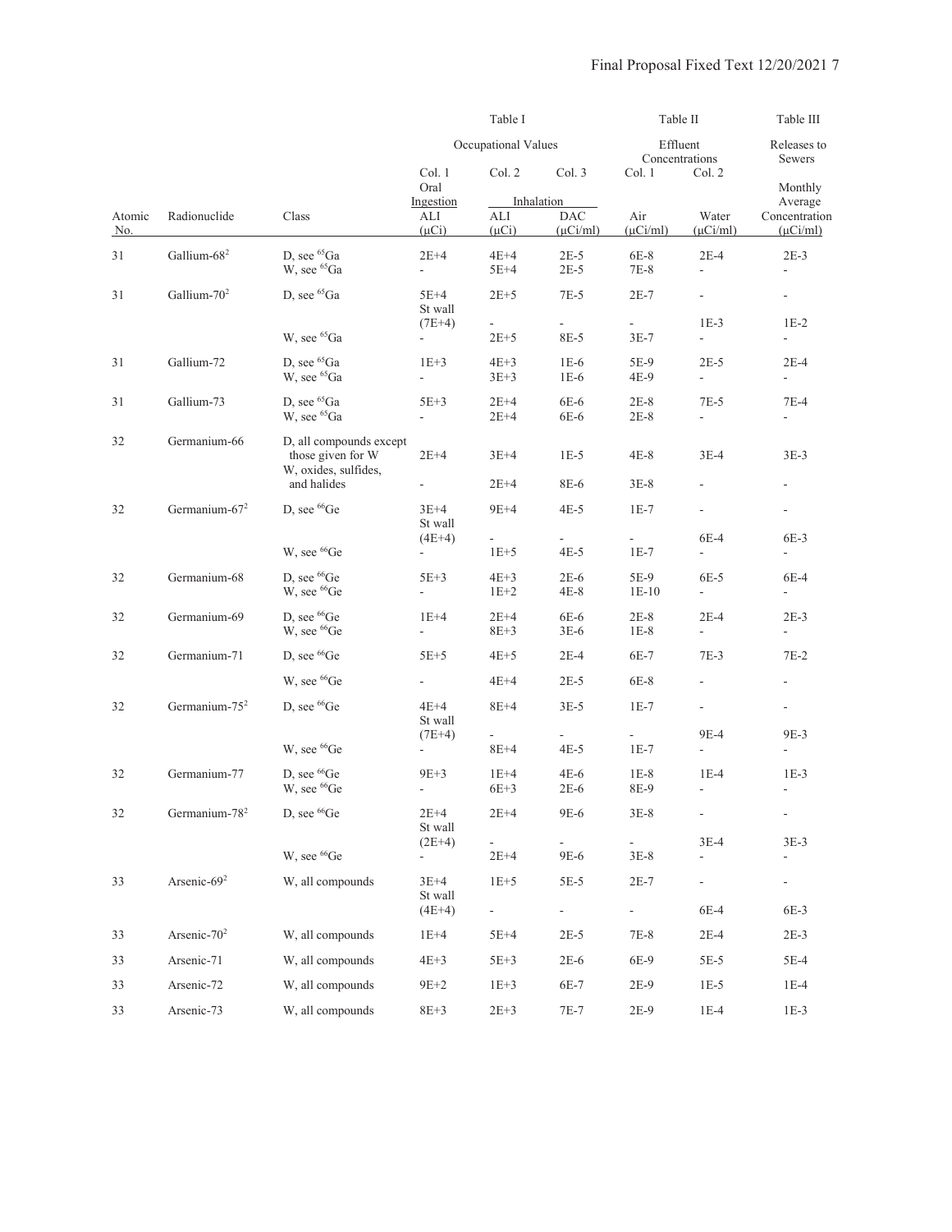| | | | Table I | | | Table II | | Table III |
|---|---|---|---|---|---|---|---|---|
| | | | Occupational Values | | | Effluent Concentrations | | Releases to Sewers |
| | | | Col. 1 | Col. 2 | Col. 3 | Col. 1 | Col. 2 | |
| | | | Oral Ingestion | Inhalation | | | | Monthly Average |
| Atomic No. | Radionuclide | Class | ALI (μCi) | ALI (μCi) | DAC (μCi/ml) | Air (μCi/ml) | Water (μCi/ml) | Concentration (μCi/ml) |
| 31 | Gallium-68[2] | D, see $^{65}$Ga | 2E+4 | 4E+4 | 2E-5 | 6E-8 | 2E-4 | 2E-3 |
| | | W, see $^{65}$Ga | - | 5E+4 | 2E-5 | 7E-8 | - | - |
| 31 | Gallium-70[2] | D, see $^{65}$Ga | 5E+4 | 2E+5 | 7E-5 | 2E-7 | - | - |
| | | | St wall (7E+4) | - | - | - | 1E-3 | 1E-2 |
| | | W, see $^{65}$Ga | - | 2E+5 | 8E-5 | 3E-7 | - | - |
| 31 | Gallium-72 | D, see $^{65}$Ga | 1E+3 | 4E+3 | 1E-6 | 5E-9 | 2E-5 | 2E-4 |
| | | W, see $^{65}$Ga | - | 3E+3 | 1E-6 | 4E-9 | - | - |
| 31 | Gallium-73 | D, see $^{65}$Ga | 5E+3 | 2E+4 | 6E-6 | 2E-8 | 7E-5 | 7E-4 |
| | | W, see $^{65}$Ga | - | 2E+4 | 6E-6 | 2E-8 | - | - |
| 32 | Germanium-66 | D, all compounds except those given for W | 2E+4 | 3E+4 | 1E-5 | 4E-8 | 3E-4 | 3E-3 |
| | | W, oxides, sulfides, and halides | - | 2E+4 | 8E-6 | 3E-8 | - | - |
| 32 | Germanium-67[2] | D, see $^{66}$Ge | 3E+4 | 9E+4 | 4E-5 | 1E-7 | - | - |
| | | | St wall (4E+4) | - | - | - | 6E-4 | 6E-3 |
| | | W, see $^{66}$Ge | - | 1E+5 | 4E-5 | 1E-7 | - | - |
| 32 | Germanium-68 | D, see $^{66}$Ge | 5E+3 | 4E+3 | 2E-6 | 5E-9 | 6E-5 | 6E-4 |
| | | W, see $^{66}$Ge | - | 1E+2 | 4E-8 | 1E-10 | - | - |
| 32 | Germanium-69 | D, see $^{66}$Ge | 1E+4 | 2E+4 | 6E-6 | 2E-8 | 2E-4 | 2E-3 |
| | | W, see $^{66}$Ge | - | 8E+3 | 3E-6 | 1E-8 | - | - |
| 32 | Germanium-71 | D, see $^{66}$Ge | 5E+5 | 4E+5 | 2E-4 | 6E-7 | 7E-3 | 7E-2 |
| | | W, see $^{66}$Ge | - | 4E+4 | 2E-5 | 6E-8 | - | - |
| 32 | Germanium-75[2] | D, see $^{66}$Ge | 4E+4 | 8E+4 | 3E-5 | 1E-7 | - | - |
| | | | St wall (7E+4) | - | - | - | 9E-4 | 9E-3 |
| | | W, see $^{66}$Ge | - | 8E+4 | 4E-5 | 1E-7 | - | - |
| 32 | Germanium-77 | D, see $^{66}$Ge | 9E+3 | 1E+4 | 4E-6 | 1E-8 | 1E-4 | 1E-3 |
| | | W, see $^{66}$Ge | - | 6E+3 | 2E-6 | 8E-9 | - | - |
| 32 | Germanium-78[2] | D, see $^{66}$Ge | 2E+4 | 2E+4 | 9E-6 | 3E-8 | - | - |
| | | | St wall (2E+4) | - | - | - | 3E-4 | 3E-3 |
| | | W, see $^{66}$Ge | - | 2E+4 | 9E-6 | 3E-8 | - | - |
| 33 | Arsenic-69[2] | W, all compounds | 3E+4 | 1E+5 | 5E-5 | 2E-7 | - | - |
| | | | St wall (4E+4) | - | - | - | 6E-4 | 6E-3 |
| 33 | Arsenic-70[2] | W, all compounds | 1E+4 | 5E+4 | 2E-5 | 7E-8 | 2E-4 | 2E-3 |
| 33 | Arsenic-71 | W, all compounds | 4E+3 | 5E+3 | 2E-6 | 6E-9 | 5E-5 | 5E-4 |
| 33 | Arsenic-72 | W, all compounds | 9E+2 | 1E+3 | 6E-7 | 2E-9 | 1E-5 | 1E-4 |
| 33 | Arsenic-73 | W, all compounds | 8E+3 | 2E+3 | 7E-7 | 2E-9 | 1E-4 | 1E-3 |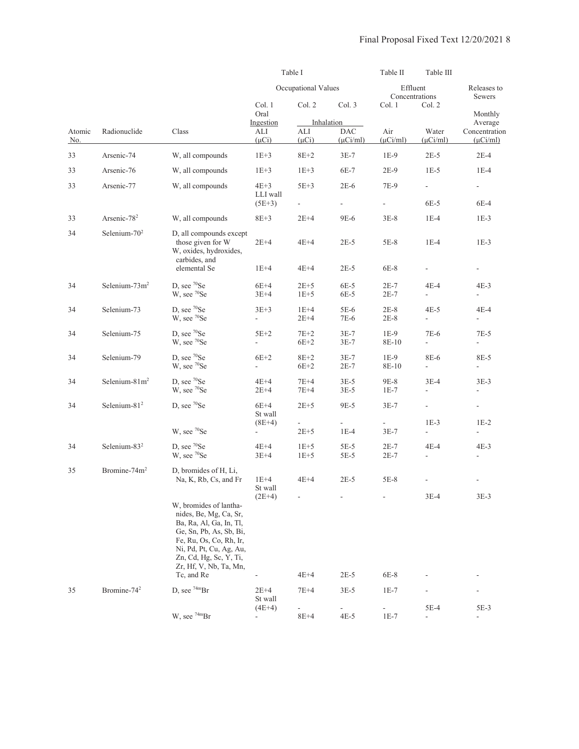| Atomic No. | Radionuclide | Class | Table I Occupational Values Col. 1 Oral Ingestion ALI (μCi) | Table I Col. 2 Inhalation ALI (μCi) | Table I Col. 3 Inhalation DAC (μCi/ml) | Table II Effluent Concentrations Col. 1 Air (μCi/ml) | Table II Col. 2 Water (μCi/ml) | Table III Releases to Sewers Monthly Average Concentration (μCi/ml) |
|---|---|---|---|---|---|---|---|---|
| 33 | Arsenic-74 | W, all compounds | 1E+3 | 8E+2 | 3E-7 | 1E-9 | 2E-5 | 2E-4 |
| 33 | Arsenic-76 | W, all compounds | 1E+3 | 1E+3 | 6E-7 | 2E-9 | 1E-5 | 1E-4 |
| 33 | Arsenic-77 | W, all compounds | 4E+3 | 5E+3 | 2E-6 | 7E-9 | - | - |
| | | | LLI wall (5E+3) | - | - | - | 6E-5 | 6E-4 |
| 33 | Arsenic-78[2] | W, all compounds | 8E+3 | 2E+4 | 9E-6 | 3E-8 | 1E-4 | 1E-3 |
| 34 | Selenium-70[2] | D, all compounds except those given for W | 2E+4 | 4E+4 | 2E-5 | 5E-8 | 1E-4 | 1E-3 |
| | | W, oxides, hydroxides, carbides, and elemental Se | 1E+4 | 4E+4 | 2E-5 | 6E-8 | - | - |
| 34 | Selenium-73m[2] | D, see $^{70}$Se | 6E+4 | 2E+5 | 6E-5 | 2E-7 | 4E-4 | 4E-3 |
| | | W, see $^{70}$Se | 3E+4 | 1E+5 | 6E-5 | 2E-7 | - | - |
| 34 | Selenium-73 | D, see $^{70}$Se | 3E+3 | 1E+4 | 5E-6 | 2E-8 | 4E-5 | 4E-4 |
| | | W, see $^{70}$Se | - | 2E+4 | 7E-6 | 2E-8 | - | - |
| 34 | Selenium-75 | D, see $^{70}$Se | 5E+2 | 7E+2 | 3E-7 | 1E-9 | 7E-6 | 7E-5 |
| | | W, see $^{70}$Se | - | 6E+2 | 3E-7 | 8E-10 | - | - |
| 34 | Selenium-79 | D, see $^{70}$Se | 6E+2 | 8E+2 | 3E-7 | 1E-9 | 8E-6 | 8E-5 |
| | | W, see $^{70}$Se | - | 6E+2 | 2E-7 | 8E-10 | - | - |
| 34 | Selenium-81m[2] | D, see $^{70}$Se | 4E+4 | 7E+4 | 3E-5 | 9E-8 | 3E-4 | 3E-3 |
| | | W, see $^{70}$Se | 2E+4 | 7E+4 | 3E-5 | 1E-7 | - | - |
| 34 | Selenium-81[2] | D, see $^{70}$Se | 6E+4 | 2E+5 | 9E-5 | 3E-7 | - | - |
| | | | St wall (8E+4) | - | - | - | 1E-3 | 1E-2 |
| | | W, see $^{70}$Se | - | 2E+5 | 1E-4 | 3E-7 | - | - |
| 34 | Selenium-83[2] | D, see $^{70}$Se | 4E+4 | 1E+5 | 5E-5 | 2E-7 | 4E-4 | 4E-3 |
| | | W, see $^{70}$Se | 3E+4 | 1E+5 | 5E-5 | 2E-7 | - | - |
| 35 | Bromine-74m[2] | D, bromides of H, Li, Na, K, Rb, Cs, and Fr | 1E+4 | 4E+4 | 2E-5 | 5E-8 | - | - |
| | | | St wall (2E+4) | - | - | - | 3E-4 | 3E-3 |
| | | W, bromides of lanthanides, Be, Mg, Ca, Sr, Ba, Ra, Al, Ga, In, Tl, Ge, Sn, Pb, As, Sb, Bi, Fe, Ru, Os, Co, Rh, Ir, Ni, Pd, Pt, Cu, Ag, Au, Zn, Cd, Hg, Sc, Y, Ti, Zr, Hf, V, Nb, Ta, Mn, Tc, and Re | - | 4E+4 | 2E-5 | 6E-8 | - | - |
| 35 | Bromine-74[2] | D, see $^{74m}$Br | 2E+4 | 7E+4 | 3E-5 | 1E-7 | - | - |
| | | | St wall (4E+4) | - | - | - | 5E-4 | 5E-3 |
| | | W, see $^{74m}$Br | - | 8E+4 | 4E-5 | 1E-7 | - | - |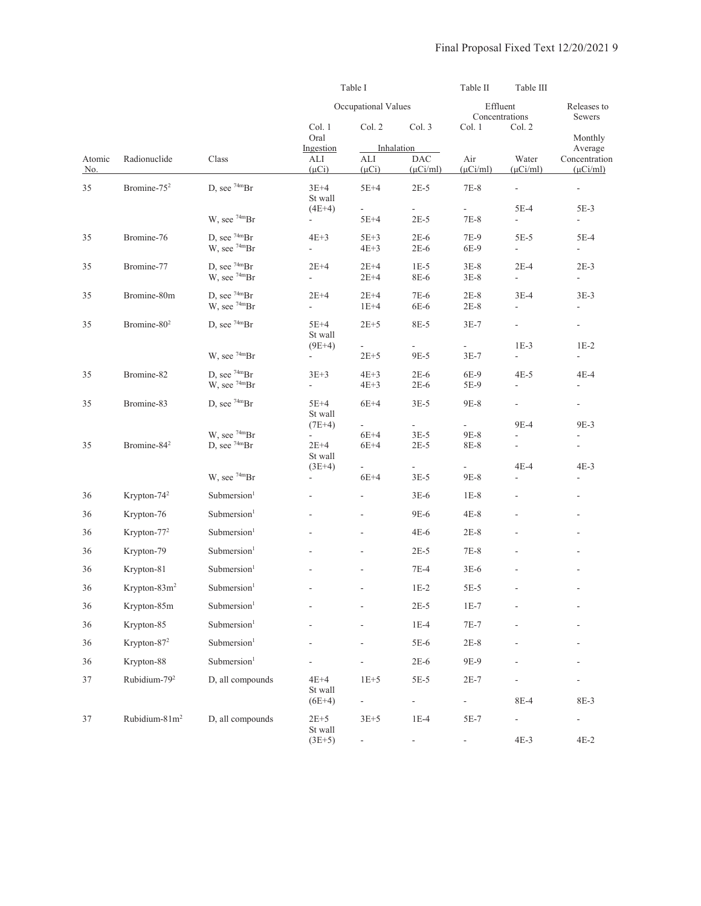| | | | Table I | | | Table II | Table III | |
|---|---|---|---|---|---|---|---|---|
| | | | Occupational Values | | | Effluent Concentrations | | Releases to Sewers |
| | | | Col. 1 | Col. 2 | Col. 3 | Col. 1 | Col. 2 | |
| | | | Oral Ingestion | Inhalation | | | | Monthly Average |
| Atomic No. | Radionuclide | Class | ALI (μCi) | ALI (μCi) | DAC (μCi/ml) | Air (μCi/ml) | Water (μCi/ml) | Concentration (μCi/ml) |
| 35 | Bromine-75[2] | D, see $^{74m}$Br | 3E+4 | 5E+4 | 2E-5 | 7E-8 | - | - |
| | | | St wall (4E+4) | - | - | - | 5E-4 | 5E-3 |
| | | W, see $^{74m}$Br | - | 5E+4 | 2E-5 | 7E-8 | - | - |
| 35 | Bromine-76 | D, see $^{74m}$Br | 4E+3 | 5E+3 | 2E-6 | 7E-9 | 5E-5 | 5E-4 |
| | | W, see $^{74m}$Br | - | 4E+3 | 2E-6 | 6E-9 | - | - |
| 35 | Bromine-77 | D, see $^{74m}$Br | 2E+4 | 2E+4 | 1E-5 | 3E-8 | 2E-4 | 2E-3 |
| | | W, see $^{74m}$Br | - | 2E+4 | 8E-6 | 3E-8 | - | - |
| 35 | Bromine-80m | D, see $^{74m}$Br | 2E+4 | 2E+4 | 7E-6 | 2E-8 | 3E-4 | 3E-3 |
| | | W, see $^{74m}$Br | - | 1E+4 | 6E-6 | 2E-8 | - | - |
| 35 | Bromine-80[2] | D, see $^{74m}$Br | 5E+4 | 2E+5 | 8E-5 | 3E-7 | - | - |
| | | | St wall (9E+4) | - | - | - | 1E-3 | 1E-2 |
| | | W, see $^{74m}$Br | - | 2E+5 | 9E-5 | 3E-7 | - | - |
| 35 | Bromine-82 | D, see $^{74m}$Br | 3E+3 | 4E+3 | 2E-6 | 6E-9 | 4E-5 | 4E-4 |
| | | W, see $^{74m}$Br | - | 4E+3 | 2E-6 | 5E-9 | - | - |
| 35 | Bromine-83 | D, see $^{74m}$Br | 5E+4 | 6E+4 | 3E-5 | 9E-8 | - | - |
| | | | St wall (7E+4) | - | - | - | 9E-4 | 9E-3 |
| | | W, see $^{74m}$Br | - | 6E+4 | 3E-5 | 9E-8 | - | - |
| 35 | Bromine-84[2] | D, see $^{74m}$Br | 2E+4 | 6E+4 | 2E-5 | 8E-8 | - | - |
| | | | St wall (3E+4) | - | - | - | 4E-4 | 4E-3 |
| | | W, see $^{74m}$Br | - | 6E+4 | 3E-5 | 9E-8 | - | - |
| 36 | Krypton-74[2] | Submersion[1] | - | - | 3E-6 | 1E-8 | - | - |
| 36 | Krypton-76 | Submersion[1] | - | - | 9E-6 | 4E-8 | - | - |
| 36 | Krypton-77[2] | Submersion[1] | - | - | 4E-6 | 2E-8 | - | - |
| 36 | Krypton-79 | Submersion[1] | - | - | 2E-5 | 7E-8 | - | - |
| 36 | Krypton-81 | Submersion[1] | - | - | 7E-4 | 3E-6 | - | - |
| 36 | Krypton-83m[2] | Submersion[1] | - | - | 1E-2 | 5E-5 | - | - |
| 36 | Krypton-85m | Submersion[1] | - | - | 2E-5 | 1E-7 | - | - |
| 36 | Krypton-85 | Submersion[1] | - | - | 1E-4 | 7E-7 | - | - |
| 36 | Krypton-87[2] | Submersion[1] | - | - | 5E-6 | 2E-8 | - | - |
| 36 | Krypton-88 | Submersion[1] | - | - | 2E-6 | 9E-9 | - | - |
| 37 | Rubidium-79[2] | D, all compounds | 4E+4 | 1E+5 | 5E-5 | 2E-7 | - | - |
| | | | St wall (6E+4) | - | - | - | 8E-4 | 8E-3 |
| 37 | Rubidium-81m[2] | D, all compounds | 2E+5 | 3E+5 | 1E-4 | 5E-7 | - | - |
| | | | St wall (3E+5) | - | - | - | 4E-3 | 4E-2 |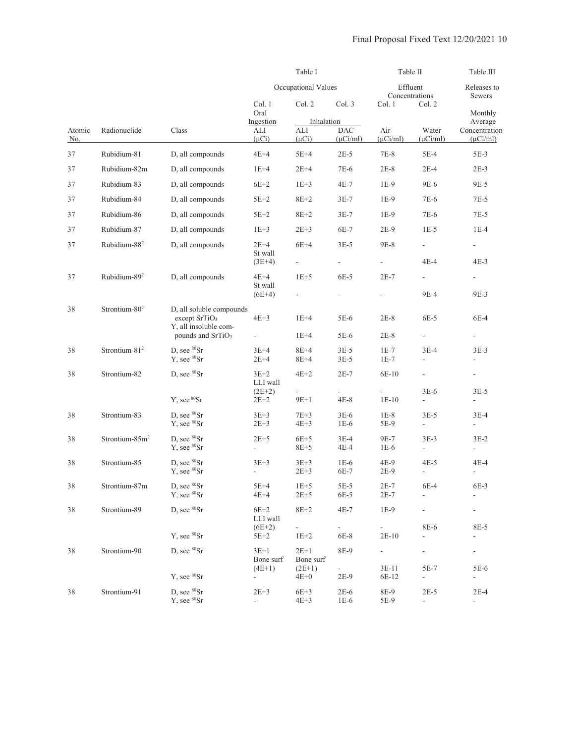| | | | Table I | | | Table II | | Table III |
|---|---|---|---|---|---|---|---|---|
| | | | Occupational Values | | | Effluent Concentrations | | Releases to Sewers |
| | | | Col. 1 | Col. 2 | Col. 3 | Col. 1 | Col. 2 | |
| | | | Oral Ingestion | Inhalation | | | | Monthly Average |
| Atomic No. | Radionuclide | Class | ALI (μCi) | ALI (μCi) | DAC (μCi/ml) | Air (μCi/ml) | Water (μCi/ml) | Concentration (μCi/ml) |
| 37 | Rubidium-81 | D, all compounds | 4E+4 | 5E+4 | 2E-5 | 7E-8 | 5E-4 | 5E-3 |
| 37 | Rubidium-82m | D, all compounds | 1E+4 | 2E+4 | 7E-6 | 2E-8 | 2E-4 | 2E-3 |
| 37 | Rubidium-83 | D, all compounds | 6E+2 | 1E+3 | 4E-7 | 1E-9 | 9E-6 | 9E-5 |
| 37 | Rubidium-84 | D, all compounds | 5E+2 | 8E+2 | 3E-7 | 1E-9 | 7E-6 | 7E-5 |
| 37 | Rubidium-86 | D, all compounds | 5E+2 | 8E+2 | 3E-7 | 1E-9 | 7E-6 | 7E-5 |
| 37 | Rubidium-87 | D, all compounds | 1E+3 | 2E+3 | 6E-7 | 2E-9 | 1E-5 | 1E-4 |
| 37 | Rubidium-88[2] | D, all compounds | 2E+4 | 6E+4 | 3E-5 | 9E-8 | - | - |
| | | | St wall (3E+4) | - | - | - | 4E-4 | 4E-3 |
| 37 | Rubidium-89[2] | D, all compounds | 4E+4 | 1E+5 | 6E-5 | 2E-7 | - | - |
| | | | St wall (6E+4) | - | - | - | 9E-4 | 9E-3 |
| 38 | Strontium-80[2] | D, all soluble compounds except $SrTiO_3$ | 4E+3 | 1E+4 | 5E-6 | 2E-8 | 6E-5 | 6E-4 |
| | | Y, all insoluble compounds and $SrTiO_3$ | - | 1E+4 | 5E-6 | 2E-8 | - | - |
| 38 | Strontium-81[2] | D, see $^{80}Sr$ | 3E+4 | 8E+4 | 3E-5 | 1E-7 | 3E-4 | 3E-3 |
| | | Y, see $^{80}Sr$ | 2E+4 | 8E+4 | 3E-5 | 1E-7 | - | - |
| 38 | Strontium-82 | D, see $^{80}Sr$ | 3E+2 | 4E+2 | 2E-7 | 6E-10 | - | - |
| | | | LLI wall (2E+2) | - | - | - | 3E-6 | 3E-5 |
| | | Y, see $^{80}Sr$ | 2E+2 | 9E+1 | 4E-8 | 1E-10 | - | - |
| 38 | Strontium-83 | D, see $^{80}Sr$ | 3E+3 | 7E+3 | 3E-6 | 1E-8 | 3E-5 | 3E-4 |
| | | Y, see $^{80}Sr$ | 2E+3 | 4E+3 | 1E-6 | 5E-9 | - | - |
| 38 | Strontium-85m[2] | D, see $^{80}Sr$ | 2E+5 | 6E+5 | 3E-4 | 9E-7 | 3E-3 | 3E-2 |
| | | Y, see $^{80}Sr$ | - | 8E+5 | 4E-4 | 1E-6 | - | - |
| 38 | Strontium-85 | D, see $^{80}Sr$ | 3E+3 | 3E+3 | 1E-6 | 4E-9 | 4E-5 | 4E-4 |
| | | Y, see $^{80}Sr$ | - | 2E+3 | 6E-7 | 2E-9 | - | - |
| 38 | Strontium-87m | D, see $^{80}Sr$ | 5E+4 | 1E+5 | 5E-5 | 2E-7 | 6E-4 | 6E-3 |
| | | Y, see $^{80}Sr$ | 4E+4 | 2E+5 | 6E-5 | 2E-7 | - | - |
| 38 | Strontium-89 | D, see $^{80}Sr$ | 6E+2 | 8E+2 | 4E-7 | 1E-9 | - | - |
| | | | LLI wall (6E+2) | - | - | - | 8E-6 | 8E-5 |
| | | Y, see $^{80}Sr$ | 5E+2 | 1E+2 | 6E-8 | 2E-10 | - | - |
| 38 | Strontium-90 | D, see $^{80}Sr$ | 3E+1 | 2E+1 | 8E-9 | - | - | - |
| | | | Bone surf (4E+1) | Bone surf (2E+1) | - | 3E-11 | 5E-7 | 5E-6 |
| | | Y, see $^{80}Sr$ | - | 4E+0 | 2E-9 | 6E-12 | - | - |
| 38 | Strontium-91 | D, see $^{80}Sr$ | 2E+3 | 6E+3 | 2E-6 | 8E-9 | 2E-5 | 2E-4 |
| | | Y, see $^{80}Sr$ | - | 4E+3 | 1E-6 | 5E-9 | - | - |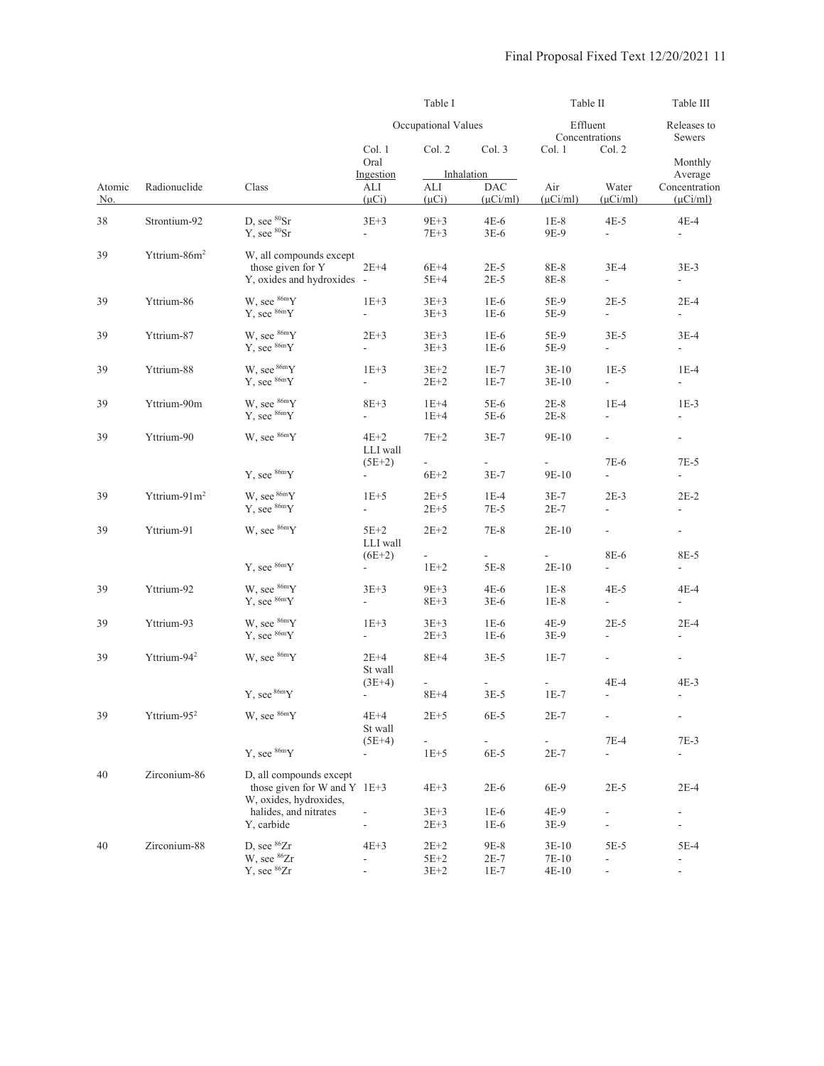| | | | Table I | | | Table II | | Table III |
|---|---|---|---|---|---|---|---|---|
| | | | Occupational Values | | | Effluent Concentrations | | Releases to Sewers |
| | | | Col. 1 | Col. 2 | Col. 3 | Col. 1 | Col. 2 | |
| | | | Oral Ingestion | Inhalation | | | | Monthly Average |
| Atomic No. | Radionuclide | Class | ALI (μCi) | ALI (μCi) | DAC (μCi/ml) | Air (μCi/ml) | Water (μCi/ml) | Concentration (μCi/ml) |
| 38 | Strontium-92 | D, see $^{80}$Sr | 3E+3 | 9E+3 | 4E-6 | 1E-8 | 4E-5 | 4E-4 |
| | | Y, see $^{80}$Sr | - | 7E+3 | 3E-6 | 9E-9 | - | - |
| 39 | Yttrium-86m[2] | W, all compounds except those given for Y | 2E+4 | 6E+4 | 2E-5 | 8E-8 | 3E-4 | 3E-3 |
| | | Y, oxides and hydroxides | - | 5E+4 | 2E-5 | 8E-8 | - | - |
| 39 | Yttrium-86 | W, see $^{86m}$Y | 1E+3 | 3E+3 | 1E-6 | 5E-9 | 2E-5 | 2E-4 |
| | | Y, see $^{86m}$Y | - | 3E+3 | 1E-6 | 5E-9 | - | - |
| 39 | Yttrium-87 | W, see $^{86m}$Y | 2E+3 | 3E+3 | 1E-6 | 5E-9 | 3E-5 | 3E-4 |
| | | Y, see $^{86m}$Y | - | 3E+3 | 1E-6 | 5E-9 | - | - |
| 39 | Yttrium-88 | W, see $^{86m}$Y | 1E+3 | 3E+2 | 1E-7 | 3E-10 | 1E-5 | 1E-4 |
| | | Y, see $^{86m}$Y | - | 2E+2 | 1E-7 | 3E-10 | - | - |
| 39 | Yttrium-90m | W, see $^{86m}$Y | 8E+3 | 1E+4 | 5E-6 | 2E-8 | 1E-4 | 1E-3 |
| | | Y, see $^{86m}$Y | - | 1E+4 | 5E-6 | 2E-8 | - | - |
| 39 | Yttrium-90 | W, see $^{86m}$Y | 4E+2 | 7E+2 | 3E-7 | 9E-10 | - | - |
| | | | LLI wall (5E+2) | - | - | - | 7E-6 | 7E-5 |
| | | Y, see $^{86m}$Y | - | 6E+2 | 3E-7 | 9E-10 | - | - |
| 39 | Yttrium-91m[2] | W, see $^{86m}$Y | 1E+5 | 2E+5 | 1E-4 | 3E-7 | 2E-3 | 2E-2 |
| | | Y, see $^{86m}$Y | - | 2E+5 | 7E-5 | 2E-7 | - | - |
| 39 | Yttrium-91 | W, see $^{86m}$Y | 5E+2 | 2E+2 | 7E-8 | 2E-10 | - | - |
| | | | LLI wall (6E+2) | - | - | - | 8E-6 | 8E-5 |
| | | Y, see $^{86m}$Y | - | 1E+2 | 5E-8 | 2E-10 | - | - |
| 39 | Yttrium-92 | W, see $^{86m}$Y | 3E+3 | 9E+3 | 4E-6 | 1E-8 | 4E-5 | 4E-4 |
| | | Y, see $^{86m}$Y | - | 8E+3 | 3E-6 | 1E-8 | - | - |
| 39 | Yttrium-93 | W, see $^{86m}$Y | 1E+3 | 3E+3 | 1E-6 | 4E-9 | 2E-5 | 2E-4 |
| | | Y, see $^{86m}$Y | - | 2E+3 | 1E-6 | 3E-9 | - | - |
| 39 | Yttrium-94[2] | W, see $^{86m}$Y | 2E+4 | 8E+4 | 3E-5 | 1E-7 | - | - |
| | | | St wall (3E+4) | - | - | - | 4E-4 | 4E-3 |
| | | Y, see $^{86m}$Y | - | 8E+4 | 3E-5 | 1E-7 | - | - |
| 39 | Yttrium-95[2] | W, see $^{86m}$Y | 4E+4 | 2E+5 | 6E-5 | 2E-7 | - | - |
| | | | St wall (5E+4) | - | - | - | 7E-4 | 7E-3 |
| | | Y, see $^{86m}$Y | - | 1E+5 | 6E-5 | 2E-7 | - | - |
| 40 | Zirconium-86 | D, all compounds except those given for W and Y | 1E+3 | 4E+3 | 2E-6 | 6E-9 | 2E-5 | 2E-4 |
| | | W, oxides, hydroxides, halides, and nitrates | - | 3E+3 | 1E-6 | 4E-9 | - | - |
| | | Y, carbide | - | 2E+3 | 1E-6 | 3E-9 | - | - |
| 40 | Zirconium-88 | D, see $^{86}$Zr | 4E+3 | 2E+2 | 9E-8 | 3E-10 | 5E-5 | 5E-4 |
| | | W, see $^{86}$Zr | - | 5E+2 | 2E-7 | 7E-10 | - | - |
| | | Y, see $^{86}$Zr | - | 3E+2 | 1E-7 | 4E-10 | - | - |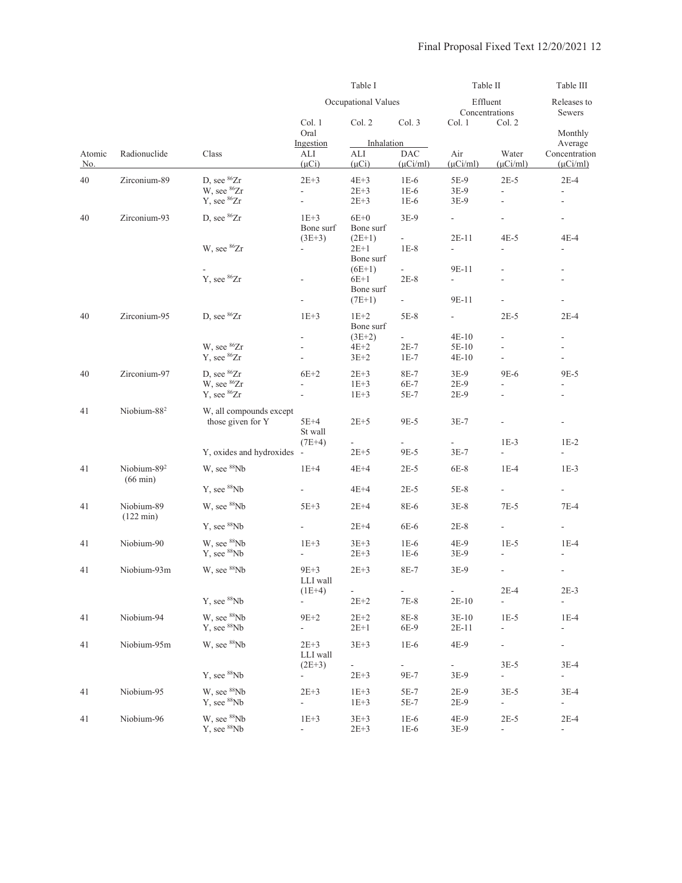| Atomic No. | Radionuclide | Class | Table I Occupational Values Col. 1 Oral Ingestion ALI (μCi) | Table I Col. 2 Inhalation ALI (μCi) | Table I Col. 3 Inhalation DAC (μCi/ml) | Table II Effluent Concentrations Col. 1 Air (μCi/ml) | Table II Col. 2 Water (μCi/ml) | Table III Releases to Sewers Monthly Average Concentration (μCi/ml) |
|---|---|---|---|---|---|---|---|---|
| 40 | Zirconium-89 | D, see $^{86}$Zr | 2E+3 | 4E+3 | 1E-6 | 5E-9 | 2E-5 | 2E-4 |
| | | W, see $^{86}$Zr | - | 2E+3 | 1E-6 | 3E-9 | - | - |
| | | Y, see $^{86}$Zr | - | 2E+3 | 1E-6 | 3E-9 | - | - |
| 40 | Zirconium-93 | D, see $^{86}$Zr | 1E+3 | 6E+0 | 3E-9 | - | - | - |
| | | | Bone surf (3E+3) | Bone surf (2E+1) | - | 2E-11 | 4E-5 | 4E-4 |
| | | W, see $^{86}$Zr | - | 2E+1 | 1E-8 | - | - | - |
| | | - | | Bone surf (6E+1) | - | 9E-11 | - | - |
| | | Y, see $^{86}$Zr | - | 6E+1 | 2E-8 | - | - | - |
| | | | - | Bone surf (7E+1) | - | 9E-11 | - | - |
| 40 | Zirconium-95 | D, see $^{86}$Zr | 1E+3 | 1E+2 | 5E-8 | - | 2E-5 | 2E-4 |
| | | | - | Bone surf (3E+2) | - | 4E-10 | - | - |
| | | W, see $^{86}$Zr | - | 4E+2 | 2E-7 | 5E-10 | - | - |
| | | Y, see $^{86}$Zr | - | 3E+2 | 1E-7 | 4E-10 | - | - |
| 40 | Zirconium-97 | D, see $^{86}$Zr | 6E+2 | 2E+3 | 8E-7 | 3E-9 | 9E-6 | 9E-5 |
| | | W, see $^{86}$Zr | - | 1E+3 | 6E-7 | 2E-9 | - | - |
| | | Y, see $^{86}$Zr | - | 1E+3 | 5E-7 | 2E-9 | - | - |
| 41 | Niobium-88[2] | W, all compounds except those given for Y | 5E+4 | 2E+5 | 9E-5 | 3E-7 | - | - |
| | | | St wall (7E+4) | - | - | - | 1E-3 | 1E-2 |
| | | Y, oxides and hydroxides | - | 2E+5 | 9E-5 | 3E-7 | - | - |
| 41 | Niobium-89[2] (66 min) | W, see $^{88}$Nb | 1E+4 | 4E+4 | 2E-5 | 6E-8 | 1E-4 | 1E-3 |
| | | Y, see $^{88}$Nb | - | 4E+4 | 2E-5 | 5E-8 | - | - |
| 41 | Niobium-89 (122 min) | W, see $^{88}$Nb | 5E+3 | 2E+4 | 8E-6 | 3E-8 | 7E-5 | 7E-4 |
| | | Y, see $^{88}$Nb | - | 2E+4 | 6E-6 | 2E-8 | - | - |
| 41 | Niobium-90 | W, see $^{88}$Nb | 1E+3 | 3E+3 | 1E-6 | 4E-9 | 1E-5 | 1E-4 |
| | | Y, see $^{88}$Nb | - | 2E+3 | 1E-6 | 3E-9 | - | - |
| 41 | Niobium-93m | W, see $^{88}$Nb | 9E+3 | 2E+3 | 8E-7 | 3E-9 | - | - |
| | | | LLI wall (1E+4) | - | - | - | 2E-4 | 2E-3 |
| | | Y, see $^{88}$Nb | - | 2E+2 | 7E-8 | 2E-10 | - | - |
| 41 | Niobium-94 | W, see $^{88}$Nb | 9E+2 | 2E+2 | 8E-8 | 3E-10 | 1E-5 | 1E-4 |
| | | Y, see $^{88}$Nb | - | 2E+1 | 6E-9 | 2E-11 | - | - |
| 41 | Niobium-95m | W, see $^{88}$Nb | 2E+3 | 3E+3 | 1E-6 | 4E-9 | - | - |
| | | | LLI wall (2E+3) | - | - | - | 3E-5 | 3E-4 |
| | | Y, see $^{88}$Nb | - | 2E+3 | 9E-7 | 3E-9 | - | - |
| 41 | Niobium-95 | W, see $^{88}$Nb | 2E+3 | 1E+3 | 5E-7 | 2E-9 | 3E-5 | 3E-4 |
| | | Y, see $^{88}$Nb | - | 1E+3 | 5E-7 | 2E-9 | - | - |
| 41 | Niobium-96 | W, see $^{88}$Nb | 1E+3 | 3E+3 | 1E-6 | 4E-9 | 2E-5 | 2E-4 |
| | | Y, see $^{88}$Nb | - | 2E+3 | 1E-6 | 3E-9 | - | - |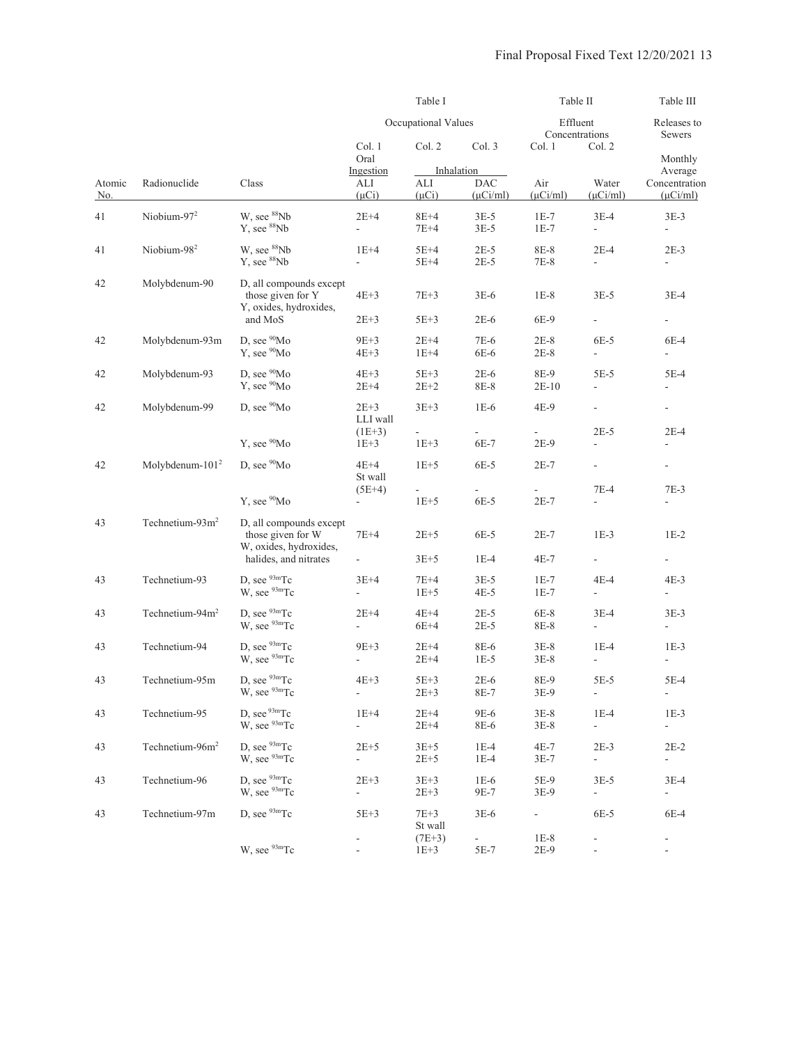| | | | Table I | | | Table II | | Table III |
|---|---|---|---|---|---|---|---|---|
| | | | Occupational Values | | | Effluent Concentrations | | Releases to Sewers |
| | | | Col. 1 Oral Ingestion | Col. 2 Inhalation | Col. 3 | Col. 1 | Col. 2 | Monthly Average |
| Atomic No. | Radionuclide | Class | ALI (μCi) | ALI (μCi) | DAC (μCi/ml) | Air (μCi/ml) | Water (μCi/ml) | Concentration (μCi/ml) |
| 41 | Niobium-97[2] | W, see $^{88}$Nb | 2E+4 | 8E+4 | 3E-5 | 1E-7 | 3E-4 | 3E-3 |
| | | Y, see $^{88}$Nb | - | 7E+4 | 3E-5 | 1E-7 | - | - |
| 41 | Niobium-98[2] | W, see $^{88}$Nb | 1E+4 | 5E+4 | 2E-5 | 8E-8 | 2E-4 | 2E-3 |
| | | Y, see $^{88}$Nb | - | 5E+4 | 2E-5 | 7E-8 | - | - |
| 42 | Molybdenum-90 | D, all compounds except those given for Y | 4E+3 | 7E+3 | 3E-6 | 1E-8 | 3E-5 | 3E-4 |
| | | Y, oxides, hydroxides, and MoS | 2E+3 | 5E+3 | 2E-6 | 6E-9 | - | - |
| 42 | Molybdenum-93m | D, see $^{90}$Mo | 9E+3 | 2E+4 | 7E-6 | 2E-8 | 6E-5 | 6E-4 |
| | | Y, see $^{90}$Mo | 4E+3 | 1E+4 | 6E-6 | 2E-8 | - | - |
| 42 | Molybdenum-93 | D, see $^{90}$Mo | 4E+3 | 5E+3 | 2E-6 | 8E-9 | 5E-5 | 5E-4 |
| | | Y, see $^{90}$Mo | 2E+4 | 2E+2 | 8E-8 | 2E-10 | - | - |
| 42 | Molybdenum-99 | D, see $^{90}$Mo | 2E+3 | 3E+3 | 1E-6 | 4E-9 | - | - |
| | | | LLI wall (1E+3) | - | - | - | 2E-5 | 2E-4 |
| | | Y, see $^{90}$Mo | 1E+3 | 1E+3 | 6E-7 | 2E-9 | - | - |
| 42 | Molybdenum-101[2] | D, see $^{90}$Mo | 4E+4 | 1E+5 | 6E-5 | 2E-7 | - | - |
| | | | St wall (5E+4) | - | - | - | 7E-4 | 7E-3 |
| | | Y, see $^{90}$Mo | - | 1E+5 | 6E-5 | 2E-7 | - | - |
| 43 | Technetium-93m[2] | D, all compounds except those given for W | 7E+4 | 2E+5 | 6E-5 | 2E-7 | 1E-3 | 1E-2 |
| | | W, oxides, hydroxides, halides, and nitrates | - | 3E+5 | 1E-4 | 4E-7 | - | - |
| 43 | Technetium-93 | D, see $^{93m}$Tc | 3E+4 | 7E+4 | 3E-5 | 1E-7 | 4E-4 | 4E-3 |
| | | W, see $^{93m}$Tc | - | 1E+5 | 4E-5 | 1E-7 | - | - |
| 43 | Technetium-94m[2] | D, see $^{93m}$Tc | 2E+4 | 4E+4 | 2E-5 | 6E-8 | 3E-4 | 3E-3 |
| | | W, see $^{93m}$Tc | - | 6E+4 | 2E-5 | 8E-8 | - | - |
| 43 | Technetium-94 | D, see $^{93m}$Tc | 9E+3 | 2E+4 | 8E-6 | 3E-8 | 1E-4 | 1E-3 |
| | | W, see $^{93m}$Tc | - | 2E+4 | 1E-5 | 3E-8 | - | - |
| 43 | Technetium-95m | D, see $^{93m}$Tc | 4E+3 | 5E+3 | 2E-6 | 8E-9 | 5E-5 | 5E-4 |
| | | W, see $^{93m}$Tc | - | 2E+3 | 8E-7 | 3E-9 | - | - |
| 43 | Technetium-95 | D, see $^{93m}$Tc | 1E+4 | 2E+4 | 9E-6 | 3E-8 | 1E-4 | 1E-3 |
| | | W, see $^{93m}$Tc | - | 2E+4 | 8E-6 | 3E-8 | - | - |
| 43 | Technetium-96m[2] | D, see $^{93m}$Tc | 2E+5 | 3E+5 | 1E-4 | 4E-7 | 2E-3 | 2E-2 |
| | | W, see $^{93m}$Tc | - | 2E+5 | 1E-4 | 3E-7 | - | - |
| 43 | Technetium-96 | D, see $^{93m}$Tc | 2E+3 | 3E+3 | 1E-6 | 5E-9 | 3E-5 | 3E-4 |
| | | W, see $^{93m}$Tc | - | 2E+3 | 9E-7 | 3E-9 | - | - |
| 43 | Technetium-97m | D, see $^{93m}$Tc | 5E+3 | 7E+3 | 3E-6 | - | 6E-5 | 6E-4 |
| | | | - | St wall (7E+3) | - | 1E-8 | - | - |
| | | W, see $^{93m}$Tc | - | 1E+3 | 5E-7 | 2E-9 | - | - |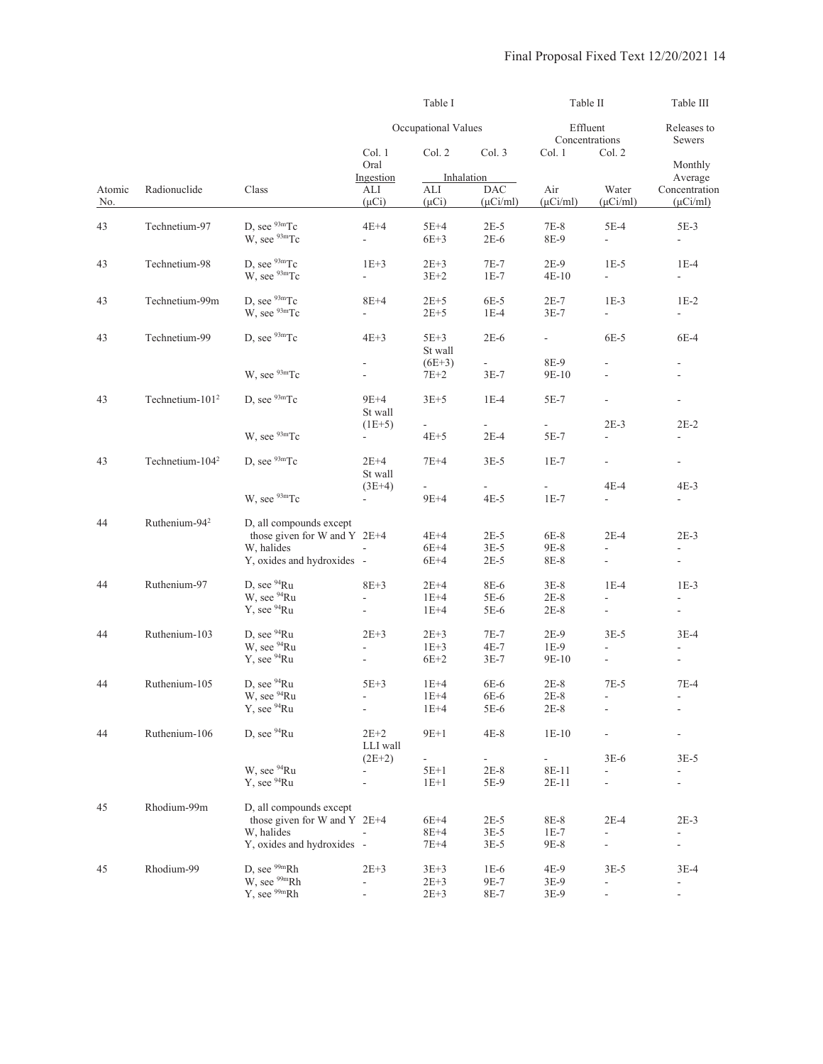| | | | Table I | | | Table II | | Table III |
|---|---|---|---|---|---|---|---|---|
| | | | Occupational Values | | | Effluent Concentrations | | Releases to Sewers |
| | | | Col. 1 | Col. 2 | Col. 3 | Col. 1 | Col. 2 | |
| | | | Oral Ingestion | Inhalation | | | | Monthly Average |
| Atomic No. | Radionuclide | Class | ALI (μCi) | ALI (μCi) | DAC (μCi/ml) | Air (μCi/ml) | Water (μCi/ml) | Concentration (μCi/ml) |
| 43 | Technetium-97 | D, see $^{93m}$Tc | 4E+4 | 5E+4 | 2E-5 | 7E-8 | 5E-4 | 5E-3 |
| | | W, see $^{93m}$Tc | - | 6E+3 | 2E-6 | 8E-9 | - | - |
| 43 | Technetium-98 | D, see $^{93m}$Tc | 1E+3 | 2E+3 | 7E-7 | 2E-9 | 1E-5 | 1E-4 |
| | | W, see $^{93m}$Tc | - | 3E+2 | 1E-7 | 4E-10 | - | - |
| 43 | Technetium-99m | D, see $^{93m}$Tc | 8E+4 | 2E+5 | 6E-5 | 2E-7 | 1E-3 | 1E-2 |
| | | W, see $^{93m}$Tc | - | 2E+5 | 1E-4 | 3E-7 | - | - |
| 43 | Technetium-99 | D, see $^{93m}$Tc | 4E+3 | 5E+3 | 2E-6 | - | 6E-5 | 6E-4 |
| | | | - | St wall (6E+3) | - | 8E-9 | - | - |
| | | W, see $^{93m}$Tc | - | 7E+2 | 3E-7 | 9E-10 | - | - |
| 43 | Technetium-101[2] | D, see $^{93m}$Tc | 9E+4 | 3E+5 | 1E-4 | 5E-7 | - | - |
| | | | St wall (1E+5) | - | - | - | 2E-3 | 2E-2 |
| | | W, see $^{93m}$Tc | - | 4E+5 | 2E-4 | 5E-7 | - | - |
| 43 | Technetium-104[2] | D, see $^{93m}$Tc | 2E+4 | 7E+4 | 3E-5 | 1E-7 | - | - |
| | | | St wall (3E+4) | - | - | - | 4E-4 | 4E-3 |
| | | W, see $^{93m}$Tc | - | 9E+4 | 4E-5 | 1E-7 | - | - |
| 44 | Ruthenium-94[2] | D, all compounds except those given for W and Y | 2E+4 | 4E+4 | 2E-5 | 6E-8 | 2E-4 | 2E-3 |
| | | W, halides | - | 6E+4 | 3E-5 | 9E-8 | - | - |
| | | Y, oxides and hydroxides | - | 6E+4 | 2E-5 | 8E-8 | - | - |
| 44 | Ruthenium-97 | D, see $^{94}$Ru | 8E+3 | 2E+4 | 8E-6 | 3E-8 | 1E-4 | 1E-3 |
| | | W, see $^{94}$Ru | - | 1E+4 | 5E-6 | 2E-8 | - | - |
| | | Y, see $^{94}$Ru | - | 1E+4 | 5E-6 | 2E-8 | - | - |
| 44 | Ruthenium-103 | D, see $^{94}$Ru | 2E+3 | 2E+3 | 7E-7 | 2E-9 | 3E-5 | 3E-4 |
| | | W, see $^{94}$Ru | - | 1E+3 | 4E-7 | 1E-9 | - | - |
| | | Y, see $^{94}$Ru | - | 6E+2 | 3E-7 | 9E-10 | - | - |
| 44 | Ruthenium-105 | D, see $^{94}$Ru | 5E+3 | 1E+4 | 6E-6 | 2E-8 | 7E-5 | 7E-4 |
| | | W, see $^{94}$Ru | - | 1E+4 | 6E-6 | 2E-8 | - | - |
| | | Y, see $^{94}$Ru | - | 1E+4 | 5E-6 | 2E-8 | - | - |
| 44 | Ruthenium-106 | D, see $^{94}$Ru | 2E+2 | 9E+1 | 4E-8 | 1E-10 | - | - |
| | | | LLI wall (2E+2) | - | - | - | 3E-6 | 3E-5 |
| | | W, see $^{94}$Ru | - | 5E+1 | 2E-8 | 8E-11 | - | - |
| | | Y, see $^{94}$Ru | - | 1E+1 | 5E-9 | 2E-11 | - | - |
| 45 | Rhodium-99m | D, all compounds except those given for W and Y | 2E+4 | 6E+4 | 2E-5 | 8E-8 | 2E-4 | 2E-3 |
| | | W, halides | - | 8E+4 | 3E-5 | 1E-7 | - | - |
| | | Y, oxides and hydroxides | - | 7E+4 | 3E-5 | 9E-8 | - | - |
| 45 | Rhodium-99 | D, see $^{99m}$Rh | 2E+3 | 3E+3 | 1E-6 | 4E-9 | 3E-5 | 3E-4 |
| | | W, see $^{99m}$Rh | - | 2E+3 | 9E-7 | 3E-9 | - | - |
| | | Y, see $^{99m}$Rh | - | 2E+3 | 8E-7 | 3E-9 | - | - |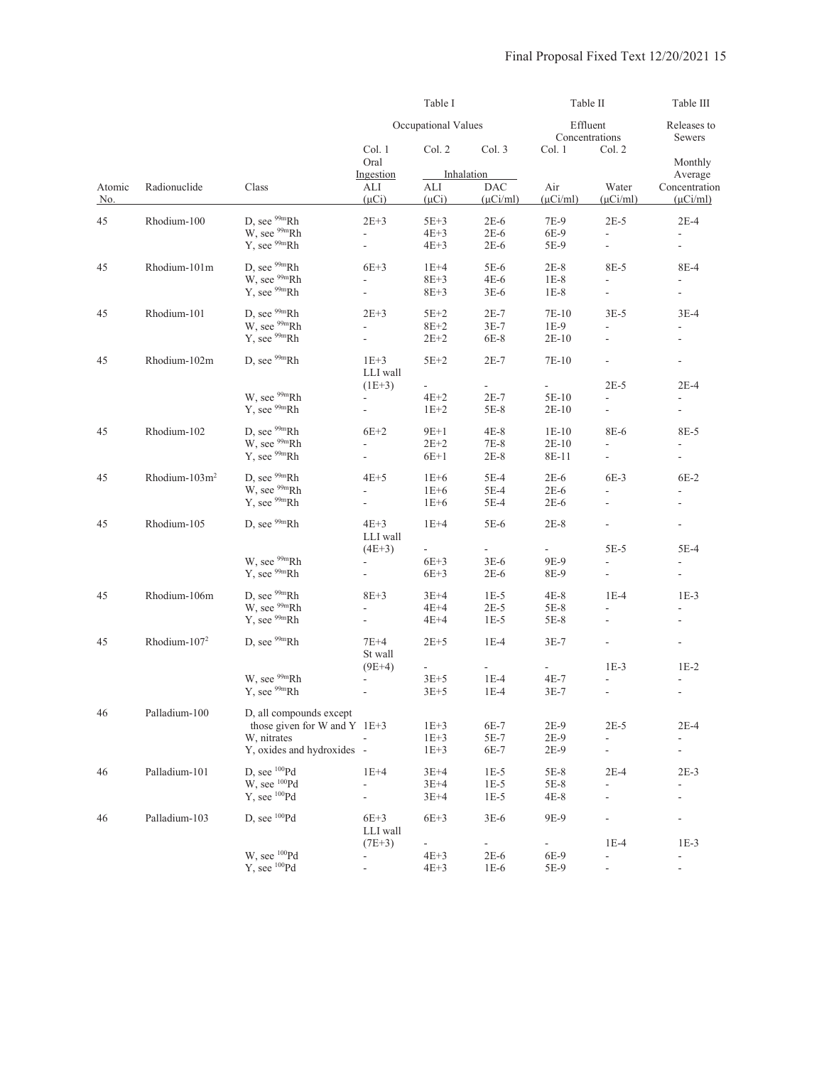| | | | Table I | | | Table II | | Table III |
|---|---|---|---|---|---|---|---|---|
| | | | Occupational Values | | | Effluent Concentrations | | Releases to Sewers |
| | | | Col. 1 | Col. 2 | Col. 3 | Col. 1 | Col. 2 | |
| | | | Oral Ingestion | Inhalation | | | | Monthly Average |
| Atomic No. | Radionuclide | Class | ALI (μCi) | ALI (μCi) | DAC (μCi/ml) | Air (μCi/ml) | Water (μCi/ml) | Concentration (μCi/ml) |
| 45 | Rhodium-100 | D, see $^{99m}$Rh | 2E+3 | 5E+3 | 2E-6 | 7E-9 | 2E-5 | 2E-4 |
| | | W, see $^{99m}$Rh | - | 4E+3 | 2E-6 | 6E-9 | - | - |
| | | Y, see $^{99m}$Rh | - | 4E+3 | 2E-6 | 5E-9 | - | - |
| 45 | Rhodium-101m | D, see $^{99m}$Rh | 6E+3 | 1E+4 | 5E-6 | 2E-8 | 8E-5 | 8E-4 |
| | | W, see $^{99m}$Rh | - | 8E+3 | 4E-6 | 1E-8 | - | - |
| | | Y, see $^{99m}$Rh | - | 8E+3 | 3E-6 | 1E-8 | - | - |
| 45 | Rhodium-101 | D, see $^{99m}$Rh | 2E+3 | 5E+2 | 2E-7 | 7E-10 | 3E-5 | 3E-4 |
| | | W, see $^{99m}$Rh | - | 8E+2 | 3E-7 | 1E-9 | - | - |
| | | Y, see $^{99m}$Rh | - | 2E+2 | 6E-8 | 2E-10 | - | - |
| 45 | Rhodium-102m | D, see $^{99m}$Rh | 1E+3 | 5E+2 | 2E-7 | 7E-10 | - | - |
| | | | LLI wall (1E+3) | - | - | - | 2E-5 | 2E-4 |
| | | W, see $^{99m}$Rh | - | 4E+2 | 2E-7 | 5E-10 | - | - |
| | | Y, see $^{99m}$Rh | - | 1E+2 | 5E-8 | 2E-10 | - | - |
| 45 | Rhodium-102 | D, see $^{99m}$Rh | 6E+2 | 9E+1 | 4E-8 | 1E-10 | 8E-6 | 8E-5 |
| | | W, see $^{99m}$Rh | - | 2E+2 | 7E-8 | 2E-10 | - | - |
| | | Y, see $^{99m}$Rh | - | 6E+1 | 2E-8 | 8E-11 | - | - |
| 45 | Rhodium-103m[2] | D, see $^{99m}$Rh | 4E+5 | 1E+6 | 5E-4 | 2E-6 | 6E-3 | 6E-2 |
| | | W, see $^{99m}$Rh | - | 1E+6 | 5E-4 | 2E-6 | - | - |
| | | Y, see $^{99m}$Rh | - | 1E+6 | 5E-4 | 2E-6 | - | - |
| 45 | Rhodium-105 | D, see $^{99m}$Rh | 4E+3 | 1E+4 | 5E-6 | 2E-8 | - | - |
| | | | LLI wall (4E+3) | - | - | - | 5E-5 | 5E-4 |
| | | W, see $^{99m}$Rh | - | 6E+3 | 3E-6 | 9E-9 | - | - |
| | | Y, see $^{99m}$Rh | - | 6E+3 | 2E-6 | 8E-9 | - | - |
| 45 | Rhodium-106m | D, see $^{99m}$Rh | 8E+3 | 3E+4 | 1E-5 | 4E-8 | 1E-4 | 1E-3 |
| | | W, see $^{99m}$Rh | - | 4E+4 | 2E-5 | 5E-8 | - | - |
| | | Y, see $^{99m}$Rh | - | 4E+4 | 1E-5 | 5E-8 | - | - |
| 45 | Rhodium-107[2] | D, see $^{99m}$Rh | 7E+4 | 2E+5 | 1E-4 | 3E-7 | - | - |
| | | | St wall (9E+4) | - | - | - | 1E-3 | 1E-2 |
| | | W, see $^{99m}$Rh | - | 3E+5 | 1E-4 | 4E-7 | - | - |
| | | Y, see $^{99m}$Rh | - | 3E+5 | 1E-4 | 3E-7 | - | - |
| 46 | Palladium-100 | D, all compounds except those given for W and Y | 1E+3 | 1E+3 | 6E-7 | 2E-9 | 2E-5 | 2E-4 |
| | | W, nitrates | - | 1E+3 | 5E-7 | 2E-9 | - | - |
| | | Y, oxides and hydroxides | - | 1E+3 | 6E-7 | 2E-9 | - | - |
| 46 | Palladium-101 | D, see $^{100}$Pd | 1E+4 | 3E+4 | 1E-5 | 5E-8 | 2E-4 | 2E-3 |
| | | W, see $^{100}$Pd | - | 3E+4 | 1E-5 | 5E-8 | - | - |
| | | Y, see $^{100}$Pd | - | 3E+4 | 1E-5 | 4E-8 | - | - |
| 46 | Palladium-103 | D, see $^{100}$Pd | 6E+3 | 6E+3 | 3E-6 | 9E-9 | - | - |
| | | | LLI wall (7E+3) | - | - | - | 1E-4 | 1E-3 |
| | | W, see $^{100}$Pd | - | 4E+3 | 2E-6 | 6E-9 | - | - |
| | | Y, see $^{100}$Pd | - | 4E+3 | 1E-6 | 5E-9 | - | - |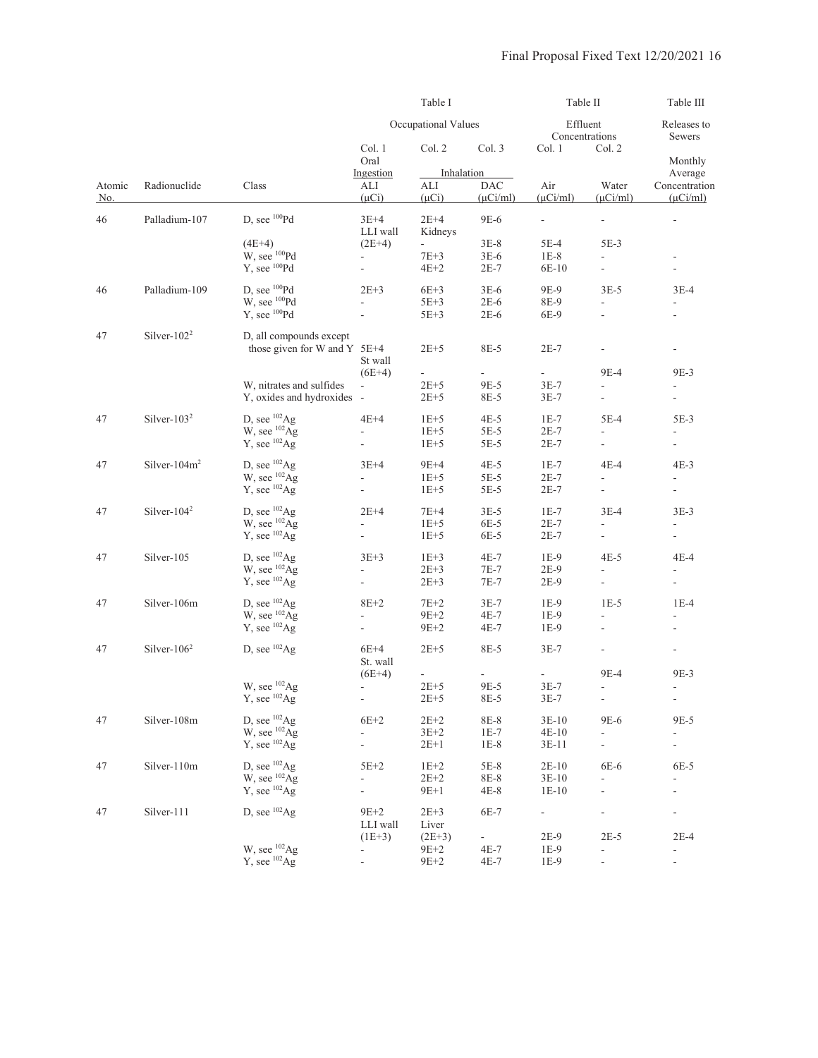| | | | Table I | | | Table II | | Table III |
|---|---|---|---|---|---|---|---|---|
| | | | Occupational Values | | | Effluent Concentrations | | Releases to Sewers |
| | | | Col. 1 | Col. 2 | Col. 3 | Col. 1 | Col. 2 | |
| | | | Oral Ingestion | Inhalation | | | | Monthly Average |
| Atomic No. | Radionuclide | Class | ALI (μCi) | ALI (μCi) | DAC (μCi/ml) | Air (μCi/ml) | Water (μCi/ml) | Concentration (μCi/ml) |
| 46 | Palladium-107 | D, see $^{100}$Pd | 3E+4 | 2E+4 | 9E-6 | - | - | - |
| | | | LLI wall | Kidneys | | | | |
| | | (4E+4) | (2E+4) | - | 3E-8 | 5E-4 | 5E-3 | |
| | | W, see $^{100}$Pd | - | 7E+3 | 3E-6 | 1E-8 | - | - |
| | | Y, see $^{100}$Pd | - | 4E+2 | 2E-7 | 6E-10 | - | - |
| 46 | Palladium-109 | D, see $^{100}$Pd | 2E+3 | 6E+3 | 3E-6 | 9E-9 | 3E-5 | 3E-4 |
| | | W, see $^{100}$Pd | - | 5E+3 | 2E-6 | 8E-9 | - | - |
| | | Y, see $^{100}$Pd | - | 5E+3 | 2E-6 | 6E-9 | - | - |
| 47 | Silver-102[2] | D, all compounds except those given for W and Y | 5E+4 | 2E+5 | 8E-5 | 2E-7 | - | - |
| | | | St wall | | | | | |
| | | | (6E+4) | - | - | - | 9E-4 | 9E-3 |
| | | W, nitrates and sulfides | - | 2E+5 | 9E-5 | 3E-7 | - | - |
| | | Y, oxides and hydroxides | - | 2E+5 | 8E-5 | 3E-7 | - | - |
| 47 | Silver-103[2] | D, see $^{102}$Ag | 4E+4 | 1E+5 | 4E-5 | 1E-7 | 5E-4 | 5E-3 |
| | | W, see $^{102}$Ag | - | 1E+5 | 5E-5 | 2E-7 | - | - |
| | | Y, see $^{102}$Ag | - | 1E+5 | 5E-5 | 2E-7 | - | - |
| 47 | Silver-104m[2] | D, see $^{102}$Ag | 3E+4 | 9E+4 | 4E-5 | 1E-7 | 4E-4 | 4E-3 |
| | | W, see $^{102}$Ag | - | 1E+5 | 5E-5 | 2E-7 | - | - |
| | | Y, see $^{102}$Ag | - | 1E+5 | 5E-5 | 2E-7 | - | - |
| 47 | Silver-104[2] | D, see $^{102}$Ag | 2E+4 | 7E+4 | 3E-5 | 1E-7 | 3E-4 | 3E-3 |
| | | W, see $^{102}$Ag | - | 1E+5 | 6E-5 | 2E-7 | - | - |
| | | Y, see $^{102}$Ag | - | 1E+5 | 6E-5 | 2E-7 | - | - |
| 47 | Silver-105 | D, see $^{102}$Ag | 3E+3 | 1E+3 | 4E-7 | 1E-9 | 4E-5 | 4E-4 |
| | | W, see $^{102}$Ag | - | 2E+3 | 7E-7 | 2E-9 | - | - |
| | | Y, see $^{102}$Ag | - | 2E+3 | 7E-7 | 2E-9 | - | - |
| 47 | Silver-106m | D, see $^{102}$Ag | 8E+2 | 7E+2 | 3E-7 | 1E-9 | 1E-5 | 1E-4 |
| | | W, see $^{102}$Ag | - | 9E+2 | 4E-7 | 1E-9 | - | - |
| | | Y, see $^{102}$Ag | - | 9E+2 | 4E-7 | 1E-9 | - | - |
| 47 | Silver-106[2] | D, see $^{102}$Ag | 6E+4 | 2E+5 | 8E-5 | 3E-7 | - | - |
| | | | St. wall | | | | | |
| | | | (6E+4) | - | - | - | 9E-4 | 9E-3 |
| | | W, see $^{102}$Ag | - | 2E+5 | 9E-5 | 3E-7 | - | - |
| | | Y, see $^{102}$Ag | - | 2E+5 | 8E-5 | 3E-7 | - | - |
| 47 | Silver-108m | D, see $^{102}$Ag | 6E+2 | 2E+2 | 8E-8 | 3E-10 | 9E-6 | 9E-5 |
| | | W, see $^{102}$Ag | - | 3E+2 | 1E-7 | 4E-10 | - | - |
| | | Y, see $^{102}$Ag | - | 2E+1 | 1E-8 | 3E-11 | - | - |
| 47 | Silver-110m | D, see $^{102}$Ag | 5E+2 | 1E+2 | 5E-8 | 2E-10 | 6E-6 | 6E-5 |
| | | W, see $^{102}$Ag | - | 2E+2 | 8E-8 | 3E-10 | - | - |
| | | Y, see $^{102}$Ag | - | 9E+1 | 4E-8 | 1E-10 | - | - |
| 47 | Silver-111 | D, see $^{102}$Ag | 9E+2 | 2E+3 | 6E-7 | - | - | - |
| | | | LLI wall | Liver | | | | |
| | | | (1E+3) | (2E+3) | - | 2E-9 | 2E-5 | 2E-4 |
| | | W, see $^{102}$Ag | - | 9E+2 | 4E-7 | 1E-9 | - | - |
| | | Y, see $^{102}$Ag | - | 9E+2 | 4E-7 | 1E-9 | - | - |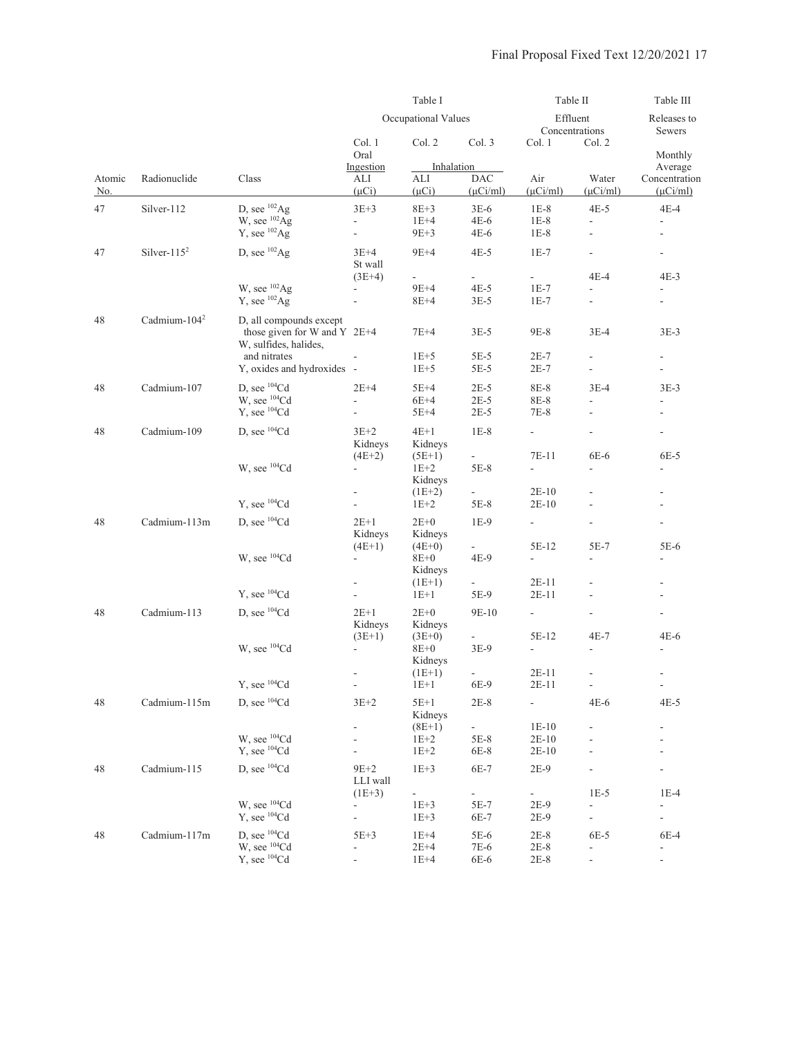| | | | Table I | | | Table II | | Table III |
|---|---|---|---|---|---|---|---|---|
| | | | Occupational Values | | | Effluent Concentrations | | Releases to Sewers |
| | | | Col. 1 | Col. 2 | Col. 3 | Col. 1 | Col. 2 | |
| | | | Oral Ingestion | Inhalation | | | | Monthly Average |
| Atomic No. | Radionuclide | Class | ALI (μCi) | ALI (μCi) | DAC (μCi/ml) | Air (μCi/ml) | Water (μCi/ml) | Concentration (μCi/ml) |
| 47 | Silver-112 | D, see $^{102}$Ag | 3E+3 | 8E+3 | 3E-6 | 1E-8 | 4E-5 | 4E-4 |
| | | W, see $^{102}$Ag | - | 1E+4 | 4E-6 | 1E-8 | - | - |
| | | Y, see $^{102}$Ag | - | 9E+3 | 4E-6 | 1E-8 | - | - |
| 47 | Silver-115[2] | D, see $^{102}$Ag | 3E+4 | 9E+4 | 4E-5 | 1E-7 | - | - |
| | | | St wall (3E+4) | - | - | - | 4E-4 | 4E-3 |
| | | W, see $^{102}$Ag | - | 9E+4 | 4E-5 | 1E-7 | - | - |
| | | Y, see $^{102}$Ag | - | 8E+4 | 3E-5 | 1E-7 | - | - |
| 48 | Cadmium-104[2] | D, all compounds except those given for W and Y | 2E+4 | 7E+4 | 3E-5 | 9E-8 | 3E-4 | 3E-3 |
| | | W, sulfides, halides, and nitrates | - | 1E+5 | 5E-5 | 2E-7 | - | - |
| | | Y, oxides and hydroxides | - | 1E+5 | 5E-5 | 2E-7 | - | - |
| 48 | Cadmium-107 | D, see $^{104}$Cd | 2E+4 | 5E+4 | 2E-5 | 8E-8 | 3E-4 | 3E-3 |
| | | W, see $^{104}$Cd | - | 6E+4 | 2E-5 | 8E-8 | - | - |
| | | Y, see $^{104}$Cd | - | 5E+4 | 2E-5 | 7E-8 | - | - |
| 48 | Cadmium-109 | D, see $^{104}$Cd | 3E+2 | 4E+1 | 1E-8 | - | - | - |
| | | | Kidneys (4E+2) | Kidneys (5E+1) | - | 7E-11 | 6E-6 | 6E-5 |
| | | W, see $^{104}$Cd | - | 1E+2 | 5E-8 | - | - | - |
| | | | - | Kidneys (1E+2) | - | 2E-10 | - | - |
| | | Y, see $^{104}$Cd | - | 1E+2 | 5E-8 | 2E-10 | - | - |
| 48 | Cadmium-113m | D, see $^{104}$Cd | 2E+1 | 2E+0 | 1E-9 | - | - | - |
| | | | Kidneys (4E+1) | Kidneys (4E+0) | - | 5E-12 | 5E-7 | 5E-6 |
| | | W, see $^{104}$Cd | - | 8E+0 | 4E-9 | - | - | - |
| | | | - | Kidneys (1E+1) | - | 2E-11 | - | - |
| | | Y, see $^{104}$Cd | - | 1E+1 | 5E-9 | 2E-11 | - | - |
| 48 | Cadmium-113 | D, see $^{104}$Cd | 2E+1 | 2E+0 | 9E-10 | - | - | - |
| | | | Kidneys (3E+1) | Kidneys (3E+0) | - | 5E-12 | 4E-7 | 4E-6 |
| | | W, see $^{104}$Cd | - | 8E+0 | 3E-9 | - | - | - |
| | | | - | Kidneys (1E+1) | - | 2E-11 | - | - |
| | | Y, see $^{104}$Cd | - | 1E+1 | 6E-9 | 2E-11 | - | - |
| 48 | Cadmium-115m | D, see $^{104}$Cd | 3E+2 | 5E+1 | 2E-8 | - | 4E-6 | 4E-5 |
| | | | - | Kidneys (8E+1) | - | 1E-10 | - | - |
| | | W, see $^{104}$Cd | - | 1E+2 | 5E-8 | 2E-10 | - | - |
| | | Y, see $^{104}$Cd | - | 1E+2 | 6E-8 | 2E-10 | - | - |
| 48 | Cadmium-115 | D, see $^{104}$Cd | 9E+2 | 1E+3 | 6E-7 | 2E-9 | - | - |
| | | | LLI wall (1E+3) | - | - | - | 1E-5 | 1E-4 |
| | | W, see $^{104}$Cd | - | 1E+3 | 5E-7 | 2E-9 | - | - |
| | | Y, see $^{104}$Cd | - | 1E+3 | 6E-7 | 2E-9 | - | - |
| 48 | Cadmium-117m | D, see $^{104}$Cd | 5E+3 | 1E+4 | 5E-6 | 2E-8 | 6E-5 | 6E-4 |
| | | W, see $^{104}$Cd | - | 2E+4 | 7E-6 | 2E-8 | - | - |
| | | Y, see $^{104}$Cd | - | 1E+4 | 6E-6 | 2E-8 | - | - |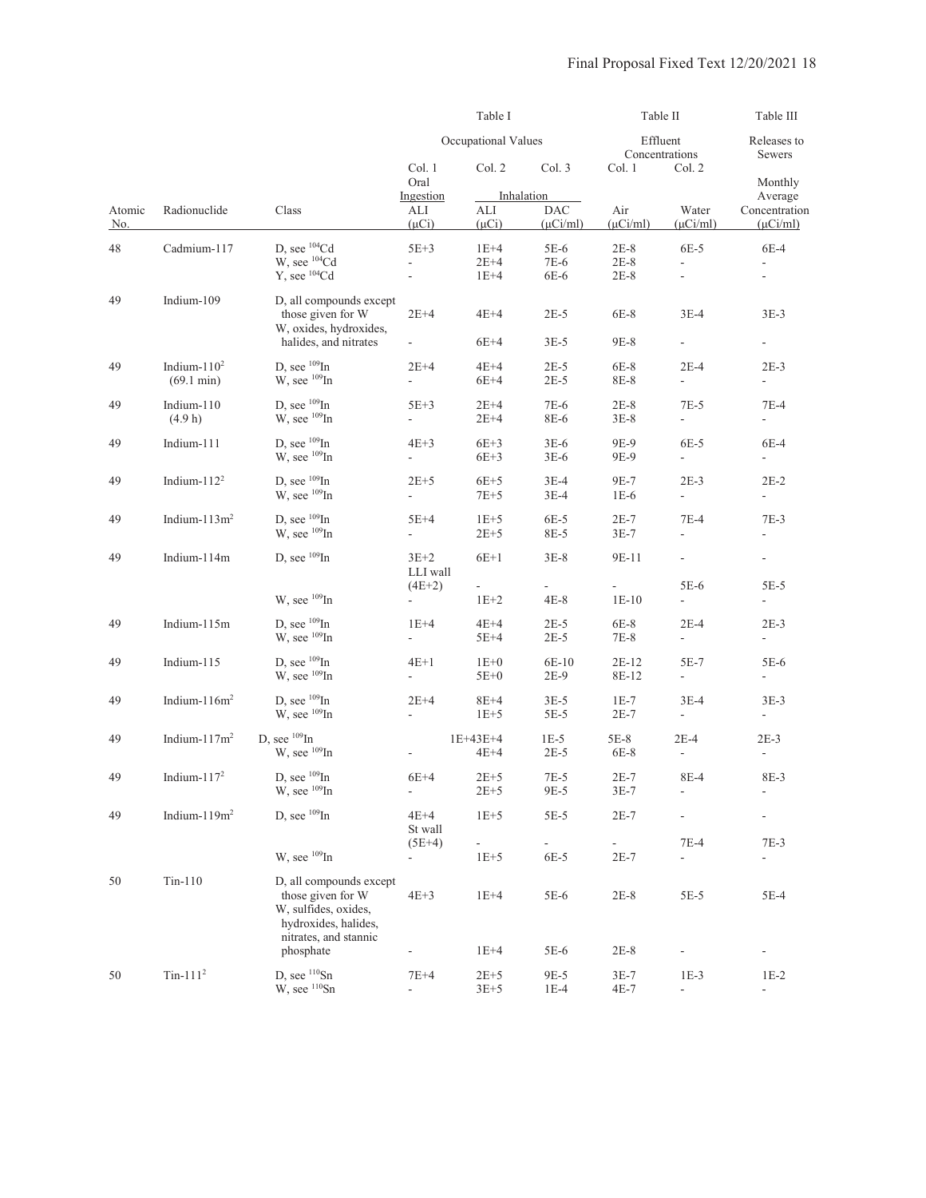| | | | Table I | | | Table II | | Table III |
|---|---|---|---|---|---|---|---|---|
| | | | Occupational Values | | | Effluent Concentrations | | Releases to Sewers |
| | | | Col. 1 | Col. 2 | Col. 3 | Col. 1 | Col. 2 | |
| | | | Oral Ingestion | Inhalation | | | | Monthly Average |
| Atomic No. | Radionuclide | Class | ALI (μCi) | ALI (μCi) | DAC (μCi/ml) | Air (μCi/ml) | Water (μCi/ml) | Concentration (μCi/ml) |
| 48 | Cadmium-117 | D, see $^{104}$Cd | 5E+3 | 1E+4 | 5E-6 | 2E-8 | 6E-5 | 6E-4 |
| | | W, see $^{104}$Cd | - | 2E+4 | 7E-6 | 2E-8 | - | - |
| | | Y, see $^{104}$Cd | - | 1E+4 | 6E-6 | 2E-8 | - | - |
| 49 | Indium-109 | D, all compounds except those given for W | 2E+4 | 4E+4 | 2E-5 | 6E-8 | 3E-4 | 3E-3 |
| | | W, oxides, hydroxides, halides, and nitrates | - | 6E+4 | 3E-5 | 9E-8 | - | - |
| 49 | Indium-110[2] (69.1 min) | D, see $^{109}$In | 2E+4 | 4E+4 | 2E-5 | 6E-8 | 2E-4 | 2E-3 |
| | | W, see $^{109}$In | - | 6E+4 | 2E-5 | 8E-8 | - | - |
| 49 | Indium-110 (4.9 h) | D, see $^{109}$In | 5E+3 | 2E+4 | 7E-6 | 2E-8 | 7E-5 | 7E-4 |
| | | W, see $^{109}$In | - | 2E+4 | 8E-6 | 3E-8 | - | - |
| 49 | Indium-111 | D, see $^{109}$In | 4E+3 | 6E+3 | 3E-6 | 9E-9 | 6E-5 | 6E-4 |
| | | W, see $^{109}$In | - | 6E+3 | 3E-6 | 9E-9 | - | - |
| 49 | Indium-112[2] | D, see $^{109}$In | 2E+5 | 6E+5 | 3E-4 | 9E-7 | 2E-3 | 2E-2 |
| | | W, see $^{109}$In | - | 7E+5 | 3E-4 | 1E-6 | - | - |
| 49 | Indium-113m[2] | D, see $^{109}$In | 5E+4 | 1E+5 | 6E-5 | 2E-7 | 7E-4 | 7E-3 |
| | | W, see $^{109}$In | - | 2E+5 | 8E-5 | 3E-7 | - | - |
| 49 | Indium-114m | D, see $^{109}$In | 3E+2 | 6E+1 | 3E-8 | 9E-11 | - | - |
| | | | LLI wall (4E+2) | - | - | - | 5E-6 | 5E-5 |
| | | W, see $^{109}$In | - | 1E+2 | 4E-8 | 1E-10 | - | - |
| 49 | Indium-115m | D, see $^{109}$In | 1E+4 | 4E+4 | 2E-5 | 6E-8 | 2E-4 | 2E-3 |
| | | W, see $^{109}$In | - | 5E+4 | 2E-5 | 7E-8 | - | - |
| 49 | Indium-115 | D, see $^{109}$In | 4E+1 | 1E+0 | 6E-10 | 2E-12 | 5E-7 | 5E-6 |
| | | W, see $^{109}$In | - | 5E+0 | 2E-9 | 8E-12 | - | - |
| 49 | Indium-116m[2] | D, see $^{109}$In | 2E+4 | 8E+4 | 3E-5 | 1E-7 | 3E-4 | 3E-3 |
| | | W, see $^{109}$In | - | 1E+5 | 5E-5 | 2E-7 | - | - |
| 49 | Indium-117m[2] | D, see $^{109}$In | 1E+4 | 3E+4 | 1E-5 | 5E-8 | 2E-4 | 2E-3 |
| | | W, see $^{109}$In | - | 4E+4 | 2E-5 | 6E-8 | - | - |
| 49 | Indium-117[2] | D, see $^{109}$In | 6E+4 | 2E+5 | 7E-5 | 2E-7 | 8E-4 | 8E-3 |
| | | W, see $^{109}$In | - | 2E+5 | 9E-5 | 3E-7 | - | - |
| 49 | Indium-119m[2] | D, see $^{109}$In | 4E+4 | 1E+5 | 5E-5 | 2E-7 | - | - |
| | | | St wall (5E+4) | - | - | - | 7E-4 | 7E-3 |
| | | W, see $^{109}$In | - | 1E+5 | 6E-5 | 2E-7 | - | - |
| 50 | Tin-110 | D, all compounds except those given for W | 4E+3 | 1E+4 | 5E-6 | 2E-8 | 5E-5 | 5E-4 |
| | | W, sulfides, oxides, hydroxides, halides, nitrates, and stannic phosphate | - | 1E+4 | 5E-6 | 2E-8 | - | - |
| 50 | Tin-111[2] | D, see $^{110}$Sn | 7E+4 | 2E+5 | 9E-5 | 3E-7 | 1E-3 | 1E-2 |
| | | W, see $^{110}$Sn | - | 3E+5 | 1E-4 | 4E-7 | - | - |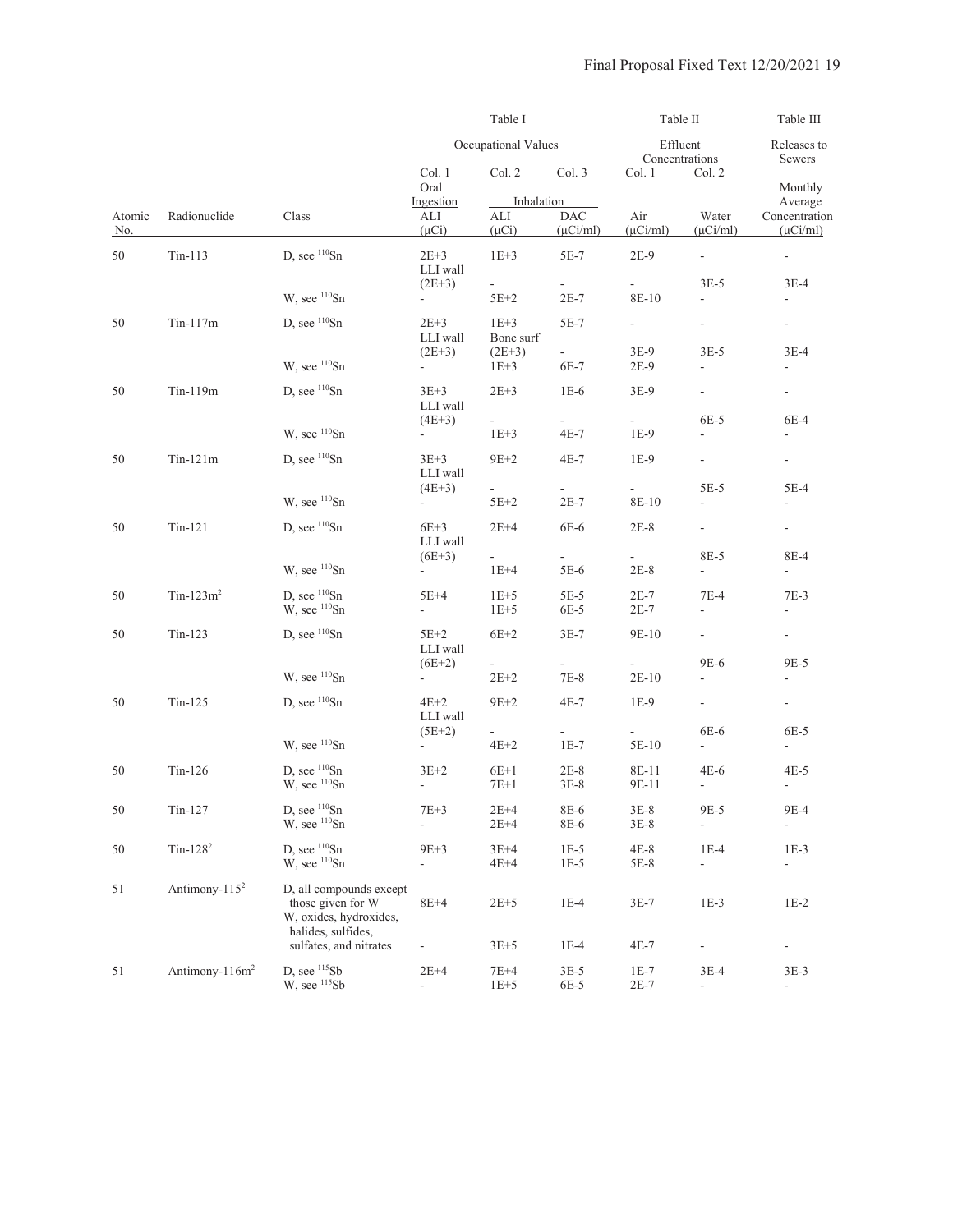| | | | Table I | | | Table II | | Table III |
|---|---|---|---|---|---|---|---|---|
| | | | Occupational Values | | | Effluent Concentrations | | Releases to Sewers |
| | | | Col. 1 | Col. 2 | Col. 3 | Col. 1 | Col. 2 | |
| | | | Oral Ingestion | Inhalation | | | | Monthly Average |
| Atomic No. | Radionuclide | Class | ALI (μCi) | ALI (μCi) | DAC (μCi/ml) | Air (μCi/ml) | Water (μCi/ml) | Concentration (μCi/ml) |
| 50 | Tin-113 | D, see $^{110}$Sn | 2E+3 | 1E+3 | 5E-7 | 2E-9 | - | - |
| | | | LLI wall (2E+3) | - | - | - | 3E-5 | 3E-4 |
| | | W, see $^{110}$Sn | - | 5E+2 | 2E-7 | 8E-10 | - | - |
| 50 | Tin-117m | D, see $^{110}$Sn | 2E+3 | 1E+3 | 5E-7 | - | - | - |
| | | | LLI wall (2E+3) | Bone surf (2E+3) | - | 3E-9 | 3E-5 | 3E-4 |
| | | W, see $^{110}$Sn | - | 1E+3 | 6E-7 | 2E-9 | - | - |
| 50 | Tin-119m | D, see $^{110}$Sn | 3E+3 | 2E+3 | 1E-6 | 3E-9 | - | - |
| | | | LLI wall (4E+3) | - | - | - | 6E-5 | 6E-4 |
| | | W, see $^{110}$Sn | - | 1E+3 | 4E-7 | 1E-9 | - | - |
| 50 | Tin-121m | D, see $^{110}$Sn | 3E+3 | 9E+2 | 4E-7 | 1E-9 | - | - |
| | | | LLI wall (4E+3) | - | - | - | 5E-5 | 5E-4 |
| | | W, see $^{110}$Sn | - | 5E+2 | 2E-7 | 8E-10 | - | - |
| 50 | Tin-121 | D, see $^{110}$Sn | 6E+3 | 2E+4 | 6E-6 | 2E-8 | - | - |
| | | | LLI wall (6E+3) | - | - | - | 8E-5 | 8E-4 |
| | | W, see $^{110}$Sn | - | 1E+4 | 5E-6 | 2E-8 | - | - |
| 50 | Tin-123m[2] | D, see $^{110}$Sn | 5E+4 | 1E+5 | 5E-5 | 2E-7 | 7E-4 | 7E-3 |
| | | W, see $^{110}$Sn | - | 1E+5 | 6E-5 | 2E-7 | - | - |
| 50 | Tin-123 | D, see $^{110}$Sn | 5E+2 | 6E+2 | 3E-7 | 9E-10 | - | - |
| | | | LLI wall (6E+2) | - | - | - | 9E-6 | 9E-5 |
| | | W, see $^{110}$Sn | - | 2E+2 | 7E-8 | 2E-10 | - | - |
| 50 | Tin-125 | D, see $^{110}$Sn | 4E+2 | 9E+2 | 4E-7 | 1E-9 | - | - |
| | | | LLI wall (5E+2) | - | - | - | 6E-6 | 6E-5 |
| | | W, see $^{110}$Sn | - | 4E+2 | 1E-7 | 5E-10 | - | - |
| 50 | Tin-126 | D, see $^{110}$Sn | 3E+2 | 6E+1 | 2E-8 | 8E-11 | 4E-6 | 4E-5 |
| | | W, see $^{110}$Sn | - | 7E+1 | 3E-8 | 9E-11 | - | - |
| 50 | Tin-127 | D, see $^{110}$Sn | 7E+3 | 2E+4 | 8E-6 | 3E-8 | 9E-5 | 9E-4 |
| | | W, see $^{110}$Sn | - | 2E+4 | 8E-6 | 3E-8 | - | - |
| 50 | Tin-128[2] | D, see $^{110}$Sn | 9E+3 | 3E+4 | 1E-5 | 4E-8 | 1E-4 | 1E-3 |
| | | W, see $^{110}$Sn | - | 4E+4 | 1E-5 | 5E-8 | - | - |
| 51 | Antimony-115[2] | D, all compounds except those given for W | 8E+4 | 2E+5 | 1E-4 | 3E-7 | 1E-3 | 1E-2 |
| | | W, oxides, hydroxides, halides, sulfides, sulfates, and nitrates | - | 3E+5 | 1E-4 | 4E-7 | - | - |
| 51 | Antimony-116m[2] | D, see $^{115}$Sb | 2E+4 | 7E+4 | 3E-5 | 1E-7 | 3E-4 | 3E-3 |
| | | W, see $^{115}$Sb | - | 1E+5 | 6E-5 | 2E-7 | - | - |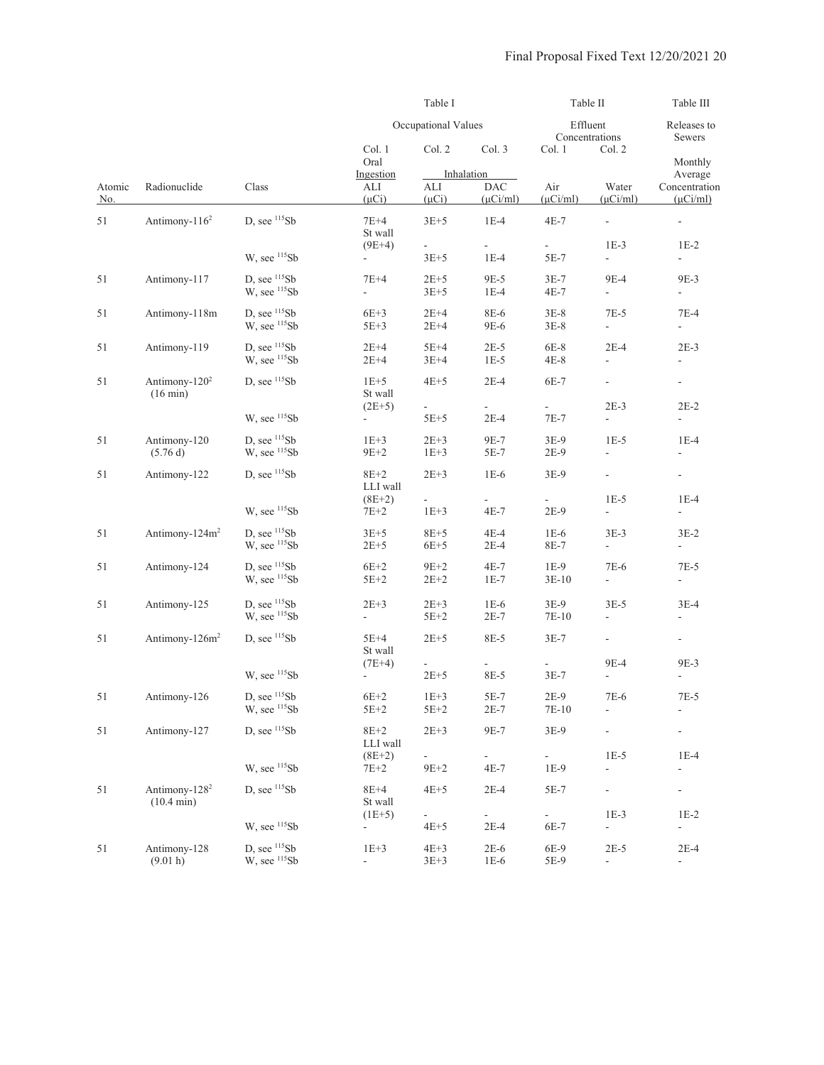| | | | Table I | | | Table II | | Table III |
|---|---|---|---|---|---|---|---|---|
| | | | Occupational Values | | | Effluent Concentrations | | Releases to Sewers |
| | | | Col. 1 | Col. 2 | Col. 3 | Col. 1 | Col. 2 | |
| | | | Oral Ingestion | Inhalation | | | | Monthly Average |
| Atomic No. | Radionuclide | Class | ALI (μCi) | ALI (μCi) | DAC (μCi/ml) | Air (μCi/ml) | Water (μCi/ml) | Concentration (μCi/ml) |
| 51 | Antimony-116[2] | D, see $^{115}$Sb | 7E+4 | 3E+5 | 1E-4 | 4E-7 | - | - |
| | | | St wall (9E+4) | - | - | - | 1E-3 | 1E-2 |
| | | W, see $^{115}$Sb | - | 3E+5 | 1E-4 | 5E-7 | - | - |
| 51 | Antimony-117 | D, see $^{115}$Sb | 7E+4 | 2E+5 | 9E-5 | 3E-7 | 9E-4 | 9E-3 |
| | | W, see $^{115}$Sb | - | 3E+5 | 1E-4 | 4E-7 | - | - |
| 51 | Antimony-118m | D, see $^{115}$Sb | 6E+3 | 2E+4 | 8E-6 | 3E-8 | 7E-5 | 7E-4 |
| | | W, see $^{115}$Sb | 5E+3 | 2E+4 | 9E-6 | 3E-8 | - | - |
| 51 | Antimony-119 | D, see $^{115}$Sb | 2E+4 | 5E+4 | 2E-5 | 6E-8 | 2E-4 | 2E-3 |
| | | W, see $^{115}$Sb | 2E+4 | 3E+4 | 1E-5 | 4E-8 | - | - |
| 51 | Antimony-120[2] (16 min) | D, see $^{115}$Sb | 1E+5 | 4E+5 | 2E-4 | 6E-7 | - | - |
| | | | St wall (2E+5) | - | - | - | 2E-3 | 2E-2 |
| | | W, see $^{115}$Sb | - | 5E+5 | 2E-4 | 7E-7 | - | - |
| 51 | Antimony-120 (5.76 d) | D, see $^{115}$Sb | 1E+3 | 2E+3 | 9E-7 | 3E-9 | 1E-5 | 1E-4 |
| | | W, see $^{115}$Sb | 9E+2 | 1E+3 | 5E-7 | 2E-9 | - | - |
| 51 | Antimony-122 | D, see $^{115}$Sb | 8E+2 | 2E+3 | 1E-6 | 3E-9 | - | - |
| | | | LLI wall (8E+2) | - | - | - | 1E-5 | 1E-4 |
| | | W, see $^{115}$Sb | 7E+2 | 1E+3 | 4E-7 | 2E-9 | - | - |
| 51 | Antimony-124m[2] | D, see $^{115}$Sb | 3E+5 | 8E+5 | 4E-4 | 1E-6 | 3E-3 | 3E-2 |
| | | W, see $^{115}$Sb | 2E+5 | 6E+5 | 2E-4 | 8E-7 | - | - |
| 51 | Antimony-124 | D, see $^{115}$Sb | 6E+2 | 9E+2 | 4E-7 | 1E-9 | 7E-6 | 7E-5 |
| | | W, see $^{115}$Sb | 5E+2 | 2E+2 | 1E-7 | 3E-10 | - | - |
| 51 | Antimony-125 | D, see $^{115}$Sb | 2E+3 | 2E+3 | 1E-6 | 3E-9 | 3E-5 | 3E-4 |
| | | W, see $^{115}$Sb | - | 5E+2 | 2E-7 | 7E-10 | - | - |
| 51 | Antimony-126m[2] | D, see $^{115}$Sb | 5E+4 | 2E+5 | 8E-5 | 3E-7 | - | - |
| | | | St wall (7E+4) | - | - | - | 9E-4 | 9E-3 |
| | | W, see $^{115}$Sb | - | 2E+5 | 8E-5 | 3E-7 | - | - |
| 51 | Antimony-126 | D, see $^{115}$Sb | 6E+2 | 1E+3 | 5E-7 | 2E-9 | 7E-6 | 7E-5 |
| | | W, see $^{115}$Sb | 5E+2 | 5E+2 | 2E-7 | 7E-10 | - | - |
| 51 | Antimony-127 | D, see $^{115}$Sb | 8E+2 | 2E+3 | 9E-7 | 3E-9 | - | - |
| | | | LLI wall (8E+2) | - | - | - | 1E-5 | 1E-4 |
| | | W, see $^{115}$Sb | 7E+2 | 9E+2 | 4E-7 | 1E-9 | - | - |
| 51 | Antimony-128[2] (10.4 min) | D, see $^{115}$Sb | 8E+4 | 4E+5 | 2E-4 | 5E-7 | - | - |
| | | | St wall (1E+5) | - | - | - | 1E-3 | 1E-2 |
| | | W, see $^{115}$Sb | - | 4E+5 | 2E-4 | 6E-7 | - | - |
| 51 | Antimony-128 (9.01 h) | D, see $^{115}$Sb | 1E+3 | 4E+3 | 2E-6 | 6E-9 | 2E-5 | 2E-4 |
| | | W, see $^{115}$Sb | - | 3E+3 | 1E-6 | 5E-9 | - | - |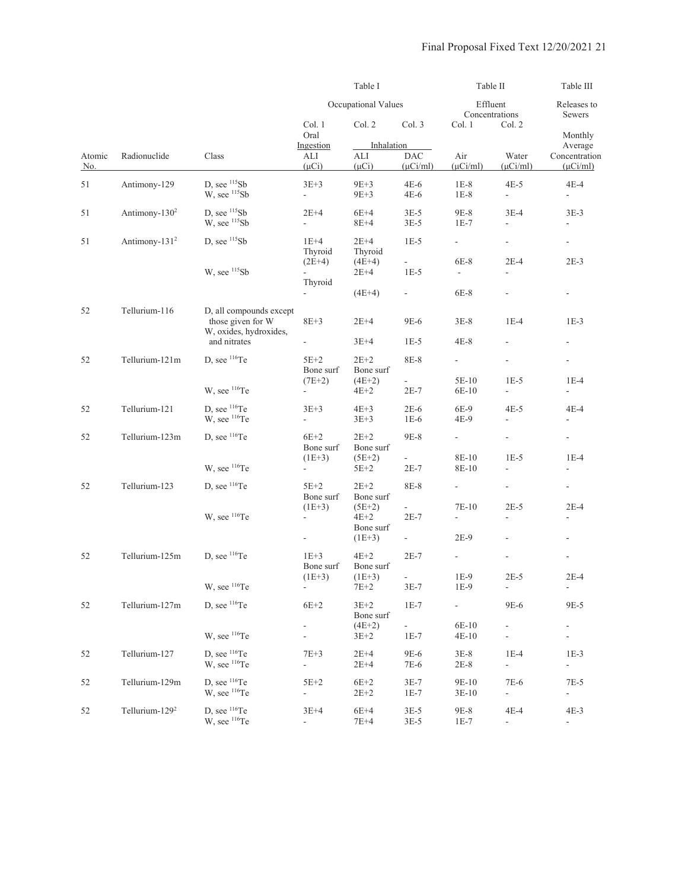| Atomic No. | Radionuclide | Class | Table I Occupational Values Col. 1 Oral Ingestion ALI (µCi) | Table I Col. 2 Inhalation ALI (µCi) | Table I Col. 3 Inhalation DAC (µCi/ml) | Table II Effluent Concentrations Col. 1 Air (µCi/ml) | Table II Col. 2 Water (µCi/ml) | Table III Releases to Sewers Monthly Average Concentration (µCi/ml) |
|---|---|---|---|---|---|---|---|---|
| 51 | Antimony-129 | D, see $^{115}$Sb | 3E+3 | 9E+3 | 4E-6 | 1E-8 | 4E-5 | 4E-4 |
| | | W, see $^{115}$Sb | - | 9E+3 | 4E-6 | 1E-8 | - | - |
| 51 | Antimony-130[2] | D, see $^{115}$Sb | 2E+4 | 6E+4 | 3E-5 | 9E-8 | 3E-4 | 3E-3 |
| | | W, see $^{115}$Sb | - | 8E+4 | 3E-5 | 1E-7 | - | - |
| 51 | Antimony-131[2] | D, see $^{115}$Sb | 1E+4 | 2E+4 | 1E-5 | - | - | - |
| | | | Thyroid (2E+4) | Thyroid (4E+4) | - | 6E-8 | 2E-4 | 2E-3 |
| | | W, see $^{115}$Sb | - | 2E+4 | 1E-5 | - | - | - |
| | | | - | Thyroid (4E+4) | - | 6E-8 | - | - |
| 52 | Tellurium-116 | D, all compounds except those given for W | 8E+3 | 2E+4 | 9E-6 | 3E-8 | 1E-4 | 1E-3 |
| | | W, oxides, hydroxides, and nitrates | - | 3E+4 | 1E-5 | 4E-8 | - | - |
| 52 | Tellurium-121m | D, see $^{116}$Te | 5E+2 | 2E+2 | 8E-8 | - | - | - |
| | | | Bone surf (7E+2) | Bone surf (4E+2) | - | 5E-10 | 1E-5 | 1E-4 |
| | | W, see $^{116}$Te | - | 4E+2 | 2E-7 | 6E-10 | - | - |
| 52 | Tellurium-121 | D, see $^{116}$Te | 3E+3 | 4E+3 | 2E-6 | 6E-9 | 4E-5 | 4E-4 |
| | | W, see $^{116}$Te | - | 3E+3 | 1E-6 | 4E-9 | - | - |
| 52 | Tellurium-123m | D, see $^{116}$Te | 6E+2 | 2E+2 | 9E-8 | - | - | - |
| | | | Bone surf (1E+3) | Bone surf (5E+2) | - | 8E-10 | 1E-5 | 1E-4 |
| | | W, see $^{116}$Te | - | 5E+2 | 2E-7 | 8E-10 | - | - |
| 52 | Tellurium-123 | D, see $^{116}$Te | 5E+2 | 2E+2 | 8E-8 | - | - | - |
| | | | Bone surf (1E+3) | Bone surf (5E+2) | - | 7E-10 | 2E-5 | 2E-4 |
| | | W, see $^{116}$Te | - | 4E+2 | 2E-7 | - | - | - |
| | | | - | Bone surf (1E+3) | - | 2E-9 | - | - |
| 52 | Tellurium-125m | D, see $^{116}$Te | 1E+3 | 4E+2 | 2E-7 | - | - | - |
| | | | Bone surf (1E+3) | Bone surf (1E+3) | - | 1E-9 | 2E-5 | 2E-4 |
| | | W, see $^{116}$Te | - | 7E+2 | 3E-7 | 1E-9 | - | - |
| 52 | Tellurium-127m | D, see $^{116}$Te | 6E+2 | 3E+2 | 1E-7 | - | 9E-6 | 9E-5 |
| | | | - | Bone surf (4E+2) | - | 6E-10 | - | - |
| | | W, see $^{116}$Te | - | 3E+2 | 1E-7 | 4E-10 | - | - |
| 52 | Tellurium-127 | D, see $^{116}$Te | 7E+3 | 2E+4 | 9E-6 | 3E-8 | 1E-4 | 1E-3 |
| | | W, see $^{116}$Te | - | 2E+4 | 7E-6 | 2E-8 | - | - |
| 52 | Tellurium-129m | D, see $^{116}$Te | 5E+2 | 6E+2 | 3E-7 | 9E-10 | 7E-6 | 7E-5 |
| | | W, see $^{116}$Te | - | 2E+2 | 1E-7 | 3E-10 | - | - |
| 52 | Tellurium-129[2] | D, see $^{116}$Te | 3E+4 | 6E+4 | 3E-5 | 9E-8 | 4E-4 | 4E-3 |
| | | W, see $^{116}$Te | - | 7E+4 | 3E-5 | 1E-7 | - | - |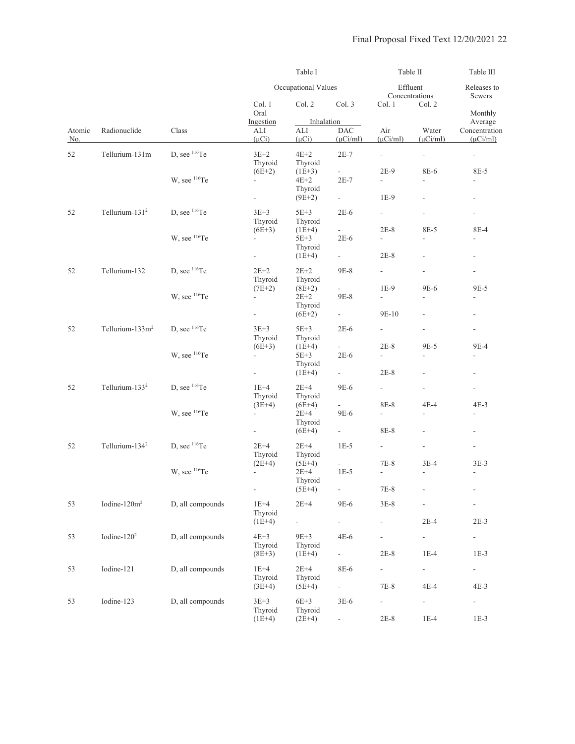| | | | Table I | | | Table II | | Table III |
|---|---|---|---|---|---|---|---|---|
| | | | Occupational Values | | | Effluent Concentrations | | Releases to Sewers |
| | | | Col. 1 | Col. 2 | Col. 3 | Col. 1 | Col. 2 | |
| | | | Oral Ingestion | Inhalation | | | | Monthly Average |
| Atomic No. | Radionuclide | Class | ALI (µCi) | ALI (µCi) | DAC (µCi/ml) | Air (µCi/ml) | Water (µCi/ml) | Concentration (µCi/ml) |
| 52 | Tellurium-131m | D, see $^{116}$Te | 3E+2 | 4E+2 | 2E-7 | - | - | - |
| | | | Thyroid | Thyroid | | | | |
| | | | (6E+2) | (1E+3) | - | 2E-9 | 8E-6 | 8E-5 |
| | | W, see $^{116}$Te | - | 4E+2 | 2E-7 | - | - | - |
| | | | | Thyroid | | | | |
| | | | - | (9E+2) | - | 1E-9 | - | - |
| 52 | Tellurium-131[2] | D, see $^{116}$Te | 3E+3 | 5E+3 | 2E-6 | - | - | - |
| | | | Thyroid | Thyroid | | | | |
| | | | (6E+3) | (1E+4) | - | 2E-8 | 8E-5 | 8E-4 |
| | | W, see $^{116}$Te | - | 5E+3 | 2E-6 | - | - | - |
| | | | | Thyroid | | | | |
| | | | - | (1E+4) | - | 2E-8 | - | - |
| 52 | Tellurium-132 | D, see $^{116}$Te | 2E+2 | 2E+2 | 9E-8 | - | - | - |
| | | | Thyroid | Thyroid | | | | |
| | | | (7E+2) | (8E+2) | - | 1E-9 | 9E-6 | 9E-5 |
| | | W, see $^{116}$Te | - | 2E+2 | 9E-8 | - | - | - |
| | | | | Thyroid | | | | |
| | | | - | (6E+2) | - | 9E-10 | - | - |
| 52 | Tellurium-133m[2] | D, see $^{116}$Te | 3E+3 | 5E+3 | 2E-6 | - | - | - |
| | | | Thyroid | Thyroid | | | | |
| | | | (6E+3) | (1E+4) | - | 2E-8 | 9E-5 | 9E-4 |
| | | W, see $^{116}$Te | - | 5E+3 | 2E-6 | - | - | - |
| | | | | Thyroid | | | | |
| | | | - | (1E+4) | - | 2E-8 | - | - |
| 52 | Tellurium-133[2] | D, see $^{116}$Te | 1E+4 | 2E+4 | 9E-6 | - | - | - |
| | | | Thyroid | Thyroid | | | | |
| | | | (3E+4) | (6E+4) | - | 8E-8 | 4E-4 | 4E-3 |
| | | W, see $^{116}$Te | - | 2E+4 | 9E-6 | - | - | - |
| | | | | Thyroid | | | | |
| | | | - | (6E+4) | - | 8E-8 | - | - |
| 52 | Tellurium-134[2] | D, see $^{116}$Te | 2E+4 | 2E+4 | 1E-5 | - | - | - |
| | | | Thyroid | Thyroid | | | | |
| | | | (2E+4) | (5E+4) | - | 7E-8 | 3E-4 | 3E-3 |
| | | W, see $^{116}$Te | - | 2E+4 | 1E-5 | - | - | - |
| | | | | Thyroid | | | | |
| | | | - | (5E+4) | - | 7E-8 | - | - |
| 53 | Iodine-120m[2] | D, all compounds | 1E+4 | 2E+4 | 9E-6 | 3E-8 | - | - |
| | | | Thyroid | | | | | |
| | | | (1E+4) | - | - | - | 2E-4 | 2E-3 |
| 53 | Iodine-120[2] | D, all compounds | 4E+3 | 9E+3 | 4E-6 | - | - | - |
| | | | Thyroid | Thyroid | | | | |
| | | | (8E+3) | (1E+4) | - | 2E-8 | 1E-4 | 1E-3 |
| 53 | Iodine-121 | D, all compounds | 1E+4 | 2E+4 | 8E-6 | - | - | - |
| | | | Thyroid | Thyroid | | | | |
| | | | (3E+4) | (5E+4) | - | 7E-8 | 4E-4 | 4E-3 |
| 53 | Iodine-123 | D, all compounds | 3E+3 | 6E+3 | 3E-6 | - | - | - |
| | | | Thyroid | Thyroid | | | | |
| | | | (1E+4) | (2E+4) | - | 2E-8 | 1E-4 | 1E-3 |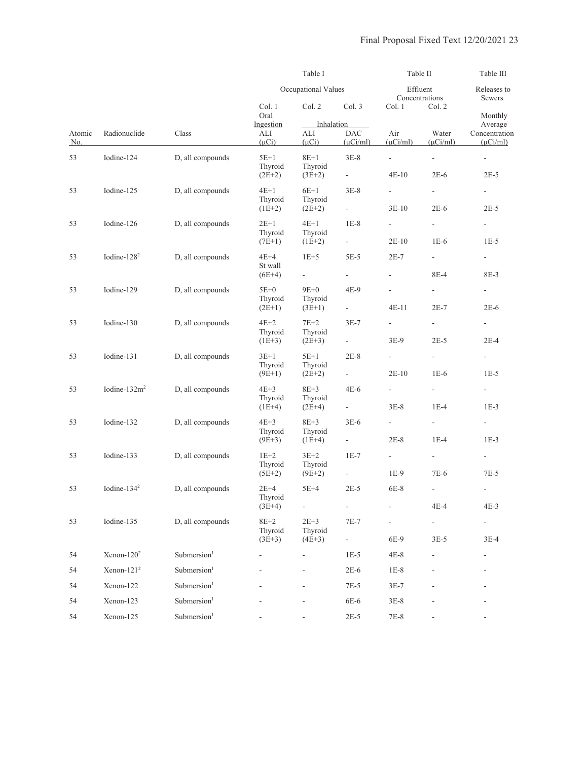| | | | Table I | | | Table II | | Table III |
|---|---|---|---|---|---|---|---|---|
| | | | Occupational Values | | | Effluent Concentrations | | Releases to Sewers |
| | | | Col. 1 | Col. 2 | Col. 3 | Col. 1 | Col. 2 | |
| | | | Oral Ingestion | Inhalation | | | | Monthly Average |
| Atomic No. | Radionuclide | Class | ALI (μCi) | ALI (μCi) | DAC (μCi/ml) | Air (μCi/ml) | Water (μCi/ml) | Concentration (μCi/ml) |
| 53 | Iodine-124 | D, all compounds | 5E+1 | 8E+1 | 3E-8 | - | - | - |
| | | | Thyroid (2E+2) | Thyroid (3E+2) | - | 4E-10 | 2E-6 | 2E-5 |
| 53 | Iodine-125 | D, all compounds | 4E+1 | 6E+1 | 3E-8 | - | - | - |
| | | | Thyroid (1E+2) | Thyroid (2E+2) | - | 3E-10 | 2E-6 | 2E-5 |
| 53 | Iodine-126 | D, all compounds | 2E+1 | 4E+1 | 1E-8 | - | - | - |
| | | | Thyroid (7E+1) | Thyroid (1E+2) | - | 2E-10 | 1E-6 | 1E-5 |
| 53 | Iodine-128[2] | D, all compounds | 4E+4 | 1E+5 | 5E-5 | 2E-7 | - | - |
| | | | St wall (6E+4) | - | - | - | 8E-4 | 8E-3 |
| 53 | Iodine-129 | D, all compounds | 5E+0 | 9E+0 | 4E-9 | - | - | - |
| | | | Thyroid (2E+1) | Thyroid (3E+1) | - | 4E-11 | 2E-7 | 2E-6 |
| 53 | Iodine-130 | D, all compounds | 4E+2 | 7E+2 | 3E-7 | - | - | - |
| | | | Thyroid (1E+3) | Thyroid (2E+3) | - | 3E-9 | 2E-5 | 2E-4 |
| 53 | Iodine-131 | D, all compounds | 3E+1 | 5E+1 | 2E-8 | - | - | - |
| | | | Thyroid (9E+1) | Thyroid (2E+2) | - | 2E-10 | 1E-6 | 1E-5 |
| 53 | Iodine-132m[2] | D, all compounds | 4E+3 | 8E+3 | 4E-6 | - | - | - |
| | | | Thyroid (1E+4) | Thyroid (2E+4) | - | 3E-8 | 1E-4 | 1E-3 |
| 53 | Iodine-132 | D, all compounds | 4E+3 | 8E+3 | 3E-6 | - | - | - |
| | | | Thyroid (9E+3) | Thyroid (1E+4) | - | 2E-8 | 1E-4 | 1E-3 |
| 53 | Iodine-133 | D, all compounds | 1E+2 | 3E+2 | 1E-7 | - | - | - |
| | | | Thyroid (5E+2) | Thyroid (9E+2) | - | 1E-9 | 7E-6 | 7E-5 |
| 53 | Iodine-134[2] | D, all compounds | 2E+4 | 5E+4 | 2E-5 | 6E-8 | - | - |
| | | | Thyroid (3E+4) | - | - | - | 4E-4 | 4E-3 |
| 53 | Iodine-135 | D, all compounds | 8E+2 | 2E+3 | 7E-7 | - | - | - |
| | | | Thyroid (3E+3) | Thyroid (4E+3) | - | 6E-9 | 3E-5 | 3E-4 |
| 54 | Xenon-120[2] | Submersion[1] | - | - | 1E-5 | 4E-8 | - | - |
| 54 | Xenon-121[2] | Submersion[1] | - | - | 2E-6 | 1E-8 | - | - |
| 54 | Xenon-122 | Submersion[1] | - | - | 7E-5 | 3E-7 | - | - |
| 54 | Xenon-123 | Submersion[1] | - | - | 6E-6 | 3E-8 | - | - |
| 54 | Xenon-125 | Submersion[1] | - | - | 2E-5 | 7E-8 | - | - |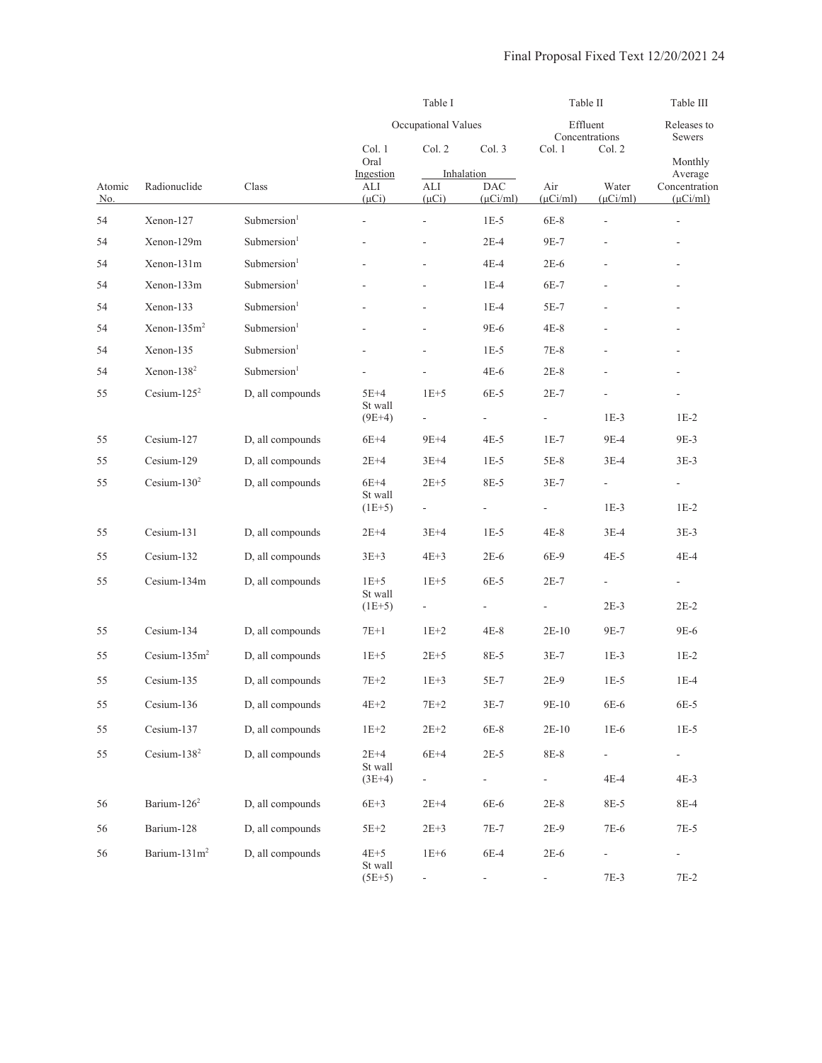| | | | Table I | | | Table II | | Table III |
|---|---|---|---|---|---|---|---|---|
| | | | Occupational Values | | | Effluent Concentrations | | Releases to Sewers |
| | | | Col. 1 | Col. 2 | Col. 3 | Col. 1 | Col. 2 | |
| | | | Oral Ingestion | Inhalation | | | | Monthly Average |
| Atomic No. | Radionuclide | Class | ALI (μCi) | ALI (μCi) | DAC (μCi/ml) | Air (μCi/ml) | Water (μCi/ml) | Concentration (μCi/ml) |
| 54 | Xenon-127 | Submersion[1] | - | - | 1E-5 | 6E-8 | - | - |
| 54 | Xenon-129m | Submersion[1] | - | - | 2E-4 | 9E-7 | - | - |
| 54 | Xenon-131m | Submersion[1] | - | - | 4E-4 | 2E-6 | - | - |
| 54 | Xenon-133m | Submersion[1] | - | - | 1E-4 | 6E-7 | - | - |
| 54 | Xenon-133 | Submersion[1] | - | - | 1E-4 | 5E-7 | - | - |
| 54 | Xenon-135m[2] | Submersion[1] | - | - | 9E-6 | 4E-8 | - | - |
| 54 | Xenon-135 | Submersion[1] | - | - | 1E-5 | 7E-8 | - | - |
| 54 | Xenon-138[2] | Submersion[1] | - | - | 4E-6 | 2E-8 | - | - |
| 55 | Cesium-125[2] | D, all compounds | 5E+4 | 1E+5 | 6E-5 | 2E-7 | - | - |
| | | | St wall (9E+4) | - | - | - | 1E-3 | 1E-2 |
| 55 | Cesium-127 | D, all compounds | 6E+4 | 9E+4 | 4E-5 | 1E-7 | 9E-4 | 9E-3 |
| 55 | Cesium-129 | D, all compounds | 2E+4 | 3E+4 | 1E-5 | 5E-8 | 3E-4 | 3E-3 |
| 55 | Cesium-130[2] | D, all compounds | 6E+4 | 2E+5 | 8E-5 | 3E-7 | - | - |
| | | | St wall (1E+5) | - | - | - | 1E-3 | 1E-2 |
| 55 | Cesium-131 | D, all compounds | 2E+4 | 3E+4 | 1E-5 | 4E-8 | 3E-4 | 3E-3 |
| 55 | Cesium-132 | D, all compounds | 3E+3 | 4E+3 | 2E-6 | 6E-9 | 4E-5 | 4E-4 |
| 55 | Cesium-134m | D, all compounds | 1E+5 | 1E+5 | 6E-5 | 2E-7 | - | - |
| | | | St wall (1E+5) | - | - | - | 2E-3 | 2E-2 |
| 55 | Cesium-134 | D, all compounds | 7E+1 | 1E+2 | 4E-8 | 2E-10 | 9E-7 | 9E-6 |
| 55 | Cesium-135m[2] | D, all compounds | 1E+5 | 2E+5 | 8E-5 | 3E-7 | 1E-3 | 1E-2 |
| 55 | Cesium-135 | D, all compounds | 7E+2 | 1E+3 | 5E-7 | 2E-9 | 1E-5 | 1E-4 |
| 55 | Cesium-136 | D, all compounds | 4E+2 | 7E+2 | 3E-7 | 9E-10 | 6E-6 | 6E-5 |
| 55 | Cesium-137 | D, all compounds | 1E+2 | 2E+2 | 6E-8 | 2E-10 | 1E-6 | 1E-5 |
| 55 | Cesium-138[2] | D, all compounds | 2E+4 | 6E+4 | 2E-5 | 8E-8 | - | - |
| | | | St wall (3E+4) | - | - | - | 4E-4 | 4E-3 |
| 56 | Barium-126[2] | D, all compounds | 6E+3 | 2E+4 | 6E-6 | 2E-8 | 8E-5 | 8E-4 |
| 56 | Barium-128 | D, all compounds | 5E+2 | 2E+3 | 7E-7 | 2E-9 | 7E-6 | 7E-5 |
| 56 | Barium-131m[2] | D, all compounds | 4E+5 | 1E+6 | 6E-4 | 2E-6 | - | - |
| | | | St wall (5E+5) | - | - | - | 7E-3 | 7E-2 |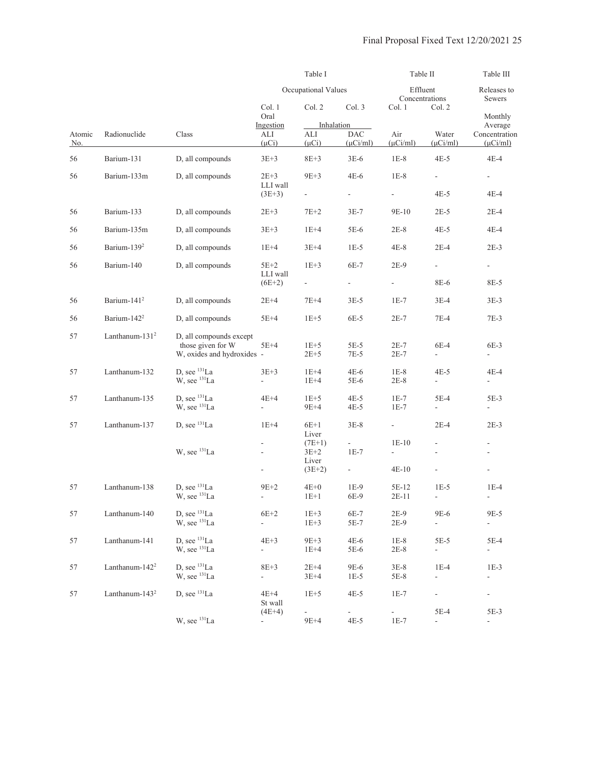| | | | Table I | | | Table II | | Table III |
|---|---|---|---|---|---|---|---|---|
| | | | Occupational Values | | | Effluent Concentrations | | Releases to Sewers |
| | | | Col. 1 | Col. 2 | Col. 3 | Col. 1 | Col. 2 | |
| | | | Oral Ingestion | Inhalation | | | | Monthly Average |
| Atomic No. | Radionuclide | Class | ALI (μCi) | ALI (μCi) | DAC (μCi/ml) | Air (μCi/ml) | Water (μCi/ml) | Concentration (μCi/ml) |
| 56 | Barium-131 | D, all compounds | 3E+3 | 8E+3 | 3E-6 | 1E-8 | 4E-5 | 4E-4 |
| 56 | Barium-133m | D, all compounds | 2E+3 | 9E+3 | 4E-6 | 1E-8 | - | - |
| | | | LLI wall (3E+3) | - | - | - | 4E-5 | 4E-4 |
| 56 | Barium-133 | D, all compounds | 2E+3 | 7E+2 | 3E-7 | 9E-10 | 2E-5 | 2E-4 |
| 56 | Barium-135m | D, all compounds | 3E+3 | 1E+4 | 5E-6 | 2E-8 | 4E-5 | 4E-4 |
| 56 | Barium-139[2] | D, all compounds | 1E+4 | 3E+4 | 1E-5 | 4E-8 | 2E-4 | 2E-3 |
| 56 | Barium-140 | D, all compounds | 5E+2 | 1E+3 | 6E-7 | 2E-9 | - | - |
| | | | LLI wall (6E+2) | - | - | - | 8E-6 | 8E-5 |
| 56 | Barium-141[2] | D, all compounds | 2E+4 | 7E+4 | 3E-5 | 1E-7 | 3E-4 | 3E-3 |
| 56 | Barium-142[2] | D, all compounds | 5E+4 | 1E+5 | 6E-5 | 2E-7 | 7E-4 | 7E-3 |
| 57 | Lanthanum-131[2] | D, all compounds except those given for W | 5E+4 | 1E+5 | 5E-5 | 2E-7 | 6E-4 | 6E-3 |
| | | W, oxides and hydroxides | - | 2E+5 | 7E-5 | 2E-7 | - | - |
| 57 | Lanthanum-132 | D, see $^{131}$La | 3E+3 | 1E+4 | 4E-6 | 1E-8 | 4E-5 | 4E-4 |
| | | W, see $^{131}$La | - | 1E+4 | 5E-6 | 2E-8 | - | - |
| 57 | Lanthanum-135 | D, see $^{131}$La | 4E+4 | 1E+5 | 4E-5 | 1E-7 | 5E-4 | 5E-3 |
| | | W, see $^{131}$La | - | 9E+4 | 4E-5 | 1E-7 | - | - |
| 57 | Lanthanum-137 | D, see $^{131}$La | 1E+4 | 6E+1 | 3E-8 | - | 2E-4 | 2E-3 |
| | | | - | Liver (7E+1) | - | 1E-10 | - | - |
| | | W, see $^{131}$La | - | 3E+2 | 1E-7 | - | - | - |
| | | | - | Liver (3E+2) | - | 4E-10 | - | - |
| 57 | Lanthanum-138 | D, see $^{131}$La | 9E+2 | 4E+0 | 1E-9 | 5E-12 | 1E-5 | 1E-4 |
| | | W, see $^{131}$La | - | 1E+1 | 6E-9 | 2E-11 | - | - |
| 57 | Lanthanum-140 | D, see $^{131}$La | 6E+2 | 1E+3 | 6E-7 | 2E-9 | 9E-6 | 9E-5 |
| | | W, see $^{131}$La | - | 1E+3 | 5E-7 | 2E-9 | - | - |
| 57 | Lanthanum-141 | D, see $^{131}$La | 4E+3 | 9E+3 | 4E-6 | 1E-8 | 5E-5 | 5E-4 |
| | | W, see $^{131}$La | - | 1E+4 | 5E-6 | 2E-8 | - | - |
| 57 | Lanthanum-142[2] | D, see $^{131}$La | 8E+3 | 2E+4 | 9E-6 | 3E-8 | 1E-4 | 1E-3 |
| | | W, see $^{131}$La | - | 3E+4 | 1E-5 | 5E-8 | - | - |
| 57 | Lanthanum-143[2] | D, see $^{131}$La | 4E+4 | 1E+5 | 4E-5 | 1E-7 | - | - |
| | | | St wall (4E+4) | - | - | - | 5E-4 | 5E-3 |
| | | W, see $^{131}$La | - | 9E+4 | 4E-5 | 1E-7 | - | - |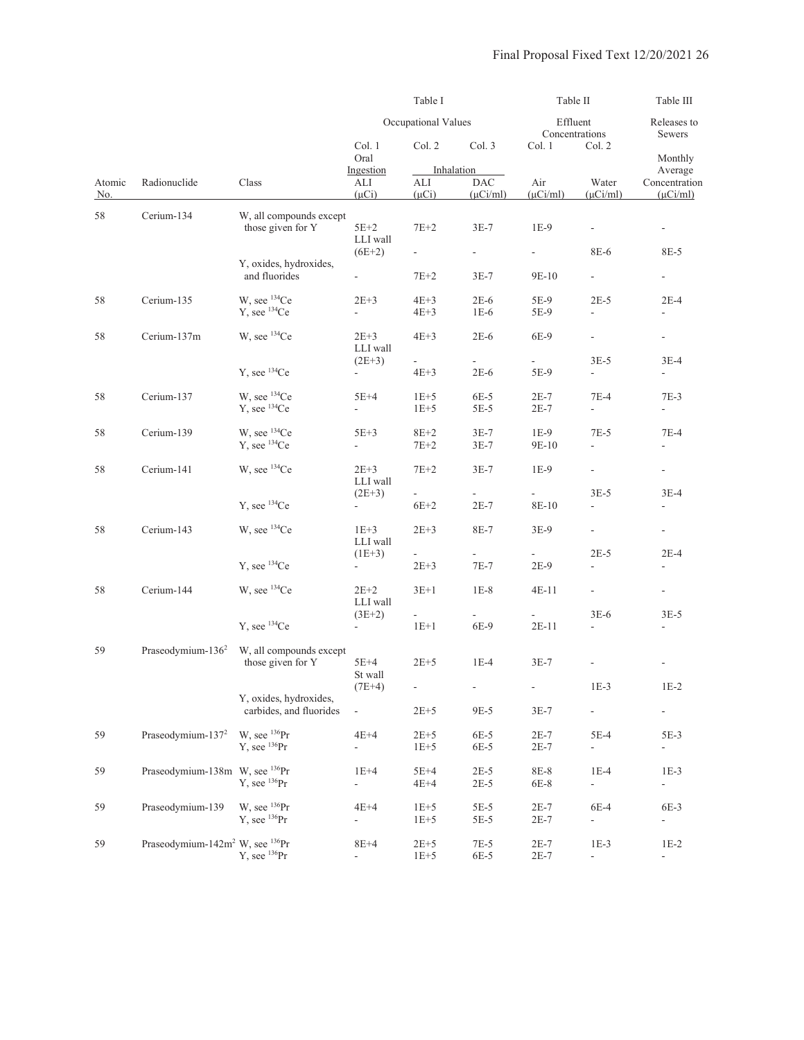| Atomic No. | Radionuclide | Class | Table I Occupational Values Col. 1 Oral Ingestion ALI (μCi) | Table I Col. 2 Inhalation ALI (μCi) | Table I Col. 3 Inhalation DAC (μCi/ml) | Table II Effluent Concentrations Col. 1 Air (μCi/ml) | Table II Col. 2 Water (μCi/ml) | Table III Releases to Sewers Monthly Average Concentration (μCi/ml) |
|---|---|---|---|---|---|---|---|---|
| 58 | Cerium-134 | W, all compounds except those given for Y | 5E+2 | 7E+2 | 3E-7 | 1E-9 | - | - |
| | | | LLI wall (6E+2) | - | - | - | 8E-6 | 8E-5 |
| | | Y, oxides, hydroxides, and fluorides | - | 7E+2 | 3E-7 | 9E-10 | - | - |
| 58 | Cerium-135 | W, see $^{134}$Ce | 2E+3 | 4E+3 | 2E-6 | 5E-9 | 2E-5 | 2E-4 |
| | | Y, see $^{134}$Ce | - | 4E+3 | 1E-6 | 5E-9 | - | - |
| 58 | Cerium-137m | W, see $^{134}$Ce | 2E+3 | 4E+3 | 2E-6 | 6E-9 | - | - |
| | | | LLI wall (2E+3) | - | - | - | 3E-5 | 3E-4 |
| | | Y, see $^{134}$Ce | - | 4E+3 | 2E-6 | 5E-9 | - | - |
| 58 | Cerium-137 | W, see $^{134}$Ce | 5E+4 | 1E+5 | 6E-5 | 2E-7 | 7E-4 | 7E-3 |
| | | Y, see $^{134}$Ce | - | 1E+5 | 5E-5 | 2E-7 | - | - |
| 58 | Cerium-139 | W, see $^{134}$Ce | 5E+3 | 8E+2 | 3E-7 | 1E-9 | 7E-5 | 7E-4 |
| | | Y, see $^{134}$Ce | - | 7E+2 | 3E-7 | 9E-10 | - | - |
| 58 | Cerium-141 | W, see $^{134}$Ce | 2E+3 | 7E+2 | 3E-7 | 1E-9 | - | - |
| | | | LLI wall (2E+3) | - | - | - | 3E-5 | 3E-4 |
| | | Y, see $^{134}$Ce | - | 6E+2 | 2E-7 | 8E-10 | - | - |
| 58 | Cerium-143 | W, see $^{134}$Ce | 1E+3 | 2E+3 | 8E-7 | 3E-9 | - | - |
| | | | LLI wall (1E+3) | - | - | - | 2E-5 | 2E-4 |
| | | Y, see $^{134}$Ce | - | 2E+3 | 7E-7 | 2E-9 | - | - |
| 58 | Cerium-144 | W, see $^{134}$Ce | 2E+2 | 3E+1 | 1E-8 | 4E-11 | - | - |
| | | | LLI wall (3E+2) | - | - | - | 3E-6 | 3E-5 |
| | | Y, see $^{134}$Ce | - | 1E+1 | 6E-9 | 2E-11 | - | - |
| 59 | Praseodymium-136[2] | W, all compounds except those given for Y | 5E+4 | 2E+5 | 1E-4 | 3E-7 | - | - |
| | | | St wall (7E+4) | - | - | - | 1E-3 | 1E-2 |
| | | Y, oxides, hydroxides, carbides, and fluorides | - | 2E+5 | 9E-5 | 3E-7 | - | - |
| 59 | Praseodymium-137[2] | W, see $^{136}$Pr | 4E+4 | 2E+5 | 6E-5 | 2E-7 | 5E-4 | 5E-3 |
| | | Y, see $^{136}$Pr | - | 1E+5 | 6E-5 | 2E-7 | - | - |
| 59 | Praseodymium-138m | W, see $^{136}$Pr | 1E+4 | 5E+4 | 2E-5 | 8E-8 | 1E-4 | 1E-3 |
| | | Y, see $^{136}$Pr | - | 4E+4 | 2E-5 | 6E-8 | - | - |
| 59 | Praseodymium-139 | W, see $^{136}$Pr | 4E+4 | 1E+5 | 5E-5 | 2E-7 | 6E-4 | 6E-3 |
| | | Y, see $^{136}$Pr | - | 1E+5 | 5E-5 | 2E-7 | - | - |
| 59 | Praseodymium-142m[2] | W, see $^{136}$Pr | 8E+4 | 2E+5 | 7E-5 | 2E-7 | 1E-3 | 1E-2 |
| | | Y, see $^{136}$Pr | - | 1E+5 | 6E-5 | 2E-7 | - | - |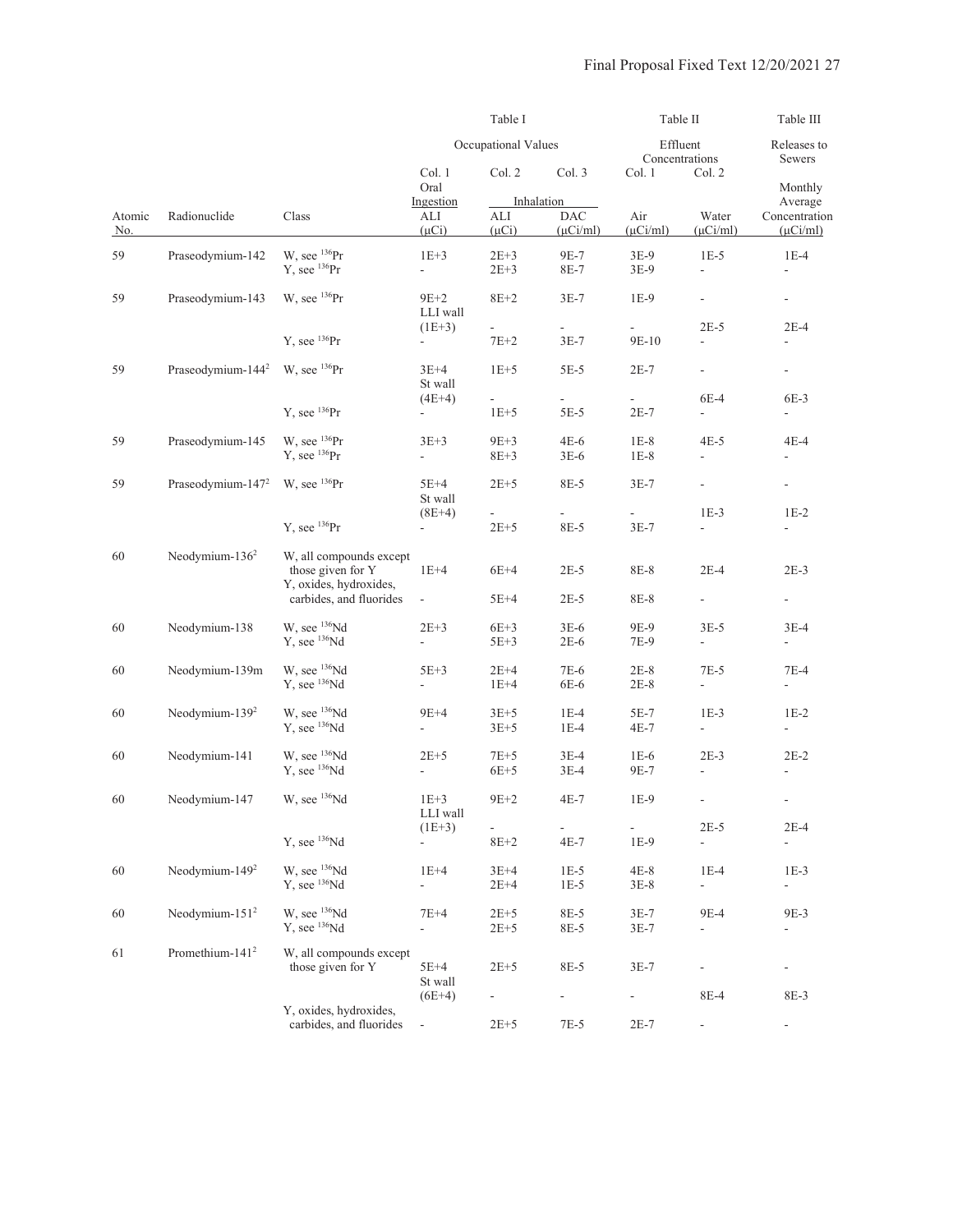| | | | Table I | | | Table II | | Table III |
|---|---|---|---|---|---|---|---|---|
| | | | Occupational Values | | | Effluent Concentrations | | Releases to Sewers |
| | | | Col. 1 | Col. 2 | Col. 3 | Col. 1 | Col. 2 | |
| | | | Oral Ingestion | Inhalation | | | | Monthly Average |
| Atomic No. | Radionuclide | Class | ALI (μCi) | ALI (μCi) | DAC (μCi/ml) | Air (μCi/ml) | Water (μCi/ml) | Concentration (μCi/ml) |
| 59 | Praseodymium-142 | W, see $^{136}$Pr | 1E+3 | 2E+3 | 9E-7 | 3E-9 | 1E-5 | 1E-4 |
| | | Y, see $^{136}$Pr | - | 2E+3 | 8E-7 | 3E-9 | - | - |
| 59 | Praseodymium-143 | W, see $^{136}$Pr | 9E+2 | 8E+2 | 3E-7 | 1E-9 | - | - |
| | | | LLI wall (1E+3) | - | - | - | 2E-5 | 2E-4 |
| | | Y, see $^{136}$Pr | - | 7E+2 | 3E-7 | 9E-10 | - | - |
| 59 | Praseodymium-144[2] | W, see $^{136}$Pr | 3E+4 | 1E+5 | 5E-5 | 2E-7 | - | - |
| | | | St wall (4E+4) | - | - | - | 6E-4 | 6E-3 |
| | | Y, see $^{136}$Pr | - | 1E+5 | 5E-5 | 2E-7 | - | - |
| 59 | Praseodymium-145 | W, see $^{136}$Pr | 3E+3 | 9E+3 | 4E-6 | 1E-8 | 4E-5 | 4E-4 |
| | | Y, see $^{136}$Pr | - | 8E+3 | 3E-6 | 1E-8 | - | - |
| 59 | Praseodymium-147[2] | W, see $^{136}$Pr | 5E+4 | 2E+5 | 8E-5 | 3E-7 | - | - |
| | | | St wall (8E+4) | - | - | - | 1E-3 | 1E-2 |
| | | Y, see $^{136}$Pr | - | 2E+5 | 8E-5 | 3E-7 | - | - |
| 60 | Neodymium-136[2] | W, all compounds except those given for Y | 1E+4 | 6E+4 | 2E-5 | 8E-8 | 2E-4 | 2E-3 |
| | | Y, oxides, hydroxides, carbides, and fluorides | - | 5E+4 | 2E-5 | 8E-8 | - | - |
| 60 | Neodymium-138 | W, see $^{136}$Nd | 2E+3 | 6E+3 | 3E-6 | 9E-9 | 3E-5 | 3E-4 |
| | | Y, see $^{136}$Nd | - | 5E+3 | 2E-6 | 7E-9 | - | - |
| 60 | Neodymium-139m | W, see $^{136}$Nd | 5E+3 | 2E+4 | 7E-6 | 2E-8 | 7E-5 | 7E-4 |
| | | Y, see $^{136}$Nd | - | 1E+4 | 6E-6 | 2E-8 | - | - |
| 60 | Neodymium-139[2] | W, see $^{136}$Nd | 9E+4 | 3E+5 | 1E-4 | 5E-7 | 1E-3 | 1E-2 |
| | | Y, see $^{136}$Nd | - | 3E+5 | 1E-4 | 4E-7 | - | - |
| 60 | Neodymium-141 | W, see $^{136}$Nd | 2E+5 | 7E+5 | 3E-4 | 1E-6 | 2E-3 | 2E-2 |
| | | Y, see $^{136}$Nd | - | 6E+5 | 3E-4 | 9E-7 | - | - |
| 60 | Neodymium-147 | W, see $^{136}$Nd | 1E+3 | 9E+2 | 4E-7 | 1E-9 | - | - |
| | | | LLI wall (1E+3) | - | - | - | 2E-5 | 2E-4 |
| | | Y, see $^{136}$Nd | - | 8E+2 | 4E-7 | 1E-9 | - | - |
| 60 | Neodymium-149[2] | W, see $^{136}$Nd | 1E+4 | 3E+4 | 1E-5 | 4E-8 | 1E-4 | 1E-3 |
| | | Y, see $^{136}$Nd | - | 2E+4 | 1E-5 | 3E-8 | - | - |
| 60 | Neodymium-151[2] | W, see $^{136}$Nd | 7E+4 | 2E+5 | 8E-5 | 3E-7 | 9E-4 | 9E-3 |
| | | Y, see $^{136}$Nd | - | 2E+5 | 8E-5 | 3E-7 | - | - |
| 61 | Promethium-141[2] | W, all compounds except those given for Y | 5E+4 | 2E+5 | 8E-5 | 3E-7 | - | - |
| | | | St wall (6E+4) | - | - | - | 8E-4 | 8E-3 |
| | | Y, oxides, hydroxides, carbides, and fluorides | - | 2E+5 | 7E-5 | 2E-7 | - | - |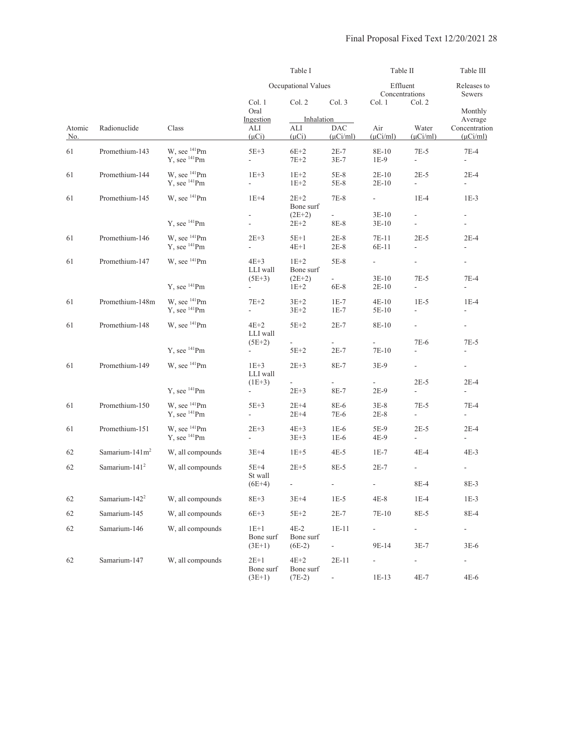| | | | Table I | | | Table II | | Table III |
|---|---|---|---|---|---|---|---|---|
| | | | Occupational Values | | | Effluent Concentrations | | Releases to Sewers |
| | | | Col. 1 | Col. 2 | Col. 3 | Col. 1 | Col. 2 | |
| | | | Oral Ingestion | Inhalation | | | | Monthly Average |
| Atomic No. | Radionuclide | Class | ALI (μCi) | ALI (μCi) | DAC (μCi/ml) | Air (μCi/ml) | Water (μCi/ml) | Concentration (μCi/ml) |
| 61 | Promethium-143 | W, see $^{141}$Pm | 5E+3 | 6E+2 | 2E-7 | 8E-10 | 7E-5 | 7E-4 |
| | | Y, see $^{141}$Pm | - | 7E+2 | 3E-7 | 1E-9 | - | - |
| 61 | Promethium-144 | W, see $^{141}$Pm | 1E+3 | 1E+2 | 5E-8 | 2E-10 | 2E-5 | 2E-4 |
| | | Y, see $^{141}$Pm | - | 1E+2 | 5E-8 | 2E-10 | - | - |
| 61 | Promethium-145 | W, see $^{141}$Pm | 1E+4 | 2E+2 | 7E-8 | - | 1E-4 | 1E-3 |
| | | | | Bone surf | | | | |
| | | | - | (2E+2) | - | 3E-10 | - | - |
| | | Y, see $^{141}$Pm | - | 2E+2 | 8E-8 | 3E-10 | - | - |
| 61 | Promethium-146 | W, see $^{141}$Pm | 2E+3 | 5E+1 | 2E-8 | 7E-11 | 2E-5 | 2E-4 |
| | | Y, see $^{141}$Pm | - | 4E+1 | 2E-8 | 6E-11 | - | - |
| 61 | Promethium-147 | W, see $^{141}$Pm | 4E+3 | 1E+2 | 5E-8 | - | - | - |
| | | | LLI wall | Bone surf | | | | |
| | | | (5E+3) | (2E+2) | - | 3E-10 | 7E-5 | 7E-4 |
| | | Y, see $^{141}$Pm | - | 1E+2 | 6E-8 | 2E-10 | - | - |
| 61 | Promethium-148m | W, see $^{141}$Pm | 7E+2 | 3E+2 | 1E-7 | 4E-10 | 1E-5 | 1E-4 |
| | | Y, see $^{141}$Pm | - | 3E+2 | 1E-7 | 5E-10 | - | - |
| 61 | Promethium-148 | W, see $^{141}$Pm | 4E+2 | 5E+2 | 2E-7 | 8E-10 | - | - |
| | | | LLI wall | | | | | |
| | | | (5E+2) | - | - | - | 7E-6 | 7E-5 |
| | | Y, see $^{141}$Pm | - | 5E+2 | 2E-7 | 7E-10 | - | - |
| 61 | Promethium-149 | W, see $^{141}$Pm | 1E+3 | 2E+3 | 8E-7 | 3E-9 | - | - |
| | | | LLI wall | | | | | |
| | | | (1E+3) | - | - | - | 2E-5 | 2E-4 |
| | | Y, see $^{141}$Pm | - | 2E+3 | 8E-7 | 2E-9 | - | - |
| 61 | Promethium-150 | W, see $^{141}$Pm | 5E+3 | 2E+4 | 8E-6 | 3E-8 | 7E-5 | 7E-4 |
| | | Y, see $^{141}$Pm | - | 2E+4 | 7E-6 | 2E-8 | - | - |
| 61 | Promethium-151 | W, see $^{141}$Pm | 2E+3 | 4E+3 | 1E-6 | 5E-9 | 2E-5 | 2E-4 |
| | | Y, see $^{141}$Pm | - | 3E+3 | 1E-6 | 4E-9 | - | - |
| 62 | Samarium-141m[2] | W, all compounds | 3E+4 | 1E+5 | 4E-5 | 1E-7 | 4E-4 | 4E-3 |
| 62 | Samarium-141[2] | W, all compounds | 5E+4 | 2E+5 | 8E-5 | 2E-7 | - | - |
| | | | St wall | | | | | |
| | | | (6E+4) | - | - | - | 8E-4 | 8E-3 |
| 62 | Samarium-142[2] | W, all compounds | 8E+3 | 3E+4 | 1E-5 | 4E-8 | 1E-4 | 1E-3 |
| 62 | Samarium-145 | W, all compounds | 6E+3 | 5E+2 | 2E-7 | 7E-10 | 8E-5 | 8E-4 |
| 62 | Samarium-146 | W, all compounds | 1E+1 | 4E-2 | 1E-11 | - | - | - |
| | | | Bone surf | Bone surf | | | | |
| | | | (3E+1) | (6E-2) | - | 9E-14 | 3E-7 | 3E-6 |
| 62 | Samarium-147 | W, all compounds | 2E+1 | 4E+2 | 2E-11 | - | - | - |
| | | | Bone surf | Bone surf | | | | |
| | | | (3E+1) | (7E-2) | - | 1E-13 | 4E-7 | 4E-6 |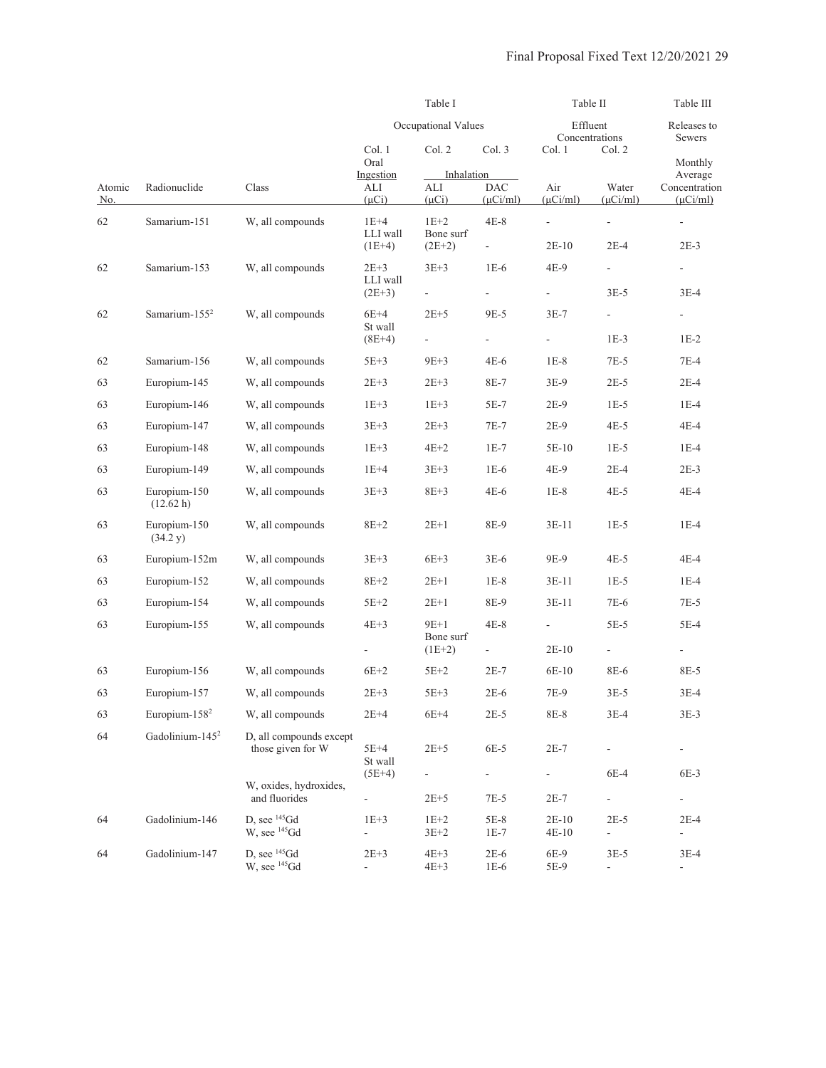| | | | Table I | | | Table II | | Table III |
|---|---|---|---|---|---|---|---|---|
| | | | Occupational Values | | | Effluent Concentrations | | Releases to Sewers |
| | | | Col. 1 | Col. 2 | Col. 3 | Col. 1 | Col. 2 | |
| | | | Oral Ingestion | Inhalation | | | | Monthly Average |
| Atomic No. | Radionuclide | Class | ALI (µCi) | ALI (µCi) | DAC (µCi/ml) | Air (µCi/ml) | Water (µCi/ml) | Concentration (µCi/ml) |
| 62 | Samarium-151 | W, all compounds | 1E+4 | 1E+2 | 4E-8 | - | - | - |
| | | | LLI wall | Bone surf | | | | |
| | | | (1E+4) | (2E+2) | - | 2E-10 | 2E-4 | 2E-3 |
| 62 | Samarium-153 | W, all compounds | 2E+3 | 3E+3 | 1E-6 | 4E-9 | - | - |
| | | | LLI wall | | | | | |
| | | | (2E+3) | - | - | - | 3E-5 | 3E-4 |
| 62 | Samarium-155[2] | W, all compounds | 6E+4 | 2E+5 | 9E-5 | 3E-7 | - | - |
| | | | St wall | | | | | |
| | | | (8E+4) | - | - | - | 1E-3 | 1E-2 |
| 62 | Samarium-156 | W, all compounds | 5E+3 | 9E+3 | 4E-6 | 1E-8 | 7E-5 | 7E-4 |
| 63 | Europium-145 | W, all compounds | 2E+3 | 2E+3 | 8E-7 | 3E-9 | 2E-5 | 2E-4 |
| 63 | Europium-146 | W, all compounds | 1E+3 | 1E+3 | 5E-7 | 2E-9 | 1E-5 | 1E-4 |
| 63 | Europium-147 | W, all compounds | 3E+3 | 2E+3 | 7E-7 | 2E-9 | 4E-5 | 4E-4 |
| 63 | Europium-148 | W, all compounds | 1E+3 | 4E+2 | 1E-7 | 5E-10 | 1E-5 | 1E-4 |
| 63 | Europium-149 | W, all compounds | 1E+4 | 3E+3 | 1E-6 | 4E-9 | 2E-4 | 2E-3 |
| 63 | Europium-150 (12.62 h) | W, all compounds | 3E+3 | 8E+3 | 4E-6 | 1E-8 | 4E-5 | 4E-4 |
| 63 | Europium-150 (34.2 y) | W, all compounds | 8E+2 | 2E+1 | 8E-9 | 3E-11 | 1E-5 | 1E-4 |
| 63 | Europium-152m | W, all compounds | 3E+3 | 6E+3 | 3E-6 | 9E-9 | 4E-5 | 4E-4 |
| 63 | Europium-152 | W, all compounds | 8E+2 | 2E+1 | 1E-8 | 3E-11 | 1E-5 | 1E-4 |
| 63 | Europium-154 | W, all compounds | 5E+2 | 2E+1 | 8E-9 | 3E-11 | 7E-6 | 7E-5 |
| 63 | Europium-155 | W, all compounds | 4E+3 | 9E+1 | 4E-8 | - | 5E-5 | 5E-4 |
| | | | | Bone surf | | | | |
| | | | - | (1E+2) | - | 2E-10 | - | - |
| 63 | Europium-156 | W, all compounds | 6E+2 | 5E+2 | 2E-7 | 6E-10 | 8E-6 | 8E-5 |
| 63 | Europium-157 | W, all compounds | 2E+3 | 5E+3 | 2E-6 | 7E-9 | 3E-5 | 3E-4 |
| 63 | Europium-158[2] | W, all compounds | 2E+4 | 6E+4 | 2E-5 | 8E-8 | 3E-4 | 3E-3 |
| 64 | Gadolinium-145[2] | D, all compounds except those given for W | 5E+4 | 2E+5 | 6E-5 | 2E-7 | - | - |
| | | | St wall | | | | | |
| | | | (5E+4) | - | - | - | 6E-4 | 6E-3 |
| | | W, oxides, hydroxides, and fluorides | - | 2E+5 | 7E-5 | 2E-7 | - | - |
| 64 | Gadolinium-146 | D, see $^{145}$Gd | 1E+3 | 1E+2 | 5E-8 | 2E-10 | 2E-5 | 2E-4 |
| | | W, see $^{145}$Gd | - | 3E+2 | 1E-7 | 4E-10 | - | - |
| 64 | Gadolinium-147 | D, see $^{145}$Gd | 2E+3 | 4E+3 | 2E-6 | 6E-9 | 3E-5 | 3E-4 |
| | | W, see $^{145}$Gd | - | 4E+3 | 1E-6 | 5E-9 | - | - |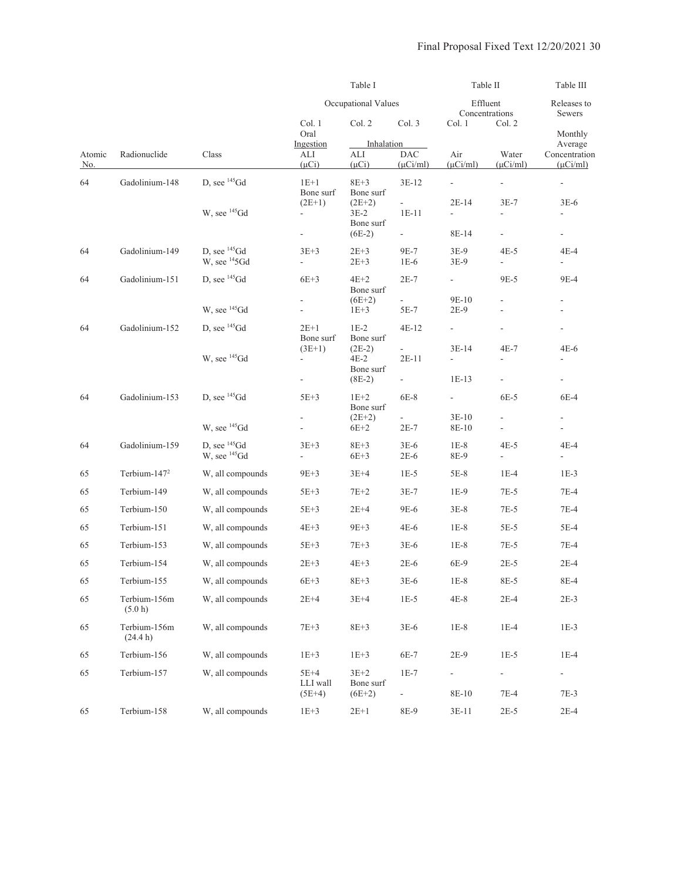| Atomic No. | Radionuclide | Class | Table I Occupational Values Col. 1 Oral Ingestion ALI (µCi) | Table I Col. 2 Inhalation ALI (µCi) | Table I Col. 3 Inhalation DAC (µCi/ml) | Table II Effluent Concentrations Col. 1 Air (µCi/ml) | Table II Col. 2 Water (µCi/ml) | Table III Releases to Sewers Monthly Average Concentration (µCi/ml) |
|---|---|---|---|---|---|---|---|---|
| 64 | Gadolinium-148 | D, see $^{145}$Gd | 1E+1 | 8E+3 | 3E-12 | - | - | - |
| | | | Bone surf | Bone surf | | | | |
| | | | (2E+1) | (2E+2) | - | 2E-14 | 3E-7 | 3E-6 |
| | | W, see $^{145}$Gd | - | 3E-2 | 1E-11 | - | - | - |
| | | | | Bone surf | | | | |
| | | | - | (6E-2) | - | 8E-14 | - | - |
| 64 | Gadolinium-149 | D, see $^{145}$Gd | 3E+3 | 2E+3 | 9E-7 | 3E-9 | 4E-5 | 4E-4 |
| | | W, see $^{14}$5Gd | - | 2E+3 | 1E-6 | 3E-9 | - | - |
| 64 | Gadolinium-151 | D, see $^{145}$Gd | 6E+3 | 4E+2 | 2E-7 | - | 9E-5 | 9E-4 |
| | | | | Bone surf | | | | |
| | | | - | (6E+2) | - | 9E-10 | - | - |
| | | W, see $^{145}$Gd | - | 1E+3 | 5E-7 | 2E-9 | - | - |
| 64 | Gadolinium-152 | D, see $^{145}$Gd | 2E+1 | 1E-2 | 4E-12 | - | - | - |
| | | | Bone surf | Bone surf | | | | |
| | | | (3E+1) | (2E-2) | - | 3E-14 | 4E-7 | 4E-6 |
| | | W, see $^{145}$Gd | - | 4E-2 | 2E-11 | - | - | - |
| | | | | Bone surf | | | | |
| | | | - | (8E-2) | - | 1E-13 | - | - |
| 64 | Gadolinium-153 | D, see $^{145}$Gd | 5E+3 | 1E+2 | 6E-8 | - | 6E-5 | 6E-4 |
| | | | | Bone surf | | | | |
| | | | - | (2E+2) | - | 3E-10 | - | - |
| | | W, see $^{145}$Gd | - | 6E+2 | 2E-7 | 8E-10 | - | - |
| 64 | Gadolinium-159 | D, see $^{145}$Gd | 3E+3 | 8E+3 | 3E-6 | 1E-8 | 4E-5 | 4E-4 |
| | | W, see $^{145}$Gd | - | 6E+3 | 2E-6 | 8E-9 | - | - |
| 65 | Terbium-147[2] | W, all compounds | 9E+3 | 3E+4 | 1E-5 | 5E-8 | 1E-4 | 1E-3 |
| 65 | Terbium-149 | W, all compounds | 5E+3 | 7E+2 | 3E-7 | 1E-9 | 7E-5 | 7E-4 |
| 65 | Terbium-150 | W, all compounds | 5E+3 | 2E+4 | 9E-6 | 3E-8 | 7E-5 | 7E-4 |
| 65 | Terbium-151 | W, all compounds | 4E+3 | 9E+3 | 4E-6 | 1E-8 | 5E-5 | 5E-4 |
| 65 | Terbium-153 | W, all compounds | 5E+3 | 7E+3 | 3E-6 | 1E-8 | 7E-5 | 7E-4 |
| 65 | Terbium-154 | W, all compounds | 2E+3 | 4E+3 | 2E-6 | 6E-9 | 2E-5 | 2E-4 |
| 65 | Terbium-155 | W, all compounds | 6E+3 | 8E+3 | 3E-6 | 1E-8 | 8E-5 | 8E-4 |
| 65 | Terbium-156m (5.0 h) | W, all compounds | 2E+4 | 3E+4 | 1E-5 | 4E-8 | 2E-4 | 2E-3 |
| 65 | Terbium-156m (24.4 h) | W, all compounds | 7E+3 | 8E+3 | 3E-6 | 1E-8 | 1E-4 | 1E-3 |
| 65 | Terbium-156 | W, all compounds | 1E+3 | 1E+3 | 6E-7 | 2E-9 | 1E-5 | 1E-4 |
| 65 | Terbium-157 | W, all compounds | 5E+4 | 3E+2 | 1E-7 | - | - | - |
| | | | LLI wall | Bone surf | | | | |
| | | | (5E+4) | (6E+2) | - | 8E-10 | 7E-4 | 7E-3 |
| 65 | Terbium-158 | W, all compounds | 1E+3 | 2E+1 | 8E-9 | 3E-11 | 2E-5 | 2E-4 |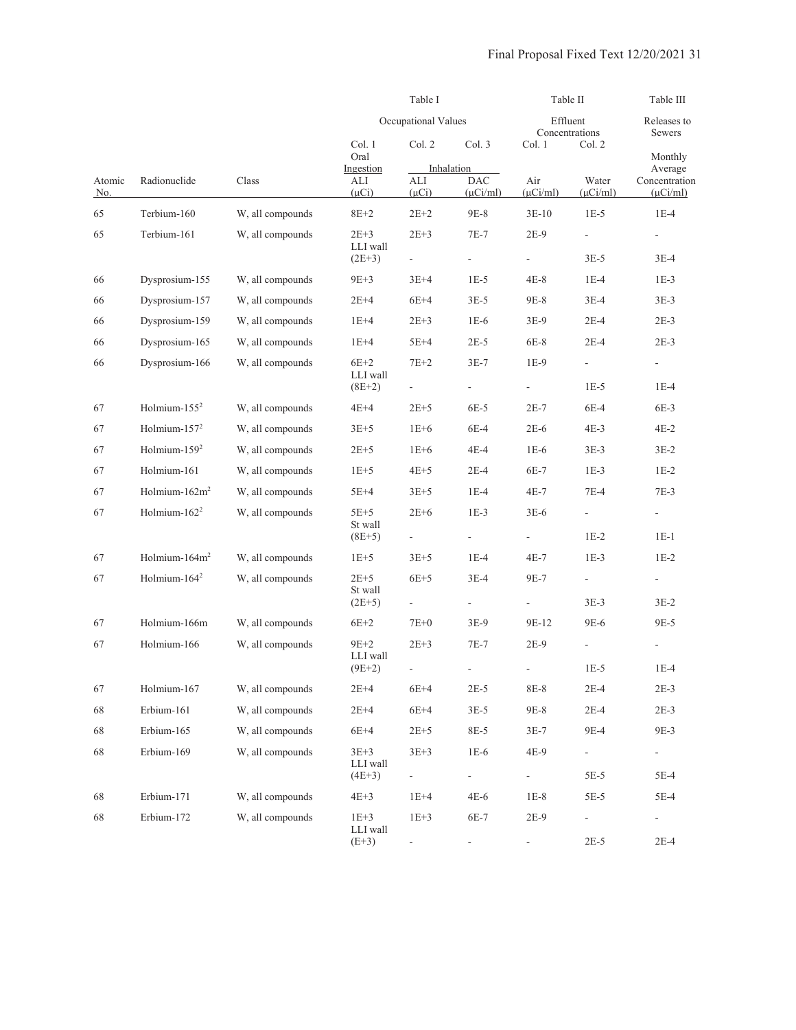| | | | Table I | | | Table II | | Table III |
|---|---|---|---|---|---|---|---|---|
| | | | Occupational Values | | | Effluent Concentrations | | Releases to Sewers |
| | | | Col. 1 | Col. 2 | Col. 3 | Col. 1 | Col. 2 | |
| | | | Oral Ingestion | Inhalation | | | | Monthly Average |
| Atomic No. | Radionuclide | Class | ALI (μCi) | ALI (μCi) | DAC (μCi/ml) | Air (μCi/ml) | Water (μCi/ml) | Concentration (μCi/ml) |
| 65 | Terbium-160 | W, all compounds | 8E+2 | 2E+2 | 9E-8 | 3E-10 | 1E-5 | 1E-4 |
| 65 | Terbium-161 | W, all compounds | 2E+3 | 2E+3 | 7E-7 | 2E-9 | - | - |
| | | | LLI wall (2E+3) | - | - | - | 3E-5 | 3E-4 |
| 66 | Dysprosium-155 | W, all compounds | 9E+3 | 3E+4 | 1E-5 | 4E-8 | 1E-4 | 1E-3 |
| 66 | Dysprosium-157 | W, all compounds | 2E+4 | 6E+4 | 3E-5 | 9E-8 | 3E-4 | 3E-3 |
| 66 | Dysprosium-159 | W, all compounds | 1E+4 | 2E+3 | 1E-6 | 3E-9 | 2E-4 | 2E-3 |
| 66 | Dysprosium-165 | W, all compounds | 1E+4 | 5E+4 | 2E-5 | 6E-8 | 2E-4 | 2E-3 |
| 66 | Dysprosium-166 | W, all compounds | 6E+2 | 7E+2 | 3E-7 | 1E-9 | - | - |
| | | | LLI wall (8E+2) | - | - | - | 1E-5 | 1E-4 |
| 67 | Holmium-155[2] | W, all compounds | 4E+4 | 2E+5 | 6E-5 | 2E-7 | 6E-4 | 6E-3 |
| 67 | Holmium-157[2] | W, all compounds | 3E+5 | 1E+6 | 6E-4 | 2E-6 | 4E-3 | 4E-2 |
| 67 | Holmium-159[2] | W, all compounds | 2E+5 | 1E+6 | 4E-4 | 1E-6 | 3E-3 | 3E-2 |
| 67 | Holmium-161 | W, all compounds | 1E+5 | 4E+5 | 2E-4 | 6E-7 | 1E-3 | 1E-2 |
| 67 | Holmium-162m[2] | W, all compounds | 5E+4 | 3E+5 | 1E-4 | 4E-7 | 7E-4 | 7E-3 |
| 67 | Holmium-162[2] | W, all compounds | 5E+5 | 2E+6 | 1E-3 | 3E-6 | - | - |
| | | | St wall (8E+5) | - | - | - | 1E-2 | 1E-1 |
| 67 | Holmium-164m[2] | W, all compounds | 1E+5 | 3E+5 | 1E-4 | 4E-7 | 1E-3 | 1E-2 |
| 67 | Holmium-164[2] | W, all compounds | 2E+5 | 6E+5 | 3E-4 | 9E-7 | - | - |
| | | | St wall (2E+5) | - | - | - | 3E-3 | 3E-2 |
| 67 | Holmium-166m | W, all compounds | 6E+2 | 7E+0 | 3E-9 | 9E-12 | 9E-6 | 9E-5 |
| 67 | Holmium-166 | W, all compounds | 9E+2 | 2E+3 | 7E-7 | 2E-9 | - | - |
| | | | LLI wall (9E+2) | - | - | - | 1E-5 | 1E-4 |
| 67 | Holmium-167 | W, all compounds | 2E+4 | 6E+4 | 2E-5 | 8E-8 | 2E-4 | 2E-3 |
| 68 | Erbium-161 | W, all compounds | 2E+4 | 6E+4 | 3E-5 | 9E-8 | 2E-4 | 2E-3 |
| 68 | Erbium-165 | W, all compounds | 6E+4 | 2E+5 | 8E-5 | 3E-7 | 9E-4 | 9E-3 |
| 68 | Erbium-169 | W, all compounds | 3E+3 | 3E+3 | 1E-6 | 4E-9 | - | - |
| | | | LLI wall (4E+3) | - | - | - | 5E-5 | 5E-4 |
| 68 | Erbium-171 | W, all compounds | 4E+3 | 1E+4 | 4E-6 | 1E-8 | 5E-5 | 5E-4 |
| 68 | Erbium-172 | W, all compounds | 1E+3 | 1E+3 | 6E-7 | 2E-9 | - | - |
| | | | LLI wall (E+3) | - | - | - | 2E-5 | 2E-4 |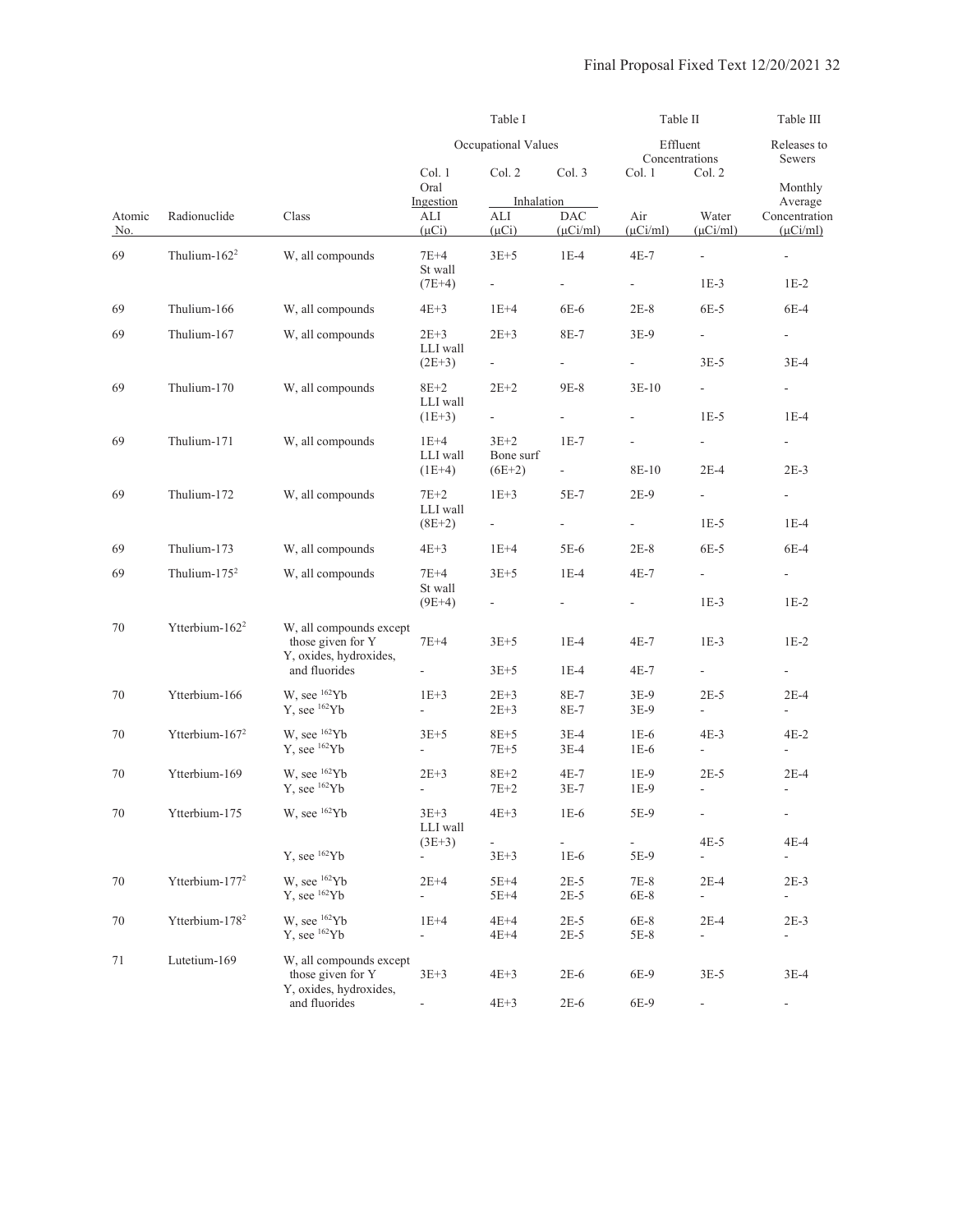| | | | Table I | | | Table II | | Table III |
|---|---|---|---|---|---|---|---|---|
| | | | Occupational Values | | | Effluent Concentrations | | Releases to Sewers |
| | | | Col. 1 | Col. 2 | Col. 3 | Col. 1 | Col. 2 | |
| | | | Oral Ingestion | Inhalation | | | | Monthly Average |
| Atomic No. | Radionuclide | Class | ALI (μCi) | ALI (μCi) | DAC (μCi/ml) | Air (μCi/ml) | Water (μCi/ml) | Concentration (μCi/ml) |
| 69 | Thulium-162[2] | W, all compounds | 7E+4 | 3E+5 | 1E-4 | 4E-7 | - | - |
| | | | St wall (7E+4) | - | - | - | 1E-3 | 1E-2 |
| 69 | Thulium-166 | W, all compounds | 4E+3 | 1E+4 | 6E-6 | 2E-8 | 6E-5 | 6E-4 |
| 69 | Thulium-167 | W, all compounds | 2E+3 | 2E+3 | 8E-7 | 3E-9 | - | - |
| | | | LLI wall (2E+3) | - | - | - | 3E-5 | 3E-4 |
| 69 | Thulium-170 | W, all compounds | 8E+2 | 2E+2 | 9E-8 | 3E-10 | - | - |
| | | | LLI wall (1E+3) | - | - | - | 1E-5 | 1E-4 |
| 69 | Thulium-171 | W, all compounds | 1E+4 | 3E+2 | 1E-7 | - | - | - |
| | | | LLI wall (1E+4) | Bone surf (6E+2) | - | 8E-10 | 2E-4 | 2E-3 |
| 69 | Thulium-172 | W, all compounds | 7E+2 | 1E+3 | 5E-7 | 2E-9 | - | - |
| | | | LLI wall (8E+2) | - | - | - | 1E-5 | 1E-4 |
| 69 | Thulium-173 | W, all compounds | 4E+3 | 1E+4 | 5E-6 | 2E-8 | 6E-5 | 6E-4 |
| 69 | Thulium-175[2] | W, all compounds | 7E+4 | 3E+5 | 1E-4 | 4E-7 | - | - |
| | | | St wall (9E+4) | - | - | - | 1E-3 | 1E-2 |
| 70 | Ytterbium-162[2] | W, all compounds except those given for Y | 7E+4 | 3E+5 | 1E-4 | 4E-7 | 1E-3 | 1E-2 |
| | | Y, oxides, hydroxides, and fluorides | - | 3E+5 | 1E-4 | 4E-7 | - | - |
| 70 | Ytterbium-166 | W, see $^{162}$Yb | 1E+3 | 2E+3 | 8E-7 | 3E-9 | 2E-5 | 2E-4 |
| | | Y, see $^{162}$Yb | - | 2E+3 | 8E-7 | 3E-9 | - | - |
| 70 | Ytterbium-167[2] | W, see $^{162}$Yb | 3E+5 | 8E+5 | 3E-4 | 1E-6 | 4E-3 | 4E-2 |
| | | Y, see $^{162}$Yb | - | 7E+5 | 3E-4 | 1E-6 | - | - |
| 70 | Ytterbium-169 | W, see $^{162}$Yb | 2E+3 | 8E+2 | 4E-7 | 1E-9 | 2E-5 | 2E-4 |
| | | Y, see $^{162}$Yb | - | 7E+2 | 3E-7 | 1E-9 | - | - |
| 70 | Ytterbium-175 | W, see $^{162}$Yb | 3E+3 | 4E+3 | 1E-6 | 5E-9 | - | - |
| | | | LLI wall (3E+3) | - | - | - | 4E-5 | 4E-4 |
| | | Y, see $^{162}$Yb | - | 3E+3 | 1E-6 | 5E-9 | - | - |
| 70 | Ytterbium-177[2] | W, see $^{162}$Yb | 2E+4 | 5E+4 | 2E-5 | 7E-8 | 2E-4 | 2E-3 |
| | | Y, see $^{162}$Yb | - | 5E+4 | 2E-5 | 6E-8 | - | - |
| 70 | Ytterbium-178[2] | W, see $^{162}$Yb | 1E+4 | 4E+4 | 2E-5 | 6E-8 | 2E-4 | 2E-3 |
| | | Y, see $^{162}$Yb | - | 4E+4 | 2E-5 | 5E-8 | - | - |
| 71 | Lutetium-169 | W, all compounds except those given for Y | 3E+3 | 4E+3 | 2E-6 | 6E-9 | 3E-5 | 3E-4 |
| | | Y, oxides, hydroxides, and fluorides | - | 4E+3 | 2E-6 | 6E-9 | - | - |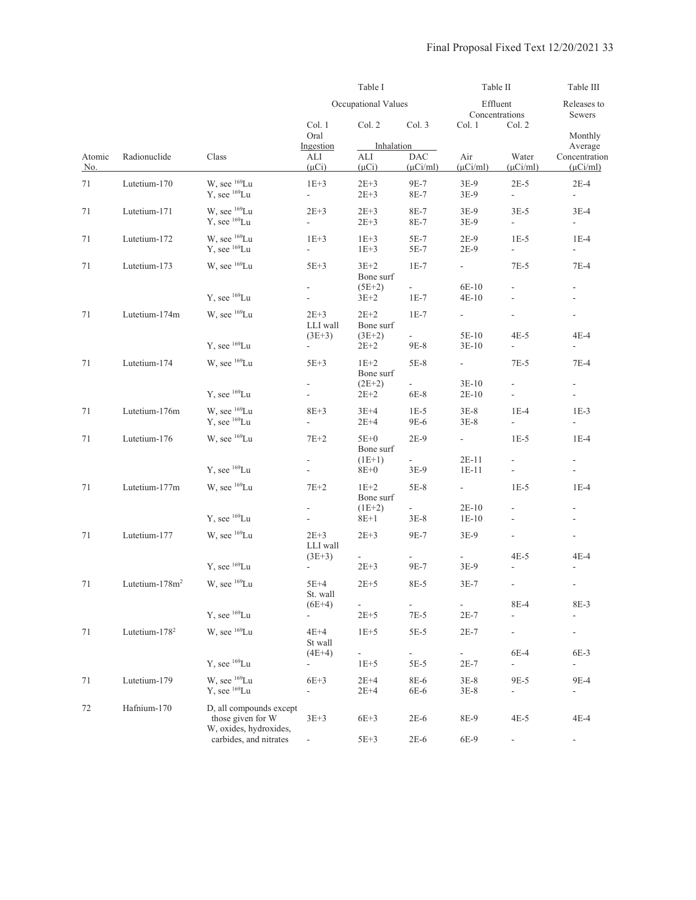| Atomic No. | Radionuclide | Class | Table I Occupational Values Col. 1 Oral Ingestion ALI (μCi) | Table I Col. 2 Inhalation ALI (μCi) | Table I Col. 3 Inhalation DAC (μCi/ml) | Table II Effluent Concentrations Col. 1 Air (μCi/ml) | Table II Col. 2 Water (μCi/ml) | Table III Releases to Sewers Monthly Average Concentration (μCi/ml) |
|---|---|---|---|---|---|---|---|---|
| 71 | Lutetium-170 | W, see $^{169}$Lu | 1E+3 | 2E+3 | 9E-7 | 3E-9 | 2E-5 | 2E-4 |
| | | Y, see $^{169}$Lu | - | 2E+3 | 8E-7 | 3E-9 | - | - |
| 71 | Lutetium-171 | W, see $^{169}$Lu | 2E+3 | 2E+3 | 8E-7 | 3E-9 | 3E-5 | 3E-4 |
| | | Y, see $^{169}$Lu | - | 2E+3 | 8E-7 | 3E-9 | - | - |
| 71 | Lutetium-172 | W, see $^{169}$Lu | 1E+3 | 1E+3 | 5E-7 | 2E-9 | 1E-5 | 1E-4 |
| | | Y, see $^{169}$Lu | - | 1E+3 | 5E-7 | 2E-9 | - | - |
| 71 | Lutetium-173 | W, see $^{169}$Lu | 5E+3 | 3E+2 | 1E-7 | - | 7E-5 | 7E-4 |
| | | | | Bone surf | | | | |
| | | | - | (5E+2) | - | 6E-10 | - | - |
| | | Y, see $^{169}$Lu | - | 3E+2 | 1E-7 | 4E-10 | - | - |
| 71 | Lutetium-174m | W, see $^{169}$Lu | 2E+3 | 2E+2 | 1E-7 | - | - | - |
| | | | LLI wall | Bone surf | | | | |
| | | | (3E+3) | (3E+2) | - | 5E-10 | 4E-5 | 4E-4 |
| | | Y, see $^{169}$Lu | - | 2E+2 | 9E-8 | 3E-10 | - | - |
| 71 | Lutetium-174 | W, see $^{169}$Lu | 5E+3 | 1E+2 | 5E-8 | - | 7E-5 | 7E-4 |
| | | | | Bone surf | | | | |
| | | | - | (2E+2) | - | 3E-10 | - | - |
| | | Y, see $^{169}$Lu | - | 2E+2 | 6E-8 | 2E-10 | - | - |
| 71 | Lutetium-176m | W, see $^{169}$Lu | 8E+3 | 3E+4 | 1E-5 | 3E-8 | 1E-4 | 1E-3 |
| | | Y, see $^{169}$Lu | - | 2E+4 | 9E-6 | 3E-8 | - | - |
| 71 | Lutetium-176 | W, see $^{169}$Lu | 7E+2 | 5E+0 | 2E-9 | - | 1E-5 | 1E-4 |
| | | | | Bone surf | | | | |
| | | | - | (1E+1) | - | 2E-11 | - | - |
| | | Y, see $^{169}$Lu | - | 8E+0 | 3E-9 | 1E-11 | - | - |
| 71 | Lutetium-177m | W, see $^{169}$Lu | 7E+2 | 1E+2 | 5E-8 | - | 1E-5 | 1E-4 |
| | | | | Bone surf | | | | |
| | | | - | (1E+2) | - | 2E-10 | - | - |
| | | Y, see $^{169}$Lu | - | 8E+1 | 3E-8 | 1E-10 | - | - |
| 71 | Lutetium-177 | W, see $^{169}$Lu | 2E+3 | 2E+3 | 9E-7 | 3E-9 | - | - |
| | | | LLI wall | | | | | |
| | | | (3E+3) | - | - | - | 4E-5 | 4E-4 |
| | | Y, see $^{169}$Lu | - | 2E+3 | 9E-7 | 3E-9 | - | - |
| 71 | Lutetium-178m[2] | W, see $^{169}$Lu | 5E+4 | 2E+5 | 8E-5 | 3E-7 | - | - |
| | | | St. wall | | | | | |
| | | | (6E+4) | - | - | - | 8E-4 | 8E-3 |
| | | Y, see $^{169}$Lu | - | 2E+5 | 7E-5 | 2E-7 | - | - |
| 71 | Lutetium-178[2] | W, see $^{169}$Lu | 4E+4 | 1E+5 | 5E-5 | 2E-7 | - | - |
| | | | St wall | | | | | |
| | | | (4E+4) | - | - | - | 6E-4 | 6E-3 |
| | | Y, see $^{169}$Lu | - | 1E+5 | 5E-5 | 2E-7 | - | - |
| 71 | Lutetium-179 | W, see $^{169}$Lu | 6E+3 | 2E+4 | 8E-6 | 3E-8 | 9E-5 | 9E-4 |
| | | Y, see $^{169}$Lu | - | 2E+4 | 6E-6 | 3E-8 | - | - |
| 72 | Hafnium-170 | D, all compounds except those given for W | 3E+3 | 6E+3 | 2E-6 | 8E-9 | 4E-5 | 4E-4 |
| | | W, oxides, hydroxides, carbides, and nitrates | - | 5E+3 | 2E-6 | 6E-9 | - | - |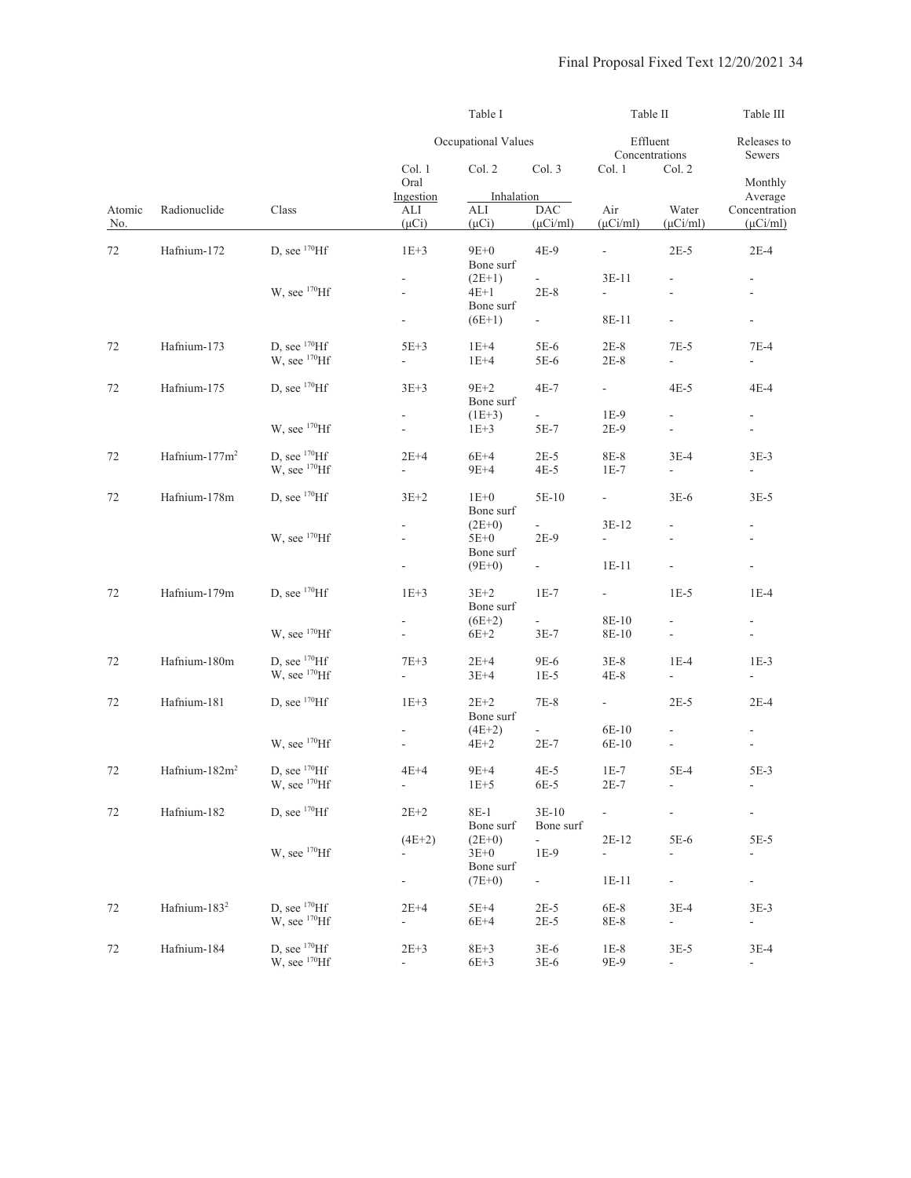| | | | Table I | | | Table II | | Table III |
|---|---|---|---|---|---|---|---|---|
| | | | Occupational Values | | | Effluent Concentrations | | Releases to Sewers |
| | | | Col. 1 | Col. 2 | Col. 3 | Col. 1 | Col. 2 | |
| | | | Oral Ingestion | Inhalation | | | | Monthly Average |
| Atomic No. | Radionuclide | Class | ALI (μCi) | ALI (μCi) | DAC (μCi/ml) | Air (μCi/ml) | Water (μCi/ml) | Concentration (μCi/ml) |
| 72 | Hafnium-172 | D, see $^{170}$Hf | 1E+3 | 9E+0 | 4E-9 | - | 2E-5 | 2E-4 |
| | | | - | Bone surf (2E+1) | - | 3E-11 | - | - |
| | | W, see $^{170}$Hf | - | 4E+1 | 2E-8 | - | - | - |
| | | | - | Bone surf (6E+1) | - | 8E-11 | - | - |
| 72 | Hafnium-173 | D, see $^{170}$Hf | 5E+3 | 1E+4 | 5E-6 | 2E-8 | 7E-5 | 7E-4 |
| | | W, see $^{170}$Hf | - | 1E+4 | 5E-6 | 2E-8 | - | - |
| 72 | Hafnium-175 | D, see $^{170}$Hf | 3E+3 | 9E+2 | 4E-7 | - | 4E-5 | 4E-4 |
| | | | - | Bone surf (1E+3) | - | 1E-9 | - | - |
| | | W, see $^{170}$Hf | - | 1E+3 | 5E-7 | 2E-9 | - | - |
| 72 | Hafnium-177m[2] | D, see $^{170}$Hf | 2E+4 | 6E+4 | 2E-5 | 8E-8 | 3E-4 | 3E-3 |
| | | W, see $^{170}$Hf | - | 9E+4 | 4E-5 | 1E-7 | - | - |
| 72 | Hafnium-178m | D, see $^{170}$Hf | 3E+2 | 1E+0 | 5E-10 | - | 3E-6 | 3E-5 |
| | | | - | Bone surf (2E+0) | - | 3E-12 | - | - |
| | | W, see $^{170}$Hf | - | 5E+0 | 2E-9 | - | - | - |
| | | | - | Bone surf (9E+0) | - | 1E-11 | - | - |
| 72 | Hafnium-179m | D, see $^{170}$Hf | 1E+3 | 3E+2 | 1E-7 | - | 1E-5 | 1E-4 |
| | | | - | Bone surf (6E+2) | - | 8E-10 | - | - |
| | | W, see $^{170}$Hf | - | 6E+2 | 3E-7 | 8E-10 | - | - |
| 72 | Hafnium-180m | D, see $^{170}$Hf | 7E+3 | 2E+4 | 9E-6 | 3E-8 | 1E-4 | 1E-3 |
| | | W, see $^{170}$Hf | - | 3E+4 | 1E-5 | 4E-8 | - | - |
| 72 | Hafnium-181 | D, see $^{170}$Hf | 1E+3 | 2E+2 | 7E-8 | - | 2E-5 | 2E-4 |
| | | | - | Bone surf (4E+2) | - | 6E-10 | - | - |
| | | W, see $^{170}$Hf | - | 4E+2 | 2E-7 | 6E-10 | - | - |
| 72 | Hafnium-182m[2] | D, see $^{170}$Hf | 4E+4 | 9E+4 | 4E-5 | 1E-7 | 5E-4 | 5E-3 |
| | | W, see $^{170}$Hf | - | 1E+5 | 6E-5 | 2E-7 | - | - |
| 72 | Hafnium-182 | D, see $^{170}$Hf | 2E+2 | 8E-1 | 3E-10 | - | - | - |
| | | | | Bone surf | Bone surf | | | |
| | | | (4E+2) | (2E+0) | - | 2E-12 | 5E-6 | 5E-5 |
| | | W, see $^{170}$Hf | - | 3E+0 | 1E-9 | - | - | - |
| | | | - | Bone surf (7E+0) | - | 1E-11 | - | - |
| 72 | Hafnium-183[2] | D, see $^{170}$Hf | 2E+4 | 5E+4 | 2E-5 | 6E-8 | 3E-4 | 3E-3 |
| | | W, see $^{170}$Hf | - | 6E+4 | 2E-5 | 8E-8 | - | - |
| 72 | Hafnium-184 | D, see $^{170}$Hf | 2E+3 | 8E+3 | 3E-6 | 1E-8 | 3E-5 | 3E-4 |
| | | W, see $^{170}$Hf | - | 6E+3 | 3E-6 | 9E-9 | - | - |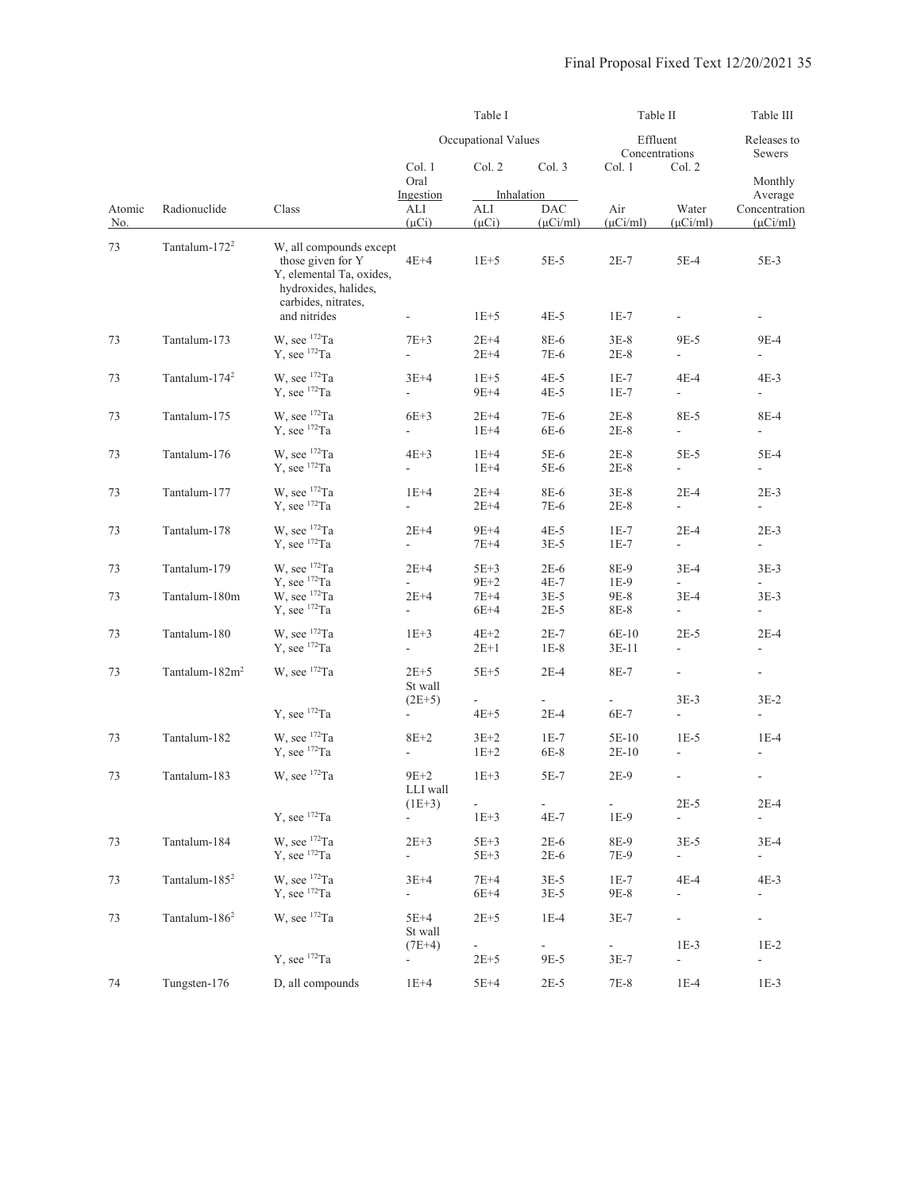| | | | Table I | | | Table II | | Table III |
|---|---|---|---|---|---|---|---|---|
| | | | Occupational Values | | | Effluent Concentrations | | Releases to Sewers |
| | | | Col. 1 | Col. 2 | Col. 3 | Col. 1 | Col. 2 | |
| | | | Oral Ingestion | Inhalation | | | | Monthly Average |
| Atomic No. | Radionuclide | Class | ALI (μCi) | ALI (μCi) | DAC (μCi/ml) | Air (μCi/ml) | Water (μCi/ml) | Concentration (μCi/ml) |
| 73 | Tantalum-172[2] | W, all compounds except those given for Y | 4E+4 | 1E+5 | 5E-5 | 2E-7 | 5E-4 | 5E-3 |
| | | Y, elemental Ta, oxides, hydroxides, halides, carbides, nitrates, and nitrides | - | 1E+5 | 4E-5 | 1E-7 | - | - |
| 73 | Tantalum-173 | W, see $^{172}$Ta | 7E+3 | 2E+4 | 8E-6 | 3E-8 | 9E-5 | 9E-4 |
| | | Y, see $^{172}$Ta | - | 2E+4 | 7E-6 | 2E-8 | - | - |
| 73 | Tantalum-174[2] | W, see $^{172}$Ta | 3E+4 | 1E+5 | 4E-5 | 1E-7 | 4E-4 | 4E-3 |
| | | Y, see $^{172}$Ta | - | 9E+4 | 4E-5 | 1E-7 | - | - |
| 73 | Tantalum-175 | W, see $^{172}$Ta | 6E+3 | 2E+4 | 7E-6 | 2E-8 | 8E-5 | 8E-4 |
| | | Y, see $^{172}$Ta | - | 1E+4 | 6E-6 | 2E-8 | - | - |
| 73 | Tantalum-176 | W, see $^{172}$Ta | 4E+3 | 1E+4 | 5E-6 | 2E-8 | 5E-5 | 5E-4 |
| | | Y, see $^{172}$Ta | - | 1E+4 | 5E-6 | 2E-8 | - | - |
| 73 | Tantalum-177 | W, see $^{172}$Ta | 1E+4 | 2E+4 | 8E-6 | 3E-8 | 2E-4 | 2E-3 |
| | | Y, see $^{172}$Ta | - | 2E+4 | 7E-6 | 2E-8 | - | - |
| 73 | Tantalum-178 | W, see $^{172}$Ta | 2E+4 | 9E+4 | 4E-5 | 1E-7 | 2E-4 | 2E-3 |
| | | Y, see $^{172}$Ta | - | 7E+4 | 3E-5 | 1E-7 | - | - |
| 73 | Tantalum-179 | W, see $^{172}$Ta | 2E+4 | 5E+3 | 2E-6 | 8E-9 | 3E-4 | 3E-3 |
| | | Y, see $^{172}$Ta | - | 9E+2 | 4E-7 | 1E-9 | - | - |
| 73 | Tantalum-180m | W, see $^{172}$Ta | 2E+4 | 7E+4 | 3E-5 | 9E-8 | 3E-4 | 3E-3 |
| | | Y, see $^{172}$Ta | - | 6E+4 | 2E-5 | 8E-8 | - | - |
| 73 | Tantalum-180 | W, see $^{172}$Ta | 1E+3 | 4E+2 | 2E-7 | 6E-10 | 2E-5 | 2E-4 |
| | | Y, see $^{172}$Ta | - | 2E+1 | 1E-8 | 3E-11 | - | - |
| 73 | Tantalum-182m[2] | W, see $^{172}$Ta | 2E+5 | 5E+5 | 2E-4 | 8E-7 | - | - |
| | | | St wall (2E+5) | - | - | - | 3E-3 | 3E-2 |
| | | Y, see $^{172}$Ta | - | 4E+5 | 2E-4 | 6E-7 | - | - |
| 73 | Tantalum-182 | W, see $^{172}$Ta | 8E+2 | 3E+2 | 1E-7 | 5E-10 | 1E-5 | 1E-4 |
| | | Y, see $^{172}$Ta | - | 1E+2 | 6E-8 | 2E-10 | - | - |
| 73 | Tantalum-183 | W, see $^{172}$Ta | 9E+2 | 1E+3 | 5E-7 | 2E-9 | - | - |
| | | | LLI wall (1E+3) | - | - | - | 2E-5 | 2E-4 |
| | | Y, see $^{172}$Ta | - | 1E+3 | 4E-7 | 1E-9 | - | - |
| 73 | Tantalum-184 | W, see $^{172}$Ta | 2E+3 | 5E+3 | 2E-6 | 8E-9 | 3E-5 | 3E-4 |
| | | Y, see $^{172}$Ta | - | 5E+3 | 2E-6 | 7E-9 | - | - |
| 73 | Tantalum-185[2] | W, see $^{172}$Ta | 3E+4 | 7E+4 | 3E-5 | 1E-7 | 4E-4 | 4E-3 |
| | | Y, see $^{172}$Ta | - | 6E+4 | 3E-5 | 9E-8 | - | - |
| 73 | Tantalum-186[2] | W, see $^{172}$Ta | 5E+4 | 2E+5 | 1E-4 | 3E-7 | - | - |
| | | | St wall (7E+4) | - | - | - | 1E-3 | 1E-2 |
| | | Y, see $^{172}$Ta | - | 2E+5 | 9E-5 | 3E-7 | - | - |
| 74 | Tungsten-176 | D, all compounds | 1E+4 | 5E+4 | 2E-5 | 7E-8 | 1E-4 | 1E-3 |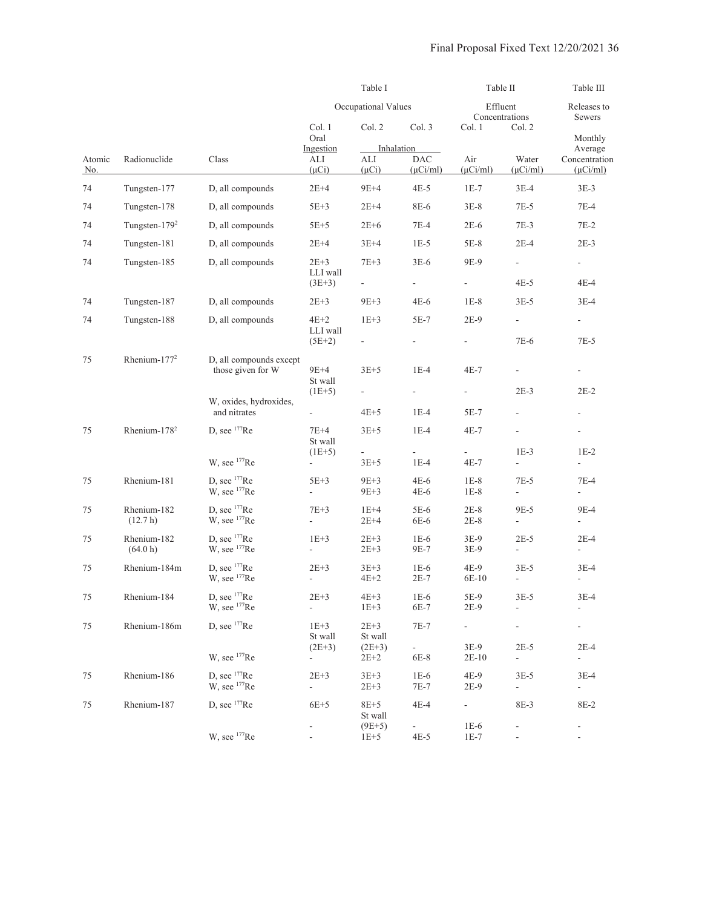| | | | Table I | | | Table II | | Table III |
|---|---|---|---|---|---|---|---|---|
| | | | Occupational Values | | | Effluent Concentrations | | Releases to Sewers |
| | | | Col. 1 | Col. 2 | Col. 3 | Col. 1 | Col. 2 | |
| | | | Oral Ingestion | Inhalation | | | | Monthly Average |
| Atomic No. | Radionuclide | Class | ALI (μCi) | ALI (μCi) | DAC (μCi/ml) | Air (μCi/ml) | Water (μCi/ml) | Concentration (μCi/ml) |
| 74 | Tungsten-177 | D, all compounds | 2E+4 | 9E+4 | 4E-5 | 1E-7 | 3E-4 | 3E-3 |
| 74 | Tungsten-178 | D, all compounds | 5E+3 | 2E+4 | 8E-6 | 3E-8 | 7E-5 | 7E-4 |
| 74 | Tungsten-179[2] | D, all compounds | 5E+5 | 2E+6 | 7E-4 | 2E-6 | 7E-3 | 7E-2 |
| 74 | Tungsten-181 | D, all compounds | 2E+4 | 3E+4 | 1E-5 | 5E-8 | 2E-4 | 2E-3 |
| 74 | Tungsten-185 | D, all compounds | 2E+3 | 7E+3 | 3E-6 | 9E-9 | - | - |
| | | | LLI wall (3E+3) | - | - | - | 4E-5 | 4E-4 |
| 74 | Tungsten-187 | D, all compounds | 2E+3 | 9E+3 | 4E-6 | 1E-8 | 3E-5 | 3E-4 |
| 74 | Tungsten-188 | D, all compounds | 4E+2 | 1E+3 | 5E-7 | 2E-9 | - | - |
| | | | LLI wall (5E+2) | - | - | - | 7E-6 | 7E-5 |
| 75 | Rhenium-177[2] | D, all compounds except those given for W | 9E+4 | 3E+5 | 1E-4 | 4E-7 | - | - |
| | | | St wall (1E+5) | - | - | - | 2E-3 | 2E-2 |
| | | W, oxides, hydroxides, and nitrates | - | 4E+5 | 1E-4 | 5E-7 | - | - |
| 75 | Rhenium-178[2] | D, see $^{177}$Re | 7E+4 | 3E+5 | 1E-4 | 4E-7 | - | - |
| | | | St wall (1E+5) | - | - | - | 1E-3 | 1E-2 |
| | | W, see $^{177}$Re | - | 3E+5 | 1E-4 | 4E-7 | - | - |
| 75 | Rhenium-181 | D, see $^{177}$Re | 5E+3 | 9E+3 | 4E-6 | 1E-8 | 7E-5 | 7E-4 |
| | | W, see $^{177}$Re | - | 9E+3 | 4E-6 | 1E-8 | - | - |
| 75 | Rhenium-182 (12.7 h) | D, see $^{177}$Re | 7E+3 | 1E+4 | 5E-6 | 2E-8 | 9E-5 | 9E-4 |
| | | W, see $^{177}$Re | - | 2E+4 | 6E-6 | 2E-8 | - | - |
| 75 | Rhenium-182 (64.0 h) | D, see $^{177}$Re | 1E+3 | 2E+3 | 1E-6 | 3E-9 | 2E-5 | 2E-4 |
| | | W, see $^{177}$Re | - | 2E+3 | 9E-7 | 3E-9 | - | - |
| 75 | Rhenium-184m | D, see $^{177}$Re | 2E+3 | 3E+3 | 1E-6 | 4E-9 | 3E-5 | 3E-4 |
| | | W, see $^{177}$Re | - | 4E+2 | 2E-7 | 6E-10 | - | - |
| 75 | Rhenium-184 | D, see $^{177}$Re | 2E+3 | 4E+3 | 1E-6 | 5E-9 | 3E-5 | 3E-4 |
| | | W, see $^{177}$Re | - | 1E+3 | 6E-7 | 2E-9 | - | - |
| 75 | Rhenium-186m | D, see $^{177}$Re | 1E+3 | 2E+3 | 7E-7 | - | - | - |
| | | | St wall (2E+3) | St wall (2E+3) | - | 3E-9 | 2E-5 | 2E-4 |
| | | W, see $^{177}$Re | - | 2E+2 | 6E-8 | 2E-10 | - | - |
| 75 | Rhenium-186 | D, see $^{177}$Re | 2E+3 | 3E+3 | 1E-6 | 4E-9 | 3E-5 | 3E-4 |
| | | W, see $^{177}$Re | - | 2E+3 | 7E-7 | 2E-9 | - | - |
| 75 | Rhenium-187 | D, see $^{177}$Re | 6E+5 | 8E+5 | 4E-4 | - | 8E-3 | 8E-2 |
| | | | - | St wall (9E+5) | - | 1E-6 | - | - |
| | | W, see $^{177}$Re | - | 1E+5 | 4E-5 | 1E-7 | - | - |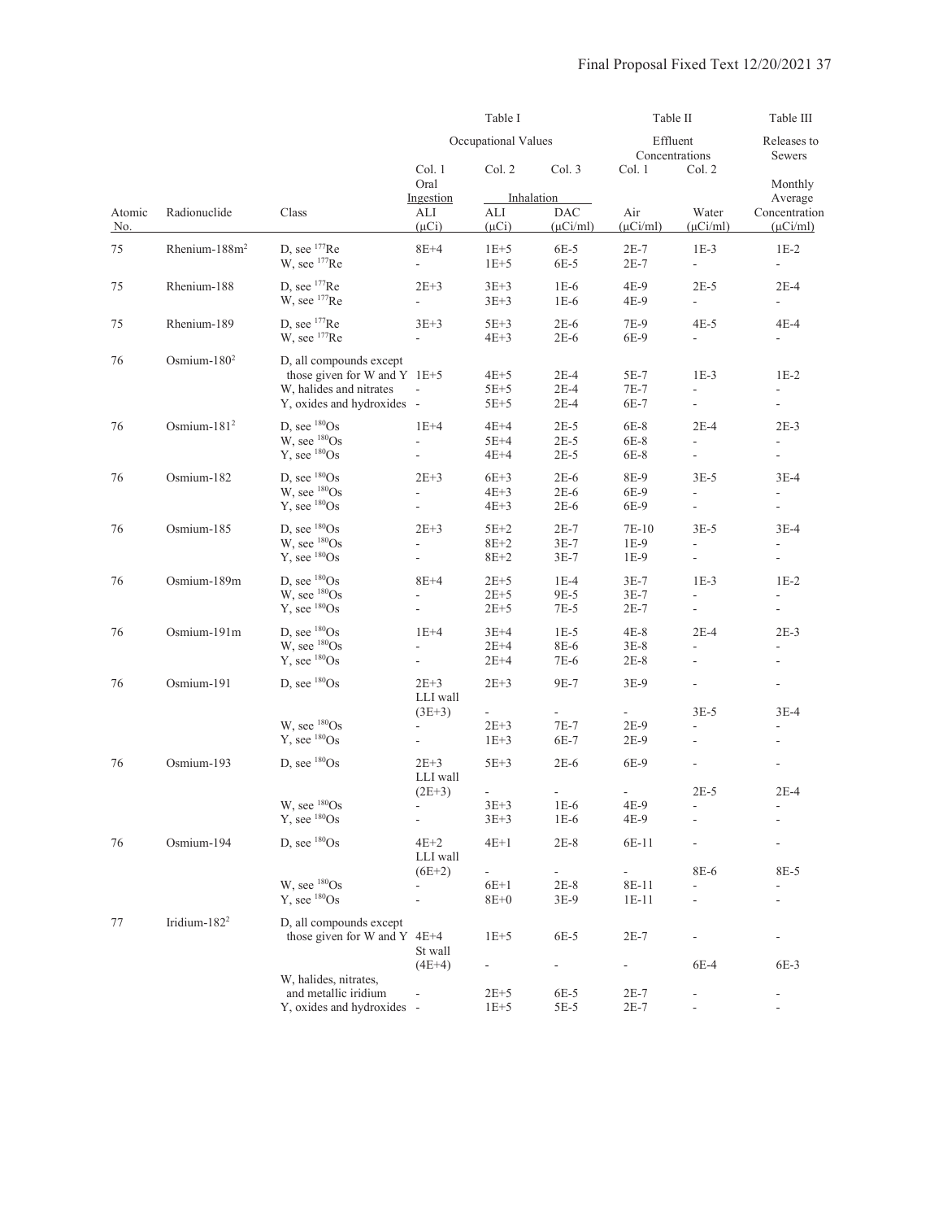| | | | Table I | | | Table II | | Table III |
|---|---|---|---|---|---|---|---|---|
| | | | Occupational Values | | | Effluent Concentrations | | Releases to Sewers |
| | | | Col. 1 | Col. 2 | Col. 3 | Col. 1 | Col. 2 | |
| | | | Oral Ingestion | Inhalation | | | | Monthly Average |
| Atomic No. | Radionuclide | Class | ALI (μCi) | ALI (μCi) | DAC (μCi/ml) | Air (μCi/ml) | Water (μCi/ml) | Concentration (μCi/ml) |
| 75 | Rhenium-188m[2] | D, see $^{177}$Re | 8E+4 | 1E+5 | 6E-5 | 2E-7 | 1E-3 | 1E-2 |
| | | W, see $^{177}$Re | - | 1E+5 | 6E-5 | 2E-7 | - | - |
| 75 | Rhenium-188 | D, see $^{177}$Re | 2E+3 | 3E+3 | 1E-6 | 4E-9 | 2E-5 | 2E-4 |
| | | W, see $^{177}$Re | - | 3E+3 | 1E-6 | 4E-9 | - | - |
| 75 | Rhenium-189 | D, see $^{177}$Re | 3E+3 | 5E+3 | 2E-6 | 7E-9 | 4E-5 | 4E-4 |
| | | W, see $^{177}$Re | - | 4E+3 | 2E-6 | 6E-9 | - | - |
| 76 | Osmium-180[2] | D, all compounds except those given for W and Y | 1E+5 | 4E+5 | 2E-4 | 5E-7 | 1E-3 | 1E-2 |
| | | W, halides and nitrates | - | 5E+5 | 2E-4 | 7E-7 | - | - |
| | | Y, oxides and hydroxides | - | 5E+5 | 2E-4 | 6E-7 | - | - |
| 76 | Osmium-181[2] | D, see $^{180}$Os | 1E+4 | 4E+4 | 2E-5 | 6E-8 | 2E-4 | 2E-3 |
| | | W, see $^{180}$Os | - | 5E+4 | 2E-5 | 6E-8 | - | - |
| | | Y, see $^{180}$Os | - | 4E+4 | 2E-5 | 6E-8 | - | - |
| 76 | Osmium-182 | D, see $^{180}$Os | 2E+3 | 6E+3 | 2E-6 | 8E-9 | 3E-5 | 3E-4 |
| | | W, see $^{180}$Os | - | 4E+3 | 2E-6 | 6E-9 | - | - |
| | | Y, see $^{180}$Os | - | 4E+3 | 2E-6 | 6E-9 | - | - |
| 76 | Osmium-185 | D, see $^{180}$Os | 2E+3 | 5E+2 | 2E-7 | 7E-10 | 3E-5 | 3E-4 |
| | | W, see $^{180}$Os | - | 8E+2 | 3E-7 | 1E-9 | - | - |
| | | Y, see $^{180}$Os | - | 8E+2 | 3E-7 | 1E-9 | - | - |
| 76 | Osmium-189m | D, see $^{180}$Os | 8E+4 | 2E+5 | 1E-4 | 3E-7 | 1E-3 | 1E-2 |
| | | W, see $^{180}$Os | - | 2E+5 | 9E-5 | 3E-7 | - | - |
| | | Y, see $^{180}$Os | - | 2E+5 | 7E-5 | 2E-7 | - | - |
| 76 | Osmium-191m | D, see $^{180}$Os | 1E+4 | 3E+4 | 1E-5 | 4E-8 | 2E-4 | 2E-3 |
| | | W, see $^{180}$Os | - | 2E+4 | 8E-6 | 3E-8 | - | - |
| | | Y, see $^{180}$Os | - | 2E+4 | 7E-6 | 2E-8 | - | - |
| 76 | Osmium-191 | D, see $^{180}$Os | 2E+3 | 2E+3 | 9E-7 | 3E-9 | - | - |
| | | | LLI wall (3E+3) | - | - | - | 3E-5 | 3E-4 |
| | | W, see $^{180}$Os | - | 2E+3 | 7E-7 | 2E-9 | - | - |
| | | Y, see $^{180}$Os | - | 1E+3 | 6E-7 | 2E-9 | - | - |
| 76 | Osmium-193 | D, see $^{180}$Os | 2E+3 | 5E+3 | 2E-6 | 6E-9 | - | - |
| | | | LLI wall (2E+3) | - | - | - | 2E-5 | 2E-4 |
| | | W, see $^{180}$Os | - | 3E+3 | 1E-6 | 4E-9 | - | - |
| | | Y, see $^{180}$Os | - | 3E+3 | 1E-6 | 4E-9 | - | - |
| 76 | Osmium-194 | D, see $^{180}$Os | 4E+2 | 4E+1 | 2E-8 | 6E-11 | - | - |
| | | | LLI wall (6E+2) | - | - | - | 8E-6 | 8E-5 |
| | | W, see $^{180}$Os | - | 6E+1 | 2E-8 | 8E-11 | - | - |
| | | Y, see $^{180}$Os | - | 8E+0 | 3E-9 | 1E-11 | - | - |
| 77 | Iridium-182[2] | D, all compounds except those given for W and Y | 4E+4 | 1E+5 | 6E-5 | 2E-7 | - | - |
| | | | St wall (4E+4) | - | - | - | 6E-4 | 6E-3 |
| | | W, halides, nitrates, and metallic iridium | - | 2E+5 | 6E-5 | 2E-7 | - | - |
| | | Y, oxides and hydroxides | - | 1E+5 | 5E-5 | 2E-7 | - | - |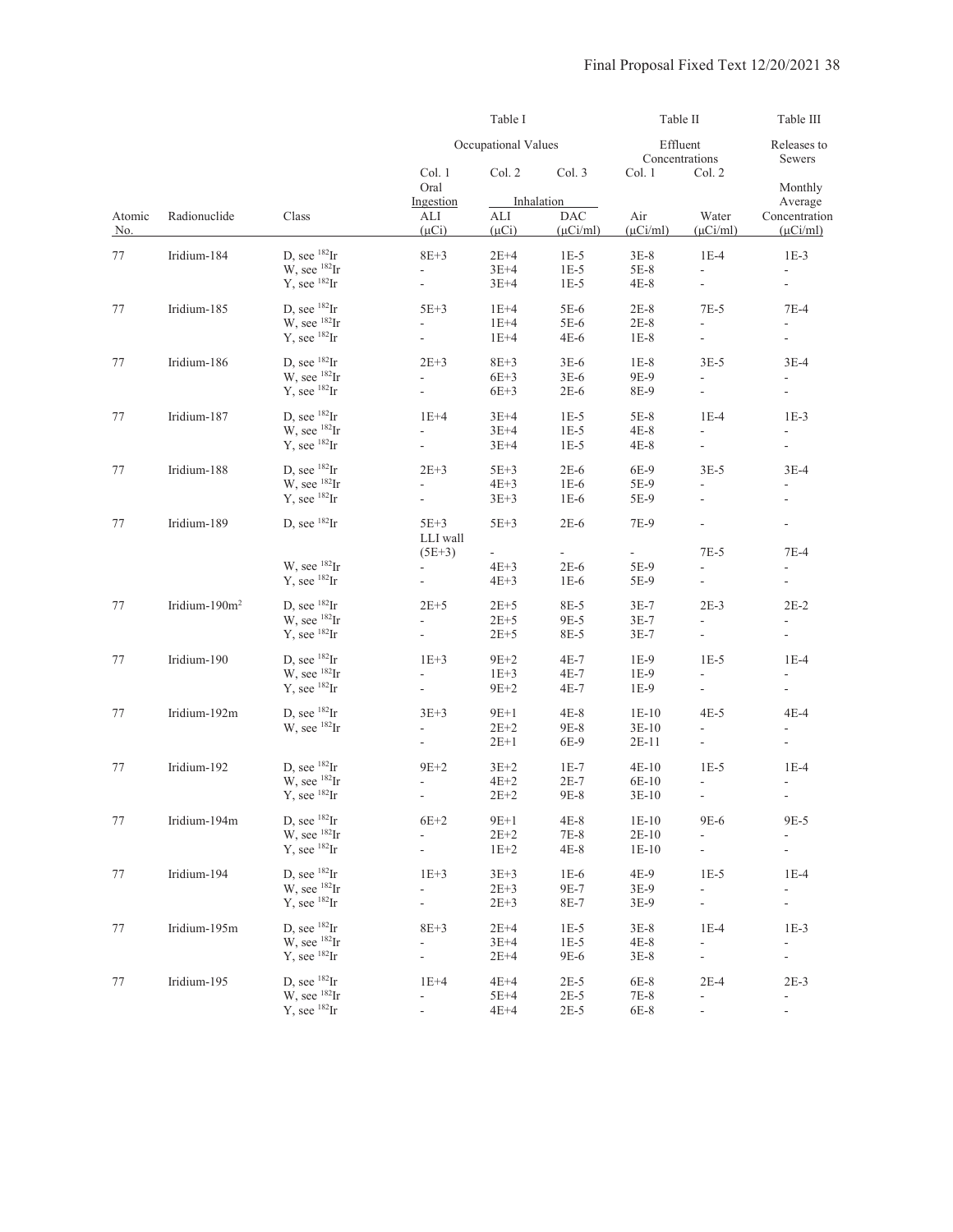| | | | Table I | | | Table II | | Table III |
|---|---|---|---|---|---|---|---|---|
| | | | Occupational Values | | | Effluent Concentrations | | Releases to Sewers |
| | | | Col. 1 | Col. 2 | Col. 3 | Col. 1 | Col. 2 | |
| | | | Oral Ingestion | Inhalation | | | | Monthly Average |
| Atomic No. | Radionuclide | Class | ALI (μCi) | ALI (μCi) | DAC (μCi/ml) | Air (μCi/ml) | Water (μCi/ml) | Concentration (μCi/ml) |
| 77 | Iridium-184 | D, see $^{182}$Ir | 8E+3 | 2E+4 | 1E-5 | 3E-8 | 1E-4 | 1E-3 |
| | | W, see $^{182}$Ir | - | 3E+4 | 1E-5 | 5E-8 | - | - |
| | | Y, see $^{182}$Ir | - | 3E+4 | 1E-5 | 4E-8 | - | - |
| 77 | Iridium-185 | D, see $^{182}$Ir | 5E+3 | 1E+4 | 5E-6 | 2E-8 | 7E-5 | 7E-4 |
| | | W, see $^{182}$Ir | - | 1E+4 | 5E-6 | 2E-8 | - | - |
| | | Y, see $^{182}$Ir | - | 1E+4 | 4E-6 | 1E-8 | - | - |
| 77 | Iridium-186 | D, see $^{182}$Ir | 2E+3 | 8E+3 | 3E-6 | 1E-8 | 3E-5 | 3E-4 |
| | | W, see $^{182}$Ir | - | 6E+3 | 3E-6 | 9E-9 | - | - |
| | | Y, see $^{182}$Ir | - | 6E+3 | 2E-6 | 8E-9 | - | - |
| 77 | Iridium-187 | D, see $^{182}$Ir | 1E+4 | 3E+4 | 1E-5 | 5E-8 | 1E-4 | 1E-3 |
| | | W, see $^{182}$Ir | - | 3E+4 | 1E-5 | 4E-8 | - | - |
| | | Y, see $^{182}$Ir | - | 3E+4 | 1E-5 | 4E-8 | - | - |
| 77 | Iridium-188 | D, see $^{182}$Ir | 2E+3 | 5E+3 | 2E-6 | 6E-9 | 3E-5 | 3E-4 |
| | | W, see $^{182}$Ir | - | 4E+3 | 1E-6 | 5E-9 | - | - |
| | | Y, see $^{182}$Ir | - | 3E+3 | 1E-6 | 5E-9 | - | - |
| 77 | Iridium-189 | D, see $^{182}$Ir | 5E+3 | 5E+3 | 2E-6 | 7E-9 | - | - |
| | | | LLI wall (5E+3) | - | - | - | 7E-5 | 7E-4 |
| | | W, see $^{182}$Ir | - | 4E+3 | 2E-6 | 5E-9 | - | - |
| | | Y, see $^{182}$Ir | - | 4E+3 | 1E-6 | 5E-9 | - | - |
| 77 | Iridium-190m[2] | D, see $^{182}$Ir | 2E+5 | 2E+5 | 8E-5 | 3E-7 | 2E-3 | 2E-2 |
| | | W, see $^{182}$Ir | - | 2E+5 | 9E-5 | 3E-7 | - | - |
| | | Y, see $^{182}$Ir | - | 2E+5 | 8E-5 | 3E-7 | - | - |
| 77 | Iridium-190 | D, see $^{182}$Ir | 1E+3 | 9E+2 | 4E-7 | 1E-9 | 1E-5 | 1E-4 |
| | | W, see $^{182}$Ir | - | 1E+3 | 4E-7 | 1E-9 | - | - |
| | | Y, see $^{182}$Ir | - | 9E+2 | 4E-7 | 1E-9 | - | - |
| 77 | Iridium-192m | D, see $^{182}$Ir | 3E+3 | 9E+1 | 4E-8 | 1E-10 | 4E-5 | 4E-4 |
| | | W, see $^{182}$Ir | - | 2E+2 | 9E-8 | 3E-10 | - | - |
| | | | - | 2E+1 | 6E-9 | 2E-11 | - | - |
| 77 | Iridium-192 | D, see $^{182}$Ir | 9E+2 | 3E+2 | 1E-7 | 4E-10 | 1E-5 | 1E-4 |
| | | W, see $^{182}$Ir | - | 4E+2 | 2E-7 | 6E-10 | - | - |
| | | Y, see $^{182}$Ir | - | 2E+2 | 9E-8 | 3E-10 | - | - |
| 77 | Iridium-194m | D, see $^{182}$Ir | 6E+2 | 9E+1 | 4E-8 | 1E-10 | 9E-6 | 9E-5 |
| | | W, see $^{182}$Ir | - | 2E+2 | 7E-8 | 2E-10 | - | - |
| | | Y, see $^{182}$Ir | - | 1E+2 | 4E-8 | 1E-10 | - | - |
| 77 | Iridium-194 | D, see $^{182}$Ir | 1E+3 | 3E+3 | 1E-6 | 4E-9 | 1E-5 | 1E-4 |
| | | W, see $^{182}$Ir | - | 2E+3 | 9E-7 | 3E-9 | - | - |
| | | Y, see $^{182}$Ir | - | 2E+3 | 8E-7 | 3E-9 | - | - |
| 77 | Iridium-195m | D, see $^{182}$Ir | 8E+3 | 2E+4 | 1E-5 | 3E-8 | 1E-4 | 1E-3 |
| | | W, see $^{182}$Ir | - | 3E+4 | 1E-5 | 4E-8 | - | - |
| | | Y, see $^{182}$Ir | - | 2E+4 | 9E-6 | 3E-8 | - | - |
| 77 | Iridium-195 | D, see $^{182}$Ir | 1E+4 | 4E+4 | 2E-5 | 6E-8 | 2E-4 | 2E-3 |
| | | W, see $^{182}$Ir | - | 5E+4 | 2E-5 | 7E-8 | - | - |
| | | Y, see $^{182}$Ir | - | 4E+4 | 2E-5 | 6E-8 | - | - |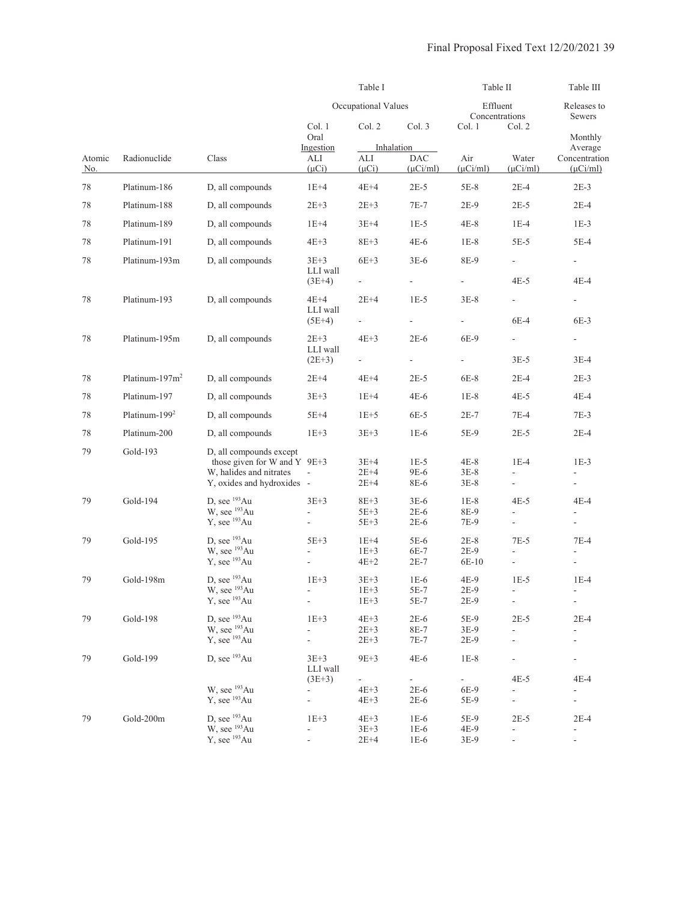| | | | Table I | | | Table II | | Table III |
|---|---|---|---|---|---|---|---|---|
| | | | Occupational Values | | | Effluent Concentrations | | Releases to Sewers |
| | | | Col. 1 | Col. 2 | Col. 3 | Col. 1 | Col. 2 | |
| | | | Oral Ingestion | Inhalation | | | | Monthly Average |
| Atomic No. | Radionuclide | Class | ALI (μCi) | ALI (μCi) | DAC (μCi/ml) | Air (μCi/ml) | Water (μCi/ml) | Concentration (μCi/ml) |
| 78 | Platinum-186 | D, all compounds | 1E+4 | 4E+4 | 2E-5 | 5E-8 | 2E-4 | 2E-3 |
| 78 | Platinum-188 | D, all compounds | 2E+3 | 2E+3 | 7E-7 | 2E-9 | 2E-5 | 2E-4 |
| 78 | Platinum-189 | D, all compounds | 1E+4 | 3E+4 | 1E-5 | 4E-8 | 1E-4 | 1E-3 |
| 78 | Platinum-191 | D, all compounds | 4E+3 | 8E+3 | 4E-6 | 1E-8 | 5E-5 | 5E-4 |
| 78 | Platinum-193m | D, all compounds | 3E+3 | 6E+3 | 3E-6 | 8E-9 | - | - |
| | | | LLI wall (3E+4) | - | - | - | 4E-5 | 4E-4 |
| 78 | Platinum-193 | D, all compounds | 4E+4 | 2E+4 | 1E-5 | 3E-8 | - | - |
| | | | LLI wall (5E+4) | - | - | - | 6E-4 | 6E-3 |
| 78 | Platinum-195m | D, all compounds | 2E+3 | 4E+3 | 2E-6 | 6E-9 | - | - |
| | | | LLI wall (2E+3) | - | - | - | 3E-5 | 3E-4 |
| 78 | Platinum-197m[2] | D, all compounds | 2E+4 | 4E+4 | 2E-5 | 6E-8 | 2E-4 | 2E-3 |
| 78 | Platinum-197 | D, all compounds | 3E+3 | 1E+4 | 4E-6 | 1E-8 | 4E-5 | 4E-4 |
| 78 | Platinum-199[2] | D, all compounds | 5E+4 | 1E+5 | 6E-5 | 2E-7 | 7E-4 | 7E-3 |
| 78 | Platinum-200 | D, all compounds | 1E+3 | 3E+3 | 1E-6 | 5E-9 | 2E-5 | 2E-4 |
| 79 | Gold-193 | D, all compounds except those given for W and Y | 9E+3 | 3E+4 | 1E-5 | 4E-8 | 1E-4 | 1E-3 |
| | | W, halides and nitrates | - | 2E+4 | 9E-6 | 3E-8 | - | - |
| | | Y, oxides and hydroxides | - | 2E+4 | 8E-6 | 3E-8 | - | - |
| 79 | Gold-194 | D, see $^{193}$Au | 3E+3 | 8E+3 | 3E-6 | 1E-8 | 4E-5 | 4E-4 |
| | | W, see $^{193}$Au | - | 5E+3 | 2E-6 | 8E-9 | - | - |
| | | Y, see $^{193}$Au | - | 5E+3 | 2E-6 | 7E-9 | - | - |
| 79 | Gold-195 | D, see $^{193}$Au | 5E+3 | 1E+4 | 5E-6 | 2E-8 | 7E-5 | 7E-4 |
| | | W, see $^{193}$Au | - | 1E+3 | 6E-7 | 2E-9 | - | - |
| | | Y, see $^{193}$Au | - | 4E+2 | 2E-7 | 6E-10 | - | - |
| 79 | Gold-198m | D, see $^{193}$Au | 1E+3 | 3E+3 | 1E-6 | 4E-9 | 1E-5 | 1E-4 |
| | | W, see $^{193}$Au | - | 1E+3 | 5E-7 | 2E-9 | - | - |
| | | Y, see $^{193}$Au | - | 1E+3 | 5E-7 | 2E-9 | - | - |
| 79 | Gold-198 | D, see $^{193}$Au | 1E+3 | 4E+3 | 2E-6 | 5E-9 | 2E-5 | 2E-4 |
| | | W, see $^{193}$Au | - | 2E+3 | 8E-7 | 3E-9 | - | - |
| | | Y, see $^{193}$Au | - | 2E+3 | 7E-7 | 2E-9 | - | - |
| 79 | Gold-199 | D, see $^{193}$Au | 3E+3 | 9E+3 | 4E-6 | 1E-8 | - | - |
| | | | LLI wall (3E+3) | - | - | - | 4E-5 | 4E-4 |
| | | W, see $^{193}$Au | - | 4E+3 | 2E-6 | 6E-9 | - | - |
| | | Y, see $^{193}$Au | - | 4E+3 | 2E-6 | 5E-9 | - | - |
| 79 | Gold-200m | D, see $^{193}$Au | 1E+3 | 4E+3 | 1E-6 | 5E-9 | 2E-5 | 2E-4 |
| | | W, see $^{193}$Au | - | 3E+3 | 1E-6 | 4E-9 | - | - |
| | | Y, see $^{193}$Au | - | 2E+4 | 1E-6 | 3E-9 | - | - |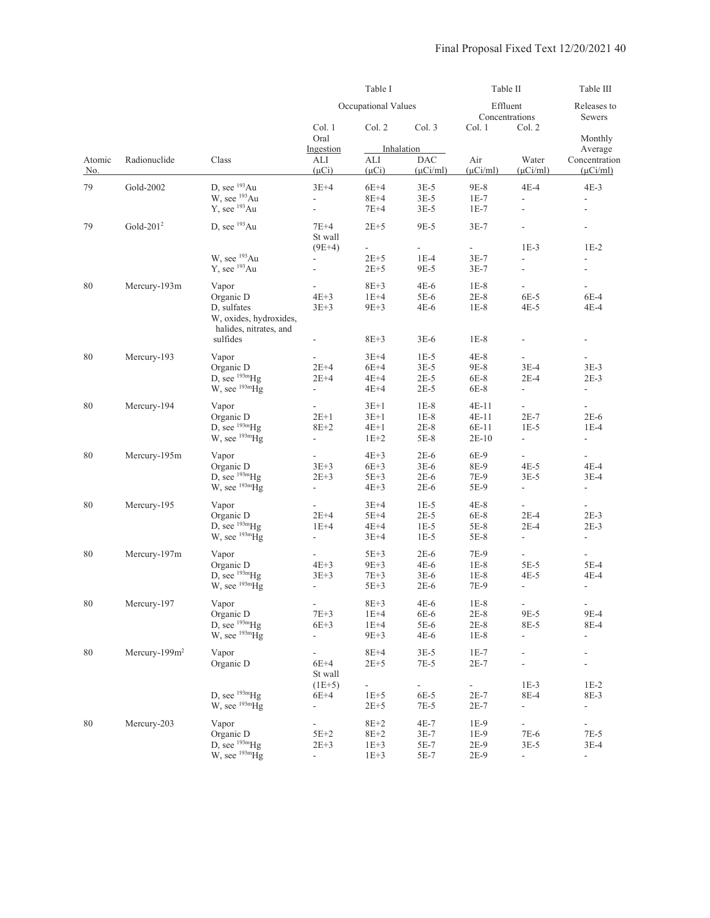| | | | Table I | | | Table II | | Table III |
|---|---|---|---|---|---|---|---|---|
| | | | Occupational Values | | | Effluent Concentrations | | Releases to Sewers |
| | | | Col. 1 | Col. 2 | Col. 3 | Col. 1 | Col. 2 | |
| | | | Oral Ingestion | Inhalation | | | | Monthly Average |
| Atomic No. | Radionuclide | Class | ALI (μCi) | ALI (μCi) | DAC (μCi/ml) | Air (μCi/ml) | Water (μCi/ml) | Concentration (μCi/ml) |
| 79 | Gold-200[2] | D, see $^{193}$Au | 3E+4 | 6E+4 | 3E-5 | 9E-8 | 4E-4 | 4E-3 |
| | | W, see $^{193}$Au | - | 8E+4 | 3E-5 | 1E-7 | - | - |
| | | Y, see $^{193}$Au | - | 7E+4 | 3E-5 | 1E-7 | - | - |
| 79 | Gold-201[2] | D, see $^{193}$Au | 7E+4 | 2E+5 | 9E-5 | 3E-7 | - | - |
| | | | St wall (9E+4) | - | - | - | 1E-3 | 1E-2 |
| | | W, see $^{193}$Au | - | 2E+5 | 1E-4 | 3E-7 | - | - |
| | | Y, see $^{193}$Au | - | 2E+5 | 9E-5 | 3E-7 | - | - |
| 80 | Mercury-193m | Vapor | - | 8E+3 | 4E-6 | 1E-8 | - | - |
| | | Organic D | 4E+3 | 1E+4 | 5E-6 | 2E-8 | 6E-5 | 6E-4 |
| | | D, sulfates | 3E+3 | 9E+3 | 4E-6 | 1E-8 | 4E-5 | 4E-4 |
| | | W, oxides, hydroxides, halides, nitrates, and sulfides | - | 8E+3 | 3E-6 | 1E-8 | - | - |
| 80 | Mercury-193 | Vapor | - | 3E+4 | 1E-5 | 4E-8 | - | - |
| | | Organic D | 2E+4 | 6E+4 | 3E-5 | 9E-8 | 3E-4 | 3E-3 |
| | | D, see $^{193m}$Hg | 2E+4 | 4E+4 | 2E-5 | 6E-8 | 2E-4 | 2E-3 |
| | | W, see $^{193m}$Hg | - | 4E+4 | 2E-5 | 6E-8 | - | - |
| 80 | Mercury-194 | Vapor | - | 3E+1 | 1E-8 | 4E-11 | - | - |
| | | Organic D | 2E+1 | 3E+1 | 1E-8 | 4E-11 | 2E-7 | 2E-6 |
| | | D, see $^{193m}$Hg | 8E+2 | 4E+1 | 2E-8 | 6E-11 | 1E-5 | 1E-4 |
| | | W, see $^{193m}$Hg | - | 1E+2 | 5E-8 | 2E-10 | - | - |
| 80 | Mercury-195m | Vapor | - | 4E+3 | 2E-6 | 6E-9 | - | - |
| | | Organic D | 3E+3 | 6E+3 | 3E-6 | 8E-9 | 4E-5 | 4E-4 |
| | | D, see $^{193m}$Hg | 2E+3 | 5E+3 | 2E-6 | 7E-9 | 3E-5 | 3E-4 |
| | | W, see $^{193m}$Hg | - | 4E+3 | 2E-6 | 5E-9 | - | - |
| 80 | Mercury-195 | Vapor | - | 3E+4 | 1E-5 | 4E-8 | - | - |
| | | Organic D | 2E+4 | 5E+4 | 2E-5 | 6E-8 | 2E-4 | 2E-3 |
| | | D, see $^{193m}$Hg | 1E+4 | 4E+4 | 1E-5 | 5E-8 | 2E-4 | 2E-3 |
| | | W, see $^{193m}$Hg | - | 3E+4 | 1E-5 | 5E-8 | - | - |
| 80 | Mercury-197m | Vapor | - | 5E+3 | 2E-6 | 7E-9 | - | - |
| | | Organic D | 4E+3 | 9E+3 | 4E-6 | 1E-8 | 5E-5 | 5E-4 |
| | | D, see $^{193m}$Hg | 3E+3 | 7E+3 | 3E-6 | 1E-8 | 4E-5 | 4E-4 |
| | | W, see $^{193m}$Hg | - | 5E+3 | 2E-6 | 7E-9 | - | - |
| 80 | Mercury-197 | Vapor | - | 8E+3 | 4E-6 | 1E-8 | - | - |
| | | Organic D | 7E+3 | 1E+4 | 6E-6 | 2E-8 | 9E-5 | 9E-4 |
| | | D, see $^{193m}$Hg | 6E+3 | 1E+4 | 5E-6 | 2E-8 | 8E-5 | 8E-4 |
| | | W, see $^{193m}$Hg | - | 9E+3 | 4E-6 | 1E-8 | - | - |
| 80 | Mercury-199m[2] | Vapor | - | 8E+4 | 3E-5 | 1E-7 | - | - |
| | | Organic D | 6E+4 | 2E+5 | 7E-5 | 2E-7 | - | - |
| | | | St wall (1E+5) | - | - | - | 1E-3 | 1E-2 |
| | | D, see $^{193m}$Hg | 6E+4 | 1E+5 | 6E-5 | 2E-7 | 8E-4 | 8E-3 |
| | | W, see $^{193m}$Hg | - | 2E+5 | 7E-5 | 2E-7 | - | - |
| 80 | Mercury-203 | Vapor | - | 8E+2 | 4E-7 | 1E-9 | - | - |
| | | Organic D | 5E+2 | 8E+2 | 3E-7 | 1E-9 | 7E-6 | 7E-5 |
| | | D, see $^{193m}$Hg | 2E+3 | 1E+3 | 5E-7 | 2E-9 | 3E-5 | 3E-4 |
| | | W, see $^{193m}$Hg | - | 1E+3 | 5E-7 | 2E-9 | - | - |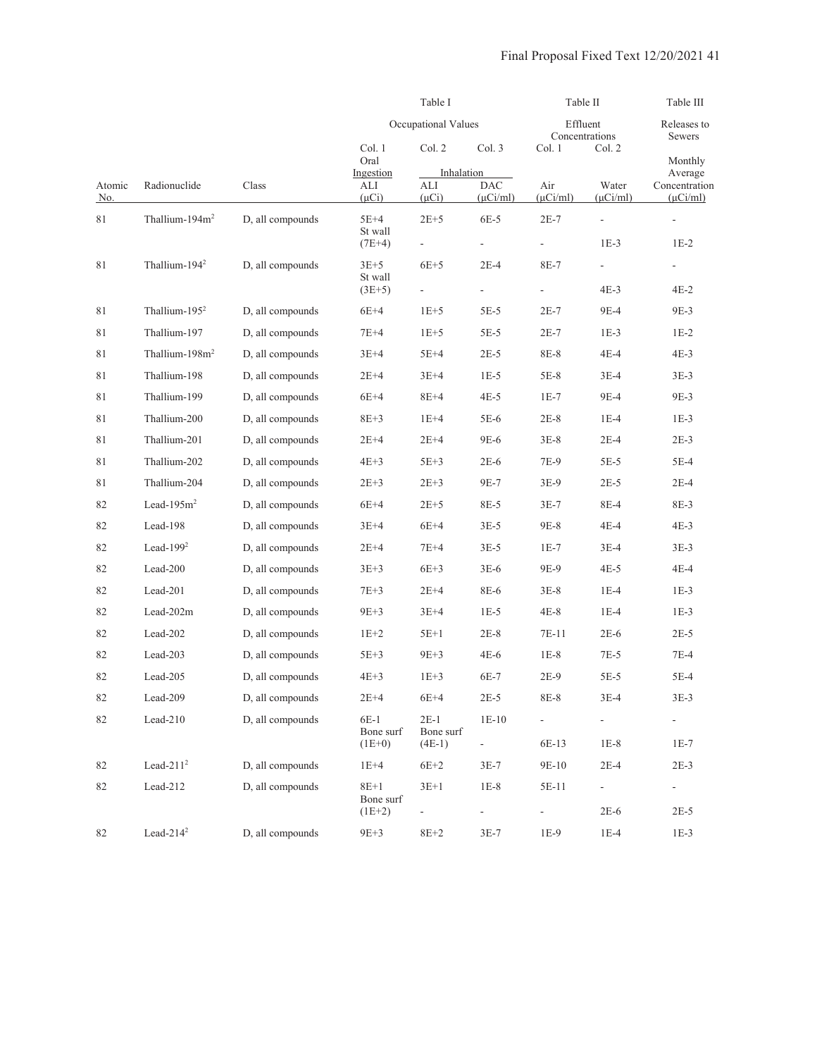| Atomic No. | Radionuclide | Class | Table I Occupational Values Col. 1 Oral Ingestion ALI (μCi) | Table I Col. 2 Inhalation ALI (μCi) | Table I Col. 3 Inhalation DAC (μCi/ml) | Table II Effluent Concentrations Col. 1 Air (μCi/ml) | Table II Col. 2 Water (μCi/ml) | Table III Releases to Sewers Monthly Average Concentration (μCi/ml) |
|---|---|---|---|---|---|---|---|---|
| 81 | Thallium-194m[2] | D, all compounds | 5E+4 | 2E+5 | 6E-5 | 2E-7 | - | - |
| | | | St wall (7E+4) | - | - | - | 1E-3 | 1E-2 |
| 81 | Thallium-194[2] | D, all compounds | 3E+5 | 6E+5 | 2E-4 | 8E-7 | - | - |
| | | | St wall (3E+5) | - | - | - | 4E-3 | 4E-2 |
| 81 | Thallium-195[2] | D, all compounds | 6E+4 | 1E+5 | 5E-5 | 2E-7 | 9E-4 | 9E-3 |
| 81 | Thallium-197 | D, all compounds | 7E+4 | 1E+5 | 5E-5 | 2E-7 | 1E-3 | 1E-2 |
| 81 | Thallium-198m[2] | D, all compounds | 3E+4 | 5E+4 | 2E-5 | 8E-8 | 4E-4 | 4E-3 |
| 81 | Thallium-198 | D, all compounds | 2E+4 | 3E+4 | 1E-5 | 5E-8 | 3E-4 | 3E-3 |
| 81 | Thallium-199 | D, all compounds | 6E+4 | 8E+4 | 4E-5 | 1E-7 | 9E-4 | 9E-3 |
| 81 | Thallium-200 | D, all compounds | 8E+3 | 1E+4 | 5E-6 | 2E-8 | 1E-4 | 1E-3 |
| 81 | Thallium-201 | D, all compounds | 2E+4 | 2E+4 | 9E-6 | 3E-8 | 2E-4 | 2E-3 |
| 81 | Thallium-202 | D, all compounds | 4E+3 | 5E+3 | 2E-6 | 7E-9 | 5E-5 | 5E-4 |
| 81 | Thallium-204 | D, all compounds | 2E+3 | 2E+3 | 9E-7 | 3E-9 | 2E-5 | 2E-4 |
| 82 | Lead-195m[2] | D, all compounds | 6E+4 | 2E+5 | 8E-5 | 3E-7 | 8E-4 | 8E-3 |
| 82 | Lead-198 | D, all compounds | 3E+4 | 6E+4 | 3E-5 | 9E-8 | 4E-4 | 4E-3 |
| 82 | Lead-199[2] | D, all compounds | 2E+4 | 7E+4 | 3E-5 | 1E-7 | 3E-4 | 3E-3 |
| 82 | Lead-200 | D, all compounds | 3E+3 | 6E+3 | 3E-6 | 9E-9 | 4E-5 | 4E-4 |
| 82 | Lead-201 | D, all compounds | 7E+3 | 2E+4 | 8E-6 | 3E-8 | 1E-4 | 1E-3 |
| 82 | Lead-202m | D, all compounds | 9E+3 | 3E+4 | 1E-5 | 4E-8 | 1E-4 | 1E-3 |
| 82 | Lead-202 | D, all compounds | 1E+2 | 5E+1 | 2E-8 | 7E-11 | 2E-6 | 2E-5 |
| 82 | Lead-203 | D, all compounds | 5E+3 | 9E+3 | 4E-6 | 1E-8 | 7E-5 | 7E-4 |
| 82 | Lead-205 | D, all compounds | 4E+3 | 1E+3 | 6E-7 | 2E-9 | 5E-5 | 5E-4 |
| 82 | Lead-209 | D, all compounds | 2E+4 | 6E+4 | 2E-5 | 8E-8 | 3E-4 | 3E-3 |
| 82 | Lead-210 | D, all compounds | 6E-1 | 2E-1 | 1E-10 | - | - | - |
| | | | Bone surf (1E+0) | Bone surf (4E-1) | - | 6E-13 | 1E-8 | 1E-7 |
| 82 | Lead-211[2] | D, all compounds | 1E+4 | 6E+2 | 3E-7 | 9E-10 | 2E-4 | 2E-3 |
| 82 | Lead-212 | D, all compounds | 8E+1 | 3E+1 | 1E-8 | 5E-11 | - | - |
| | | | Bone surf (1E+2) | - | - | - | 2E-6 | 2E-5 |
| 82 | Lead-214[2] | D, all compounds | 9E+3 | 8E+2 | 3E-7 | 1E-9 | 1E-4 | 1E-3 |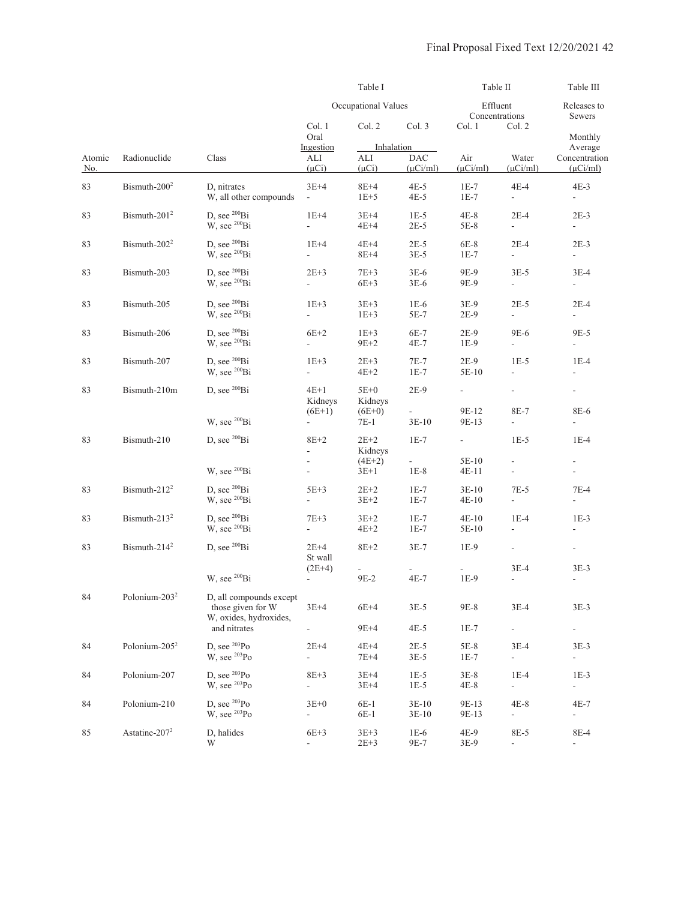| | | | Table I | | | Table II | | Table III |
|---|---|---|---|---|---|---|---|---|
| | | | Occupational Values | | | Effluent Concentrations | | Releases to Sewers |
| | | | Col. 1 | Col. 2 | Col. 3 | Col. 1 | Col. 2 | |
| | | | Oral Ingestion | Inhalation | | | | Monthly Average |
| Atomic No. | Radionuclide | Class | ALI (μCi) | ALI (μCi) | DAC (μCi/ml) | Air (μCi/ml) | Water (μCi/ml) | Concentration (μCi/ml) |
| 83 | Bismuth-200[2] | D, nitrates | 3E+4 | 8E+4 | 4E-5 | 1E-7 | 4E-4 | 4E-3 |
| | | W, all other compounds | - | 1E+5 | 4E-5 | 1E-7 | - | - |
| 83 | Bismuth-201[2] | D, see $^{200}$Bi | 1E+4 | 3E+4 | 1E-5 | 4E-8 | 2E-4 | 2E-3 |
| | | W, see $^{200}$Bi | - | 4E+4 | 2E-5 | 5E-8 | - | - |
| 83 | Bismuth-202[2] | D, see $^{200}$Bi | 1E+4 | 4E+4 | 2E-5 | 6E-8 | 2E-4 | 2E-3 |
| | | W, see $^{200}$Bi | - | 8E+4 | 3E-5 | 1E-7 | - | - |
| 83 | Bismuth-203 | D, see $^{200}$Bi | 2E+3 | 7E+3 | 3E-6 | 9E-9 | 3E-5 | 3E-4 |
| | | W, see $^{200}$Bi | - | 6E+3 | 3E-6 | 9E-9 | - | - |
| 83 | Bismuth-205 | D, see $^{200}$Bi | 1E+3 | 3E+3 | 1E-6 | 3E-9 | 2E-5 | 2E-4 |
| | | W, see $^{200}$Bi | - | 1E+3 | 5E-7 | 2E-9 | - | - |
| 83 | Bismuth-206 | D, see $^{200}$Bi | 6E+2 | 1E+3 | 6E-7 | 2E-9 | 9E-6 | 9E-5 |
| | | W, see $^{200}$Bi | - | 9E+2 | 4E-7 | 1E-9 | - | - |
| 83 | Bismuth-207 | D, see $^{200}$Bi | 1E+3 | 2E+3 | 7E-7 | 2E-9 | 1E-5 | 1E-4 |
| | | W, see $^{200}$Bi | - | 4E+2 | 1E-7 | 5E-10 | - | - |
| 83 | Bismuth-210m | D, see $^{200}$Bi | 4E+1 | 5E+0 | 2E-9 | - | - | - |
| | | | Kidneys | Kidneys | | | | |
| | | | (6E+1) | (6E+0) | - | 9E-12 | 8E-7 | 8E-6 |
| | | W, see $^{200}$Bi | - | 7E-1 | 3E-10 | 9E-13 | - | - |
| 83 | Bismuth-210 | D, see $^{200}$Bi | 8E+2 | 2E+2 | 1E-7 | - | 1E-5 | 1E-4 |
| | | | - | Kidneys | | | | |
| | | | - | (4E+2) | - | 5E-10 | - | - |
| | | W, see $^{200}$Bi | - | 3E+1 | 1E-8 | 4E-11 | - | - |
| 83 | Bismuth-212[2] | D, see $^{200}$Bi | 5E+3 | 2E+2 | 1E-7 | 3E-10 | 7E-5 | 7E-4 |
| | | W, see $^{200}$Bi | - | 3E+2 | 1E-7 | 4E-10 | - | - |
| 83 | Bismuth-213[2] | D, see $^{200}$Bi | 7E+3 | 3E+2 | 1E-7 | 4E-10 | 1E-4 | 1E-3 |
| | | W, see $^{200}$Bi | - | 4E+2 | 1E-7 | 5E-10 | - | - |
| 83 | Bismuth-214[2] | D, see $^{200}$Bi | 2E+4 | 8E+2 | 3E-7 | 1E-9 | - | - |
| | | | St wall | | | | | |
| | | | (2E+4) | - | - | - | 3E-4 | 3E-3 |
| | | W, see $^{200}$Bi | - | 9E-2 | 4E-7 | 1E-9 | - | - |
| 84 | Polonium-203[2] | D, all compounds except those given for W | 3E+4 | 6E+4 | 3E-5 | 9E-8 | 3E-4 | 3E-3 |
| | | W, oxides, hydroxides, and nitrates | - | 9E+4 | 4E-5 | 1E-7 | - | - |
| 84 | Polonium-205[2] | D, see $^{203}$Po | 2E+4 | 4E+4 | 2E-5 | 5E-8 | 3E-4 | 3E-3 |
| | | W, see $^{203}$Po | - | 7E+4 | 3E-5 | 1E-7 | - | - |
| 84 | Polonium-207 | D, see $^{203}$Po | 8E+3 | 3E+4 | 1E-5 | 3E-8 | 1E-4 | 1E-3 |
| | | W, see $^{203}$Po | - | 3E+4 | 1E-5 | 4E-8 | - | - |
| 84 | Polonium-210 | D, see $^{203}$Po | 3E+0 | 6E-1 | 3E-10 | 9E-13 | 4E-8 | 4E-7 |
| | | W, see $^{203}$Po | - | 6E-1 | 3E-10 | 9E-13 | - | - |
| 85 | Astatine-207[2] | D, halides | 6E+3 | 3E+3 | 1E-6 | 4E-9 | 8E-5 | 8E-4 |
| | | W | - | 2E+3 | 9E-7 | 3E-9 | - | - |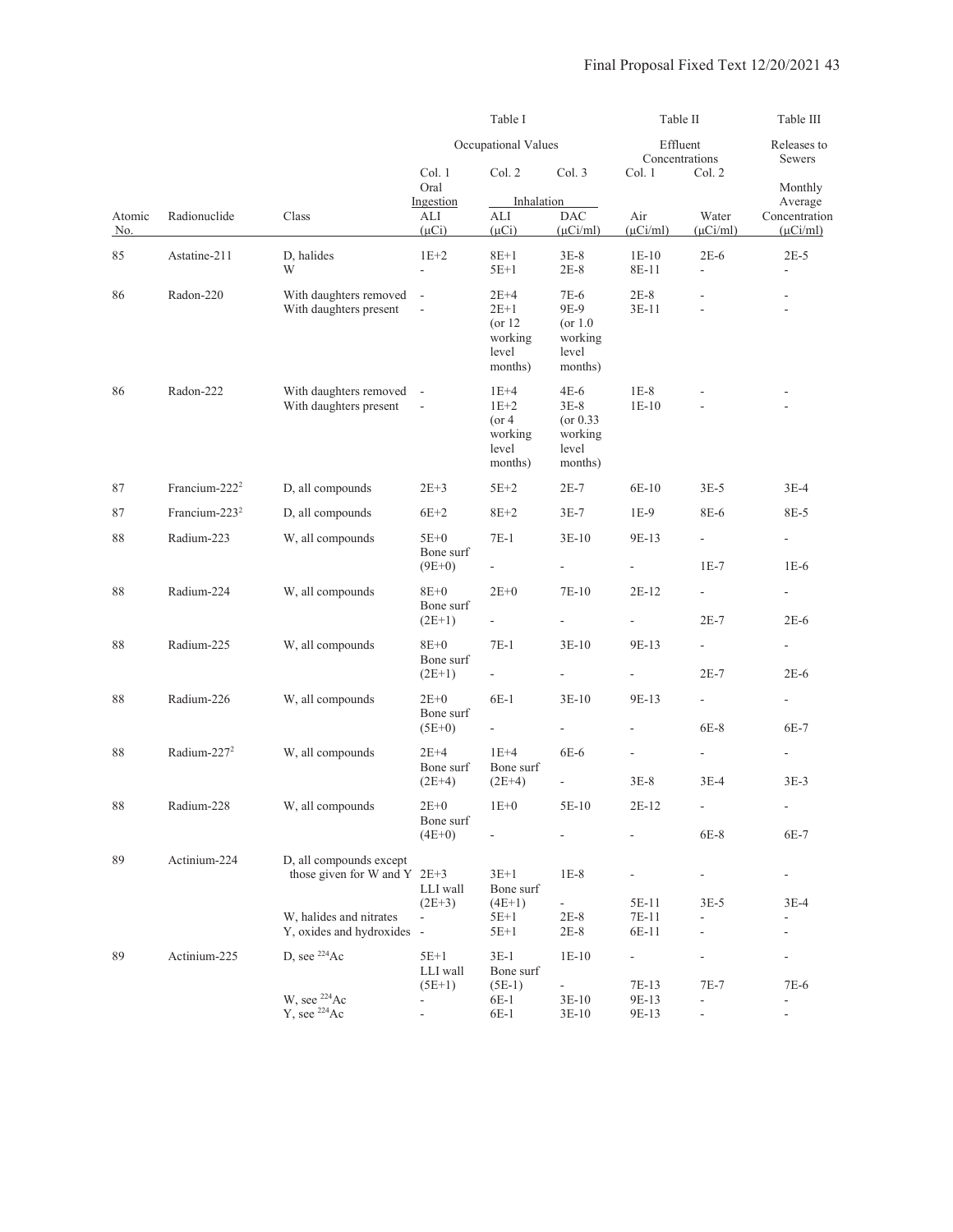| | | | Table I | | | Table II | | Table III |
|---|---|---|---|---|---|---|---|---|
| | | | Occupational Values | | | Effluent Concentrations | | Releases to Sewers |
| | | | Col. 1 | Col. 2 | Col. 3 | Col. 1 | Col. 2 | |
| | | | Oral Ingestion | Inhalation | | | | Monthly Average |
| Atomic No. | Radionuclide | Class | ALI (μCi) | ALI (μCi) | DAC (μCi/ml) | Air (μCi/ml) | Water (μCi/ml) | Concentration (μCi/ml) |
| 85 | Astatine-211 | D, halides | 1E+2 | 8E+1 | 3E-8 | 1E-10 | 2E-6 | 2E-5 |
| | | W | - | 5E+1 | 2E-8 | 8E-11 | - | - |
| 86 | Radon-220 | With daughters removed | - | 2E+4 | 7E-6 | 2E-8 | - | - |
| | | With daughters present | - | 2E+1 (or 12 working level months) | 9E-9 (or 1.0 working level months) | 3E-11 | - | - |
| 86 | Radon-222 | With daughters removed | - | 1E+4 | 4E-6 | 1E-8 | - | - |
| | | With daughters present | - | 1E+2 (or 4 working level months) | 3E-8 (or 0.33 working level months) | 1E-10 | - | - |
| 87 | Francium-222[2] | D, all compounds | 2E+3 | 5E+2 | 2E-7 | 6E-10 | 3E-5 | 3E-4 |
| 87 | Francium-223[2] | D, all compounds | 6E+2 | 8E+2 | 3E-7 | 1E-9 | 8E-6 | 8E-5 |
| 88 | Radium-223 | W, all compounds | 5E+0 | 7E-1 | 3E-10 | 9E-13 | - | - |
| | | | Bone surf (9E+0) | - | - | - | 1E-7 | 1E-6 |
| 88 | Radium-224 | W, all compounds | 8E+0 | 2E+0 | 7E-10 | 2E-12 | - | - |
| | | | Bone surf (2E+1) | - | - | - | 2E-7 | 2E-6 |
| 88 | Radium-225 | W, all compounds | 8E+0 | 7E-1 | 3E-10 | 9E-13 | - | - |
| | | | Bone surf (2E+1) | - | - | - | 2E-7 | 2E-6 |
| 88 | Radium-226 | W, all compounds | 2E+0 | 6E-1 | 3E-10 | 9E-13 | - | - |
| | | | Bone surf (5E+0) | - | - | - | 6E-8 | 6E-7 |
| 88 | Radium-227[2] | W, all compounds | 2E+4 | 1E+4 | 6E-6 | - | - | - |
| | | | Bone surf (2E+4) | Bone surf (2E+4) | - | 3E-8 | 3E-4 | 3E-3 |
| 88 | Radium-228 | W, all compounds | 2E+0 | 1E+0 | 5E-10 | 2E-12 | - | - |
| | | | Bone surf (4E+0) | - | - | - | 6E-8 | 6E-7 |
| 89 | Actinium-224 | D, all compounds except those given for W and Y | 2E+3 | 3E+1 | 1E-8 | - | - | - |
| | | | LLI wall (2E+3) | Bone surf (4E+1) | - | 5E-11 | 3E-5 | 3E-4 |
| | | W, halides and nitrates | - | 5E+1 | 2E-8 | 7E-11 | - | - |
| | | Y, oxides and hydroxides | - | 5E+1 | 2E-8 | 6E-11 | - | - |
| 89 | Actinium-225 | D, see $^{224}$Ac | 5E+1 | 3E-1 | 1E-10 | - | - | - |
| | | | LLI wall (5E+1) | Bone surf (5E-1) | - | 7E-13 | 7E-7 | 7E-6 |
| | | W, see $^{224}$Ac | - | 6E-1 | 3E-10 | 9E-13 | - | - |
| | | Y, see $^{224}$Ac | - | 6E-1 | 3E-10 | 9E-13 | - | - |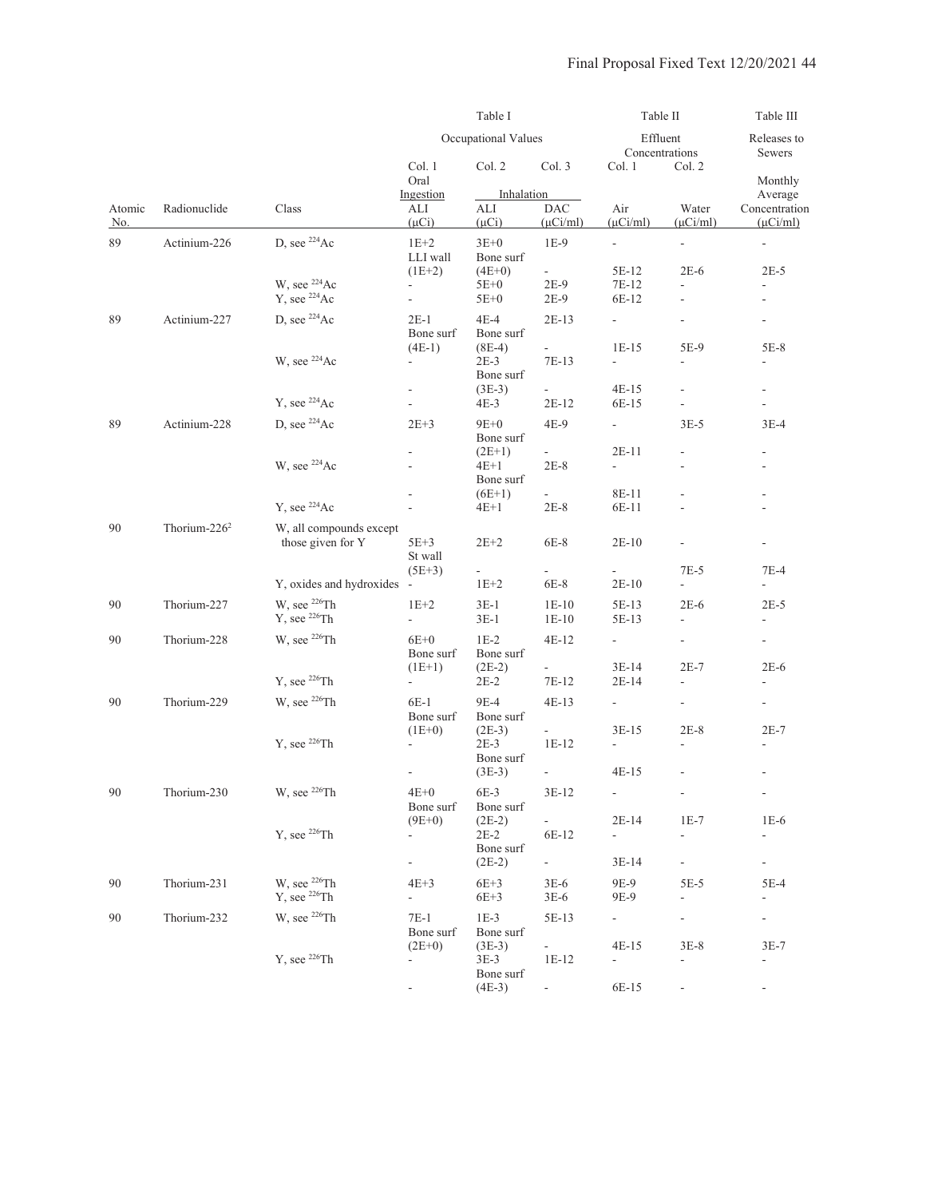| | | | Table I | | | Table II | | Table III |
|---|---|---|---|---|---|---|---|---|
| | | | Occupational Values | | | Effluent Concentrations | | Releases to Sewers |
| | | | Col. 1 Oral Ingestion | Col. 2 Inhalation | Col. 3 | Col. 1 | Col. 2 | Monthly Average |
| Atomic No. | Radionuclide | Class | ALI (μCi) | ALI (μCi) | DAC (μCi/ml) | Air (μCi/ml) | Water (μCi/ml) | Concentration (μCi/ml) |
| 89 | Actinium-226 | D, see $^{224}$Ac | 1E+2 | 3E+0 | 1E-9 | - | - | - |
| | | | LLI wall (1E+2) | Bone surf (4E+0) | - | 5E-12 | 2E-6 | 2E-5 |
| | | W, see $^{224}$Ac | - | 5E+0 | 2E-9 | 7E-12 | - | - |
| | | Y, see $^{224}$Ac | - | 5E+0 | 2E-9 | 6E-12 | - | - |
| 89 | Actinium-227 | D, see $^{224}$Ac | 2E-1 | 4E-4 | 2E-13 | - | - | - |
| | | | Bone surf (4E-1) | Bone surf (8E-4) | - | 1E-15 | 5E-9 | 5E-8 |
| | | W, see $^{224}$Ac | - | 2E-3 | 7E-13 | - | - | - |
| | | | - | Bone surf (3E-3) | - | 4E-15 | - | - |
| | | Y, see $^{224}$Ac | - | 4E-3 | 2E-12 | 6E-15 | - | - |
| 89 | Actinium-228 | D, see $^{224}$Ac | 2E+3 | 9E+0 | 4E-9 | - | 3E-5 | 3E-4 |
| | | | - | Bone surf (2E+1) | - | 2E-11 | - | - |
| | | W, see $^{224}$Ac | - | 4E+1 | 2E-8 | - | - | - |
| | | | - | Bone surf (6E+1) | - | 8E-11 | - | - |
| | | Y, see $^{224}$Ac | - | 4E+1 | 2E-8 | 6E-11 | - | - |
| 90 | Thorium-226[2] | W, all compounds except those given for Y | 5E+3 | 2E+2 | 6E-8 | 2E-10 | - | - |
| | | | St wall (5E+3) | - | - | - | 7E-5 | 7E-4 |
| | | Y, oxides and hydroxides | - | 1E+2 | 6E-8 | 2E-10 | - | - |
| 90 | Thorium-227 | W, see $^{226}$Th | 1E+2 | 3E-1 | 1E-10 | 5E-13 | 2E-6 | 2E-5 |
| | | Y, see $^{226}$Th | - | 3E-1 | 1E-10 | 5E-13 | - | - |
| 90 | Thorium-228 | W, see $^{226}$Th | 6E+0 | 1E-2 | 4E-12 | - | - | - |
| | | | Bone surf (1E+1) | Bone surf (2E-2) | - | 3E-14 | 2E-7 | 2E-6 |
| | | Y, see $^{226}$Th | - | 2E-2 | 7E-12 | 2E-14 | - | - |
| 90 | Thorium-229 | W, see $^{226}$Th | 6E-1 | 9E-4 | 4E-13 | - | - | - |
| | | | Bone surf (1E+0) | Bone surf (2E-3) | - | 3E-15 | 2E-8 | 2E-7 |
| | | Y, see $^{226}$Th | - | 2E-3 | 1E-12 | - | - | - |
| | | | - | Bone surf (3E-3) | - | 4E-15 | - | - |
| 90 | Thorium-230 | W, see $^{226}$Th | 4E+0 | 6E-3 | 3E-12 | - | - | - |
| | | | Bone surf (9E+0) | Bone surf (2E-2) | - | 2E-14 | 1E-7 | 1E-6 |
| | | Y, see $^{226}$Th | - | 2E-2 | 6E-12 | - | - | - |
| | | | - | Bone surf (2E-2) | - | 3E-14 | - | - |
| 90 | Thorium-231 | W, see $^{226}$Th | 4E+3 | 6E+3 | 3E-6 | 9E-9 | 5E-5 | 5E-4 |
| | | Y, see $^{226}$Th | - | 6E+3 | 3E-6 | 9E-9 | - | - |
| 90 | Thorium-232 | W, see $^{226}$Th | 7E-1 | 1E-3 | 5E-13 | - | - | - |
| | | | Bone surf (2E+0) | Bone surf (3E-3) | - | 4E-15 | 3E-8 | 3E-7 |
| | | Y, see $^{226}$Th | - | 3E-3 | 1E-12 | - | - | - |
| | | | - | Bone surf (4E-3) | - | 6E-15 | - | - |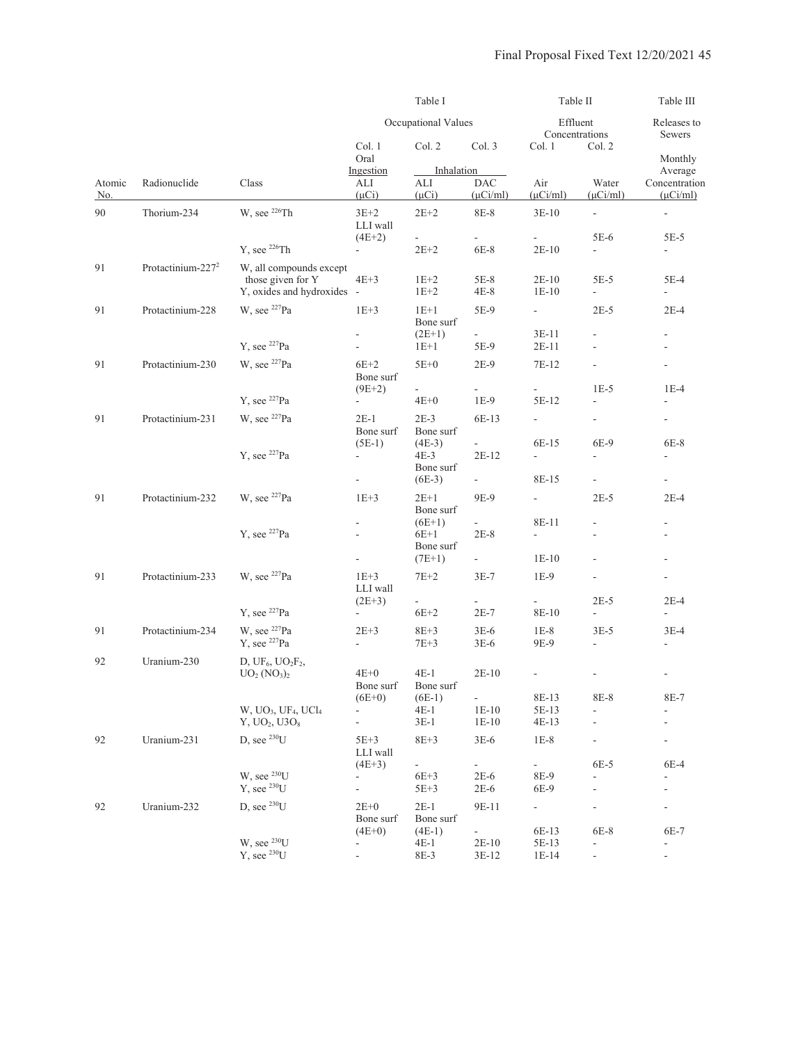| | | | Table I | | | Table II | | Table III |
|---|---|---|---|---|---|---|---|---|
| | | | Occupational Values | | | Effluent Concentrations | | Releases to Sewers |
| | | | Col. 1 | Col. 2 | Col. 3 | Col. 1 | Col. 2 | |
| | | | Oral Ingestion | Inhalation | | | | Monthly Average |
| Atomic No. | Radionuclide | Class | ALI (μCi) | ALI (μCi) | DAC (μCi/ml) | Air (μCi/ml) | Water (μCi/ml) | Concentration (μCi/ml) |
| 90 | Thorium-234 | W, see $^{226}$Th | 3E+2 | 2E+2 | 8E-8 | 3E-10 | - | - |
| | | | LLI wall (4E+2) | - | - | - | 5E-6 | 5E-5 |
| | | Y, see $^{226}$Th | - | 2E+2 | 6E-8 | 2E-10 | - | - |
| 91 | Protactinium-227[2] | W, all compounds except those given for Y | 4E+3 | 1E+2 | 5E-8 | 2E-10 | 5E-5 | 5E-4 |
| | | Y, oxides and hydroxides | - | 1E+2 | 4E-8 | 1E-10 | - | - |
| 91 | Protactinium-228 | W, see $^{227}$Pa | 1E+3 | 1E+1 | 5E-9 | - | 2E-5 | 2E-4 |
| | | | - | Bone surf (2E+1) | - | 3E-11 | - | - |
| | | Y, see $^{227}$Pa | - | 1E+1 | 5E-9 | 2E-11 | - | - |
| 91 | Protactinium-230 | W, see $^{227}$Pa | 6E+2 | 5E+0 | 2E-9 | 7E-12 | - | - |
| | | | - | Bone surf (9E+2) | - | - | 1E-5 | 1E-4 |
| | | Y, see $^{227}$Pa | - | 4E+0 | 1E-9 | 5E-12 | - | - |
| 91 | Protactinium-231 | W, see $^{227}$Pa | 2E-1 | 2E-3 | 6E-13 | - | - | - |
| | | | Bone surf (5E-1) | Bone surf (4E-3) | - | 6E-15 | 6E-9 | 6E-8 |
| | | Y, see $^{227}$Pa | - | 4E-3 | 2E-12 | - | - | - |
| | | | - | Bone surf (6E-3) | - | 8E-15 | - | - |
| 91 | Protactinium-232 | W, see $^{227}$Pa | 1E+3 | 2E+1 | 9E-9 | - | 2E-5 | 2E-4 |
| | | | - | Bone surf (6E+1) | - | 8E-11 | - | - |
| | | Y, see $^{227}$Pa | - | 6E+1 | 2E-8 | - | - | - |
| | | | - | Bone surf (7E+1) | - | 1E-10 | - | - |
| 91 | Protactinium-233 | W, see $^{227}$Pa | 1E+3 | 7E+2 | 3E-7 | 1E-9 | - | - |
| | | | LLI wall (2E+3) | - | - | - | 2E-5 | 2E-4 |
| | | Y, see $^{227}$Pa | - | 6E+2 | 2E-7 | 8E-10 | - | - |
| 91 | Protactinium-234 | W, see $^{227}$Pa | 2E+3 | 8E+3 | 3E-6 | 1E-8 | 3E-5 | 3E-4 |
| | | Y, see $^{227}$Pa | - | 7E+3 | 3E-6 | 9E-9 | - | - |
| 92 | Uranium-230 | D, $UF_6$, $UO_2F_2$, $UO_2(NO_3)_2$ | 4E+0 | 4E-1 | 2E-10 | - | - | - |
| | | | Bone surf (6E+0) | Bone surf (6E-1) | - | 8E-13 | 8E-8 | 8E-7 |
| | | W, $UO_3$, $UF_4$, $UCl_4$ | - | 4E-1 | 1E-10 | 5E-13 | - | - |
| | | Y, $UO_2$, U3$O_8$ | - | 3E-1 | 1E-10 | 4E-13 | - | - |
| 92 | Uranium-231 | D, see $^{230}$U | 5E+3 | 8E+3 | 3E-6 | 1E-8 | - | - |
| | | | LLI wall (4E+3) | - | - | - | 6E-5 | 6E-4 |
| | | W, see $^{230}$U | - | 6E+3 | 2E-6 | 8E-9 | - | - |
| | | Y, see $^{230}$U | - | 5E+3 | 2E-6 | 6E-9 | - | - |
| 92 | Uranium-232 | D, see $^{230}$U | 2E+0 | 2E-1 | 9E-11 | - | - | - |
| | | | Bone surf (4E+0) | Bone surf (4E-1) | - | 6E-13 | 6E-8 | 6E-7 |
| | | W, see $^{230}$U | - | 4E-1 | 2E-10 | 5E-13 | - | - |
| | | Y, see $^{230}$U | - | 8E-3 | 3E-12 | 1E-14 | - | - |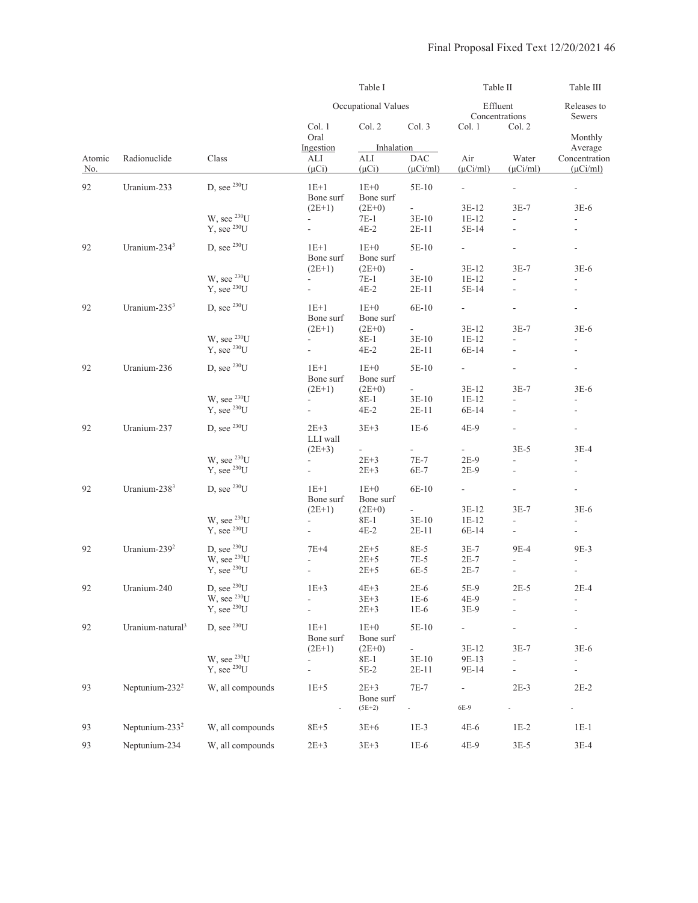| Atomic No. | Radionuclide | Class | Table I Occupational Values Col. 1 Oral Ingestion ALI (μCi) | Table I Col. 2 Inhalation ALI (μCi) | Table I Col. 3 Inhalation DAC (μCi/ml) | Table II Effluent Concentrations Col. 1 Air (μCi/ml) | Table II Col. 2 Water (μCi/ml) | Table III Releases to Sewers Monthly Average Concentration (μCi/ml) |
|---|---|---|---|---|---|---|---|---|
| 92 | Uranium-233 | D, see $^{230}U$ | 1E+1 | 1E+0 | 5E-10 | - | - | - |
| | | | Bone surf | Bone surf | | | | |
| | | | (2E+1) | (2E+0) | - | 3E-12 | 3E-7 | 3E-6 |
| | | W, see $^{230}U$ | - | 7E-1 | 3E-10 | 1E-12 | - | - |
| | | Y, see $^{230}U$ | - | 4E-2 | 2E-11 | 5E-14 | - | - |
| 92 | Uranium-234[3] | D, see $^{230}U$ | 1E+1 | 1E+0 | 5E-10 | - | - | - |
| | | | Bone surf | Bone surf | | | | |
| | | | (2E+1) | (2E+0) | - | 3E-12 | 3E-7 | 3E-6 |
| | | W, see $^{230}U$ | - | 7E-1 | 3E-10 | 1E-12 | - | - |
| | | Y, see $^{230}U$ | - | 4E-2 | 2E-11 | 5E-14 | - | - |
| 92 | Uranium-235[3] | D, see $^{230}U$ | 1E+1 | 1E+0 | 6E-10 | - | - | - |
| | | | Bone surf | Bone surf | | | | |
| | | | (2E+1) | (2E+0) | - | 3E-12 | 3E-7 | 3E-6 |
| | | W, see $^{230}U$ | - | 8E-1 | 3E-10 | 1E-12 | - | - |
| | | Y, see $^{230}U$ | - | 4E-2 | 2E-11 | 6E-14 | - | - |
| 92 | Uranium-236 | D, see $^{230}U$ | 1E+1 | 1E+0 | 5E-10 | - | - | - |
| | | | Bone surf | Bone surf | | | | |
| | | | (2E+1) | (2E+0) | - | 3E-12 | 3E-7 | 3E-6 |
| | | W, see $^{230}U$ | - | 8E-1 | 3E-10 | 1E-12 | - | - |
| | | Y, see $^{230}U$ | - | 4E-2 | 2E-11 | 6E-14 | - | - |
| 92 | Uranium-237 | D, see $^{230}U$ | 2E+3 | 3E+3 | 1E-6 | 4E-9 | - | - |
| | | | LLI wall | | | | | |
| | | | (2E+3) | - | - | - | 3E-5 | 3E-4 |
| | | W, see $^{230}U$ | - | 2E+3 | 7E-7 | 2E-9 | - | - |
| | | Y, see $^{230}U$ | - | 2E+3 | 6E-7 | 2E-9 | - | - |
| 92 | Uranium-238[3] | D, see $^{230}U$ | 1E+1 | 1E+0 | 6E-10 | - | - | - |
| | | | Bone surf | Bone surf | | | | |
| | | | (2E+1) | (2E+0) | - | 3E-12 | 3E-7 | 3E-6 |
| | | W, see $^{230}U$ | - | 8E-1 | 3E-10 | 1E-12 | - | - |
| | | Y, see $^{230}U$ | - | 4E-2 | 2E-11 | 6E-14 | - | - |
| 92 | Uranium-239[2] | D, see $^{230}U$ | 7E+4 | 2E+5 | 8E-5 | 3E-7 | 9E-4 | 9E-3 |
| | | W, see $^{230}U$ | - | 2E+5 | 7E-5 | 2E-7 | - | - |
| | | Y, see $^{230}U$ | - | 2E+5 | 6E-5 | 2E-7 | - | - |
| 92 | Uranium-240 | D, see $^{230}U$ | 1E+3 | 4E+3 | 2E-6 | 5E-9 | 2E-5 | 2E-4 |
| | | W, see $^{230}U$ | - | 3E+3 | 1E-6 | 4E-9 | - | - |
| | | Y, see $^{230}U$ | - | 2E+3 | 1E-6 | 3E-9 | - | - |
| 92 | Uranium-natural[3] | D, see $^{230}U$ | 1E+1 | 1E+0 | 5E-10 | - | - | - |
| | | | Bone surf | Bone surf | | | | |
| | | | (2E+1) | (2E+0) | - | 3E-12 | 3E-7 | 3E-6 |
| | | W, see $^{230}U$ | - | 8E-1 | 3E-10 | 9E-13 | - | - |
| | | Y, see $^{230}U$ | - | 5E-2 | 2E-11 | 9E-14 | - | - |
| 93 | Neptunium-232[2] | W, all compounds | 1E+5 | 2E+3 | 7E-7 | - | 2E-3 | 2E-2 |
| | | | | Bone surf | | | | |
| | | | - | (5E+2) | - | 6E-9 | - | - |
| 93 | Neptunium-233[2] | W, all compounds | 8E+5 | 3E+6 | 1E-3 | 4E-6 | 1E-2 | 1E-1 |
| 93 | Neptunium-234 | W, all compounds | 2E+3 | 3E+3 | 1E-6 | 4E-9 | 3E-5 | 3E-4 |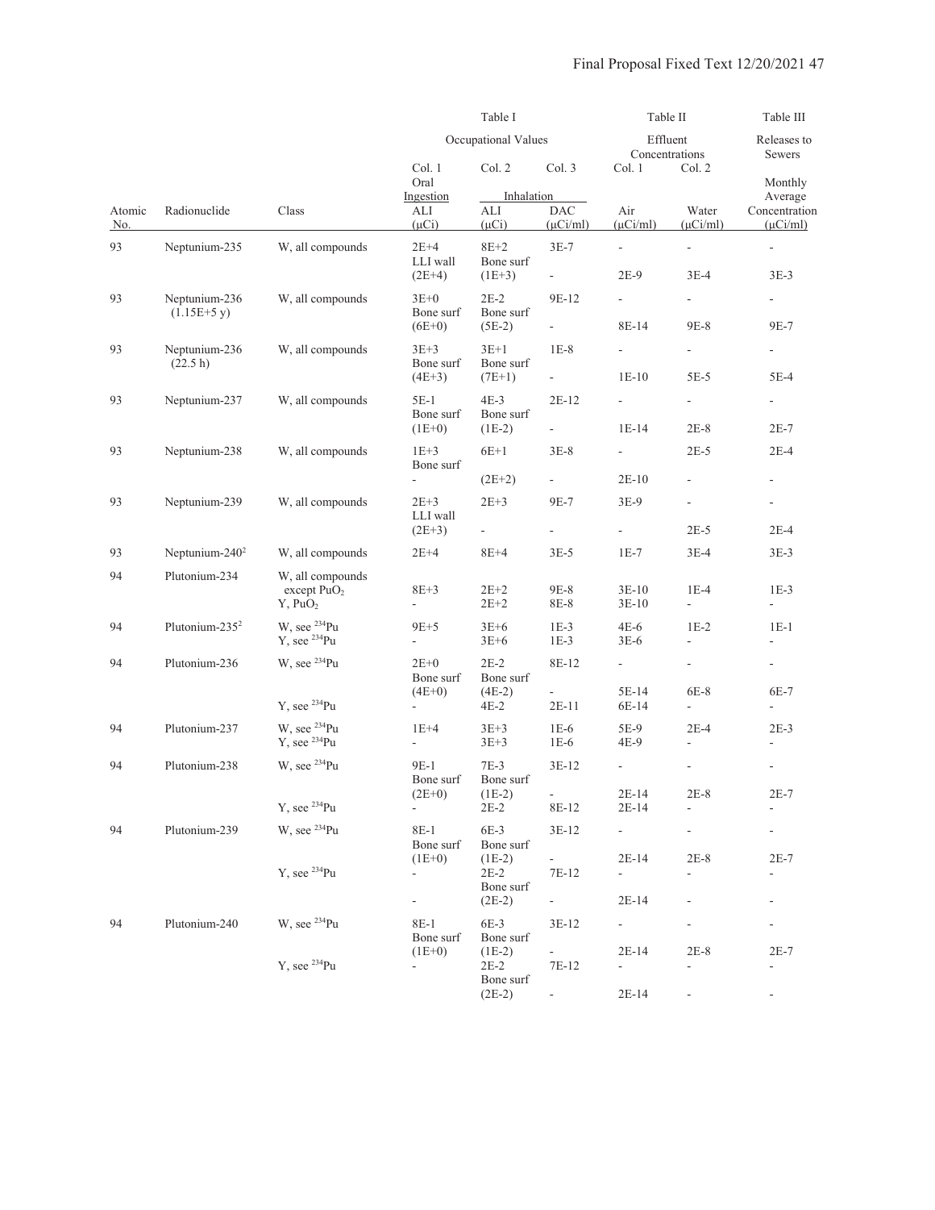| Atomic No. | Radionuclide | Class | Table I Occupational Values Col. 1 Oral Ingestion ALI (μCi) | Col. 2 Inhalation ALI (μCi) | Col. 3 Inhalation DAC (μCi/ml) | Table II Effluent Concentrations Col. 1 Air (μCi/ml) | Col. 2 Water (μCi/ml) | Table III Releases to Sewers Monthly Average Concentration (μCi/ml) |
|---|---|---|---|---|---|---|---|---|
| 93 | Neptunium-235 | W, all compounds | 2E+4 | 8E+2 | 3E-7 | - | - | - |
| | | | LLI wall (2E+4) | Bone surf (1E+3) | - | 2E-9 | 3E-4 | 3E-3 |
| 93 | Neptunium-236 (1.15E+5 y) | W, all compounds | 3E+0 | 2E-2 | 9E-12 | - | - | - |
| | | | Bone surf (6E+0) | Bone surf (5E-2) | - | 8E-14 | 9E-8 | 9E-7 |
| 93 | Neptunium-236 (22.5 h) | W, all compounds | 3E+3 | 3E+1 | 1E-8 | - | - | - |
| | | | Bone surf (4E+3) | Bone surf (7E+1) | - | 1E-10 | 5E-5 | 5E-4 |
| 93 | Neptunium-237 | W, all compounds | 5E-1 | 4E-3 | 2E-12 | - | - | - |
| | | | Bone surf (1E+0) | Bone surf (1E-2) | - | 1E-14 | 2E-8 | 2E-7 |
| 93 | Neptunium-238 | W, all compounds | 1E+3 | 6E+1 | 3E-8 | - | 2E-5 | 2E-4 |
| | | | - | Bone surf (2E+2) | - | 2E-10 | - | - |
| 93 | Neptunium-239 | W, all compounds | 2E+3 | 2E+3 | 9E-7 | 3E-9 | - | - |
| | | | LLI wall (2E+3) | - | - | - | 2E-5 | 2E-4 |
| 93 | Neptunium-240[2] | W, all compounds | 2E+4 | 8E+4 | 3E-5 | 1E-7 | 3E-4 | 3E-3 |
| 94 | Plutonium-234 | W, all compounds except $PuO_2$ | 8E+3 | 2E+2 | 9E-8 | 3E-10 | 1E-4 | 1E-3 |
| | | Y, $PuO_2$ | - | 2E+2 | 8E-8 | 3E-10 | - | - |
| 94 | Plutonium-235[2] | W, see $^{234}$Pu | 9E+5 | 3E+6 | 1E-3 | 4E-6 | 1E-2 | 1E-1 |
| | | Y, see $^{234}$Pu | - | 3E+6 | 1E-3 | 3E-6 | - | - |
| 94 | Plutonium-236 | W, see $^{234}$Pu | 2E+0 | 2E-2 | 8E-12 | - | - | - |
| | | | Bone surf (4E+0) | Bone surf (4E-2) | - | 5E-14 | 6E-8 | 6E-7 |
| | | Y, see $^{234}$Pu | - | 4E-2 | 2E-11 | 6E-14 | - | - |
| 94 | Plutonium-237 | W, see $^{234}$Pu | 1E+4 | 3E+3 | 1E-6 | 5E-9 | 2E-4 | 2E-3 |
| | | Y, see $^{234}$Pu | - | 3E+3 | 1E-6 | 4E-9 | - | - |
| 94 | Plutonium-238 | W, see $^{234}$Pu | 9E-1 | 7E-3 | 3E-12 | - | - | - |
| | | | Bone surf (2E+0) | Bone surf (1E-2) | - | 2E-14 | 2E-8 | 2E-7 |
| | | Y, see $^{234}$Pu | - | 2E-2 | 8E-12 | 2E-14 | - | - |
| 94 | Plutonium-239 | W, see $^{234}$Pu | 8E-1 | 6E-3 | 3E-12 | - | - | - |
| | | | Bone surf (1E+0) | Bone surf (1E-2) | - | 2E-14 | 2E-8 | 2E-7 |
| | | Y, see $^{234}$Pu | - | 2E-2 | 7E-12 | - | - | - |
| | | | - | Bone surf (2E-2) | - | 2E-14 | - | - |
| 94 | Plutonium-240 | W, see $^{234}$Pu | 8E-1 | 6E-3 | 3E-12 | - | - | - |
| | | | Bone surf (1E+0) | Bone surf (1E-2) | - | 2E-14 | 2E-8 | 2E-7 |
| | | Y, see $^{234}$Pu | - | 2E-2 | 7E-12 | - | - | - |
| | | | | Bone surf (2E-2) | - | 2E-14 | - | - |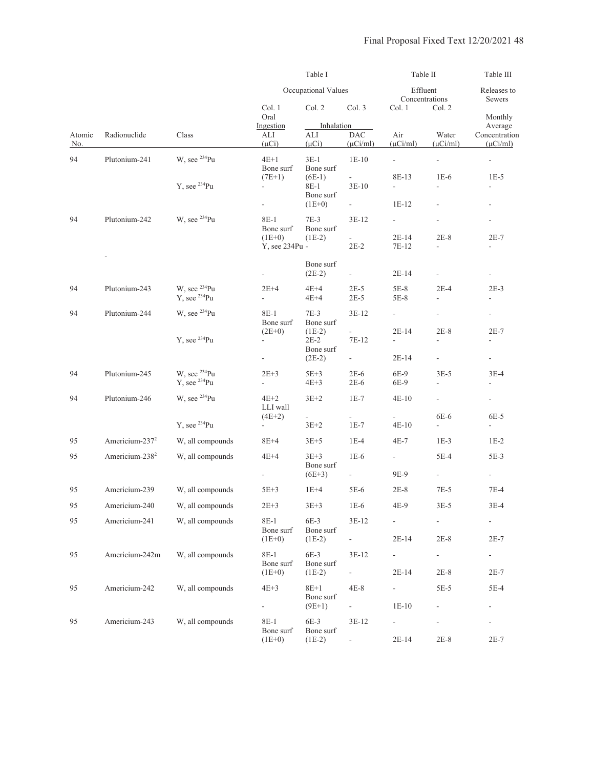| Atomic No. | Radionuclide | Class | Table I Occupational Values Col. 1 Oral Ingestion ALI (µCi) | Table I Col. 2 Inhalation ALI (µCi) | Table I Col. 3 Inhalation DAC (µCi/ml) | Table II Effluent Concentrations Col. 1 Air (µCi/ml) | Table II Col. 2 Water (µCi/ml) | Table III Releases to Sewers Monthly Average Concentration (µCi/ml) |
|---|---|---|---|---|---|---|---|---|
| 94 | Plutonium-241 | W, see $^{234}$Pu | 4E+1 Bone surf (7E+1) | 3E-1 Bone surf (6E-1) | 1E-10 - | - 8E-13 | - 1E-6 | - 1E-5 |
| | | Y, see $^{234}$Pu | - - | 8E-1 Bone surf (1E+0) | 3E-10 - | - 1E-12 | - - | - - |
| 94 | Plutonium-242 | W, see $^{234}$Pu | 8E-1 Bone surf (1E+0) | 7E-3 Bone surf (1E-2) | 3E-12 - | - 2E-14 | - 2E-8 | - 2E-7 |
| - | | Y, see 234Pu | - - | 2E-2 Bone surf (2E-2) | 7E-12 - | 2E-14 | - - | - - |
| 94 | Plutonium-243 | W, see $^{234}$Pu | 2E+4 | 4E+4 | 2E-5 | 5E-8 | 2E-4 | 2E-3 |
| | | Y, see $^{234}$Pu | - | 4E+4 | 2E-5 | 5E-8 | - | - |
| 94 | Plutonium-244 | W, see $^{234}$Pu | 8E-1 Bone surf (2E+0) | 7E-3 Bone surf (1E-2) | 3E-12 - | - 2E-14 | - 2E-8 | - 2E-7 |
| | | Y, see $^{234}$Pu | - - | 2E-2 Bone surf (2E-2) | 7E-12 - | - 2E-14 | - - | - - |
| 94 | Plutonium-245 | W, see $^{234}$Pu | 2E+3 | 5E+3 | 2E-6 | 6E-9 | 3E-5 | 3E-4 |
| | | Y, see $^{234}$Pu | - | 4E+3 | 2E-6 | 6E-9 | - | - |
| 94 | Plutonium-246 | W, see $^{234}$Pu | 4E+2 LLI wall (4E+2) | 3E+2 - | 1E-7 - | 4E-10 - | - 6E-6 | - 6E-5 |
| | | Y, see $^{234}$Pu | - | 3E+2 | 1E-7 | 4E-10 | - | - |
| 95 | Americium-237[2] | W, all compounds | 8E+4 | 3E+5 | 1E-4 | 4E-7 | 1E-3 | 1E-2 |
| 95 | Americium-238[2] | W, all compounds | 4E+4 - | 3E+3 Bone surf (6E+3) | 1E-6 - | - 9E-9 | 5E-4 - | 5E-3 - |
| 95 | Americium-239 | W, all compounds | 5E+3 | 1E+4 | 5E-6 | 2E-8 | 7E-5 | 7E-4 |
| 95 | Americium-240 | W, all compounds | 2E+3 | 3E+3 | 1E-6 | 4E-9 | 3E-5 | 3E-4 |
| 95 | Americium-241 | W, all compounds | 8E-1 Bone surf (1E+0) | 6E-3 Bone surf (1E-2) | 3E-12 - | - 2E-14 | - 2E-8 | - 2E-7 |
| 95 | Americium-242m | W, all compounds | 8E-1 Bone surf (1E+0) | 6E-3 Bone surf (1E-2) | 3E-12 - | - 2E-14 | - 2E-8 | - 2E-7 |
| 95 | Americium-242 | W, all compounds | 4E+3 - | 8E+1 Bone surf (9E+1) | 4E-8 - | - 1E-10 | 5E-5 - | 5E-4 - |
| 95 | Americium-243 | W, all compounds | 8E-1 Bone surf (1E+0) | 6E-3 Bone surf (1E-2) | 3E-12 - | - 2E-14 | - 2E-8 | - 2E-7 |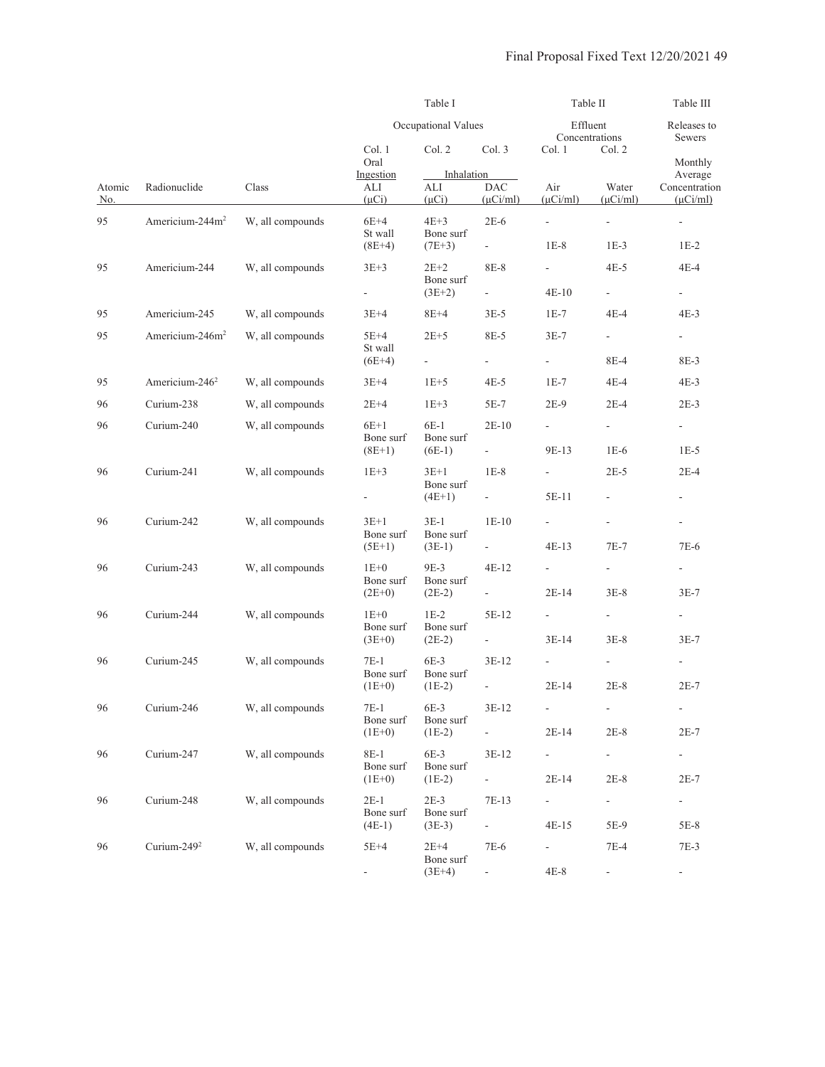| Atomic No. | Radionuclide | Class | Table I Occupational Values Col. 1 Oral Ingestion ALI (μCi) | Table I Col. 2 Inhalation ALI (μCi) | Table I Col. 3 Inhalation DAC (μCi/ml) | Table II Effluent Concentrations Col. 1 Air (μCi/ml) | Table II Col. 2 Water (μCi/ml) | Table III Releases to Sewers Monthly Average Concentration (μCi/ml) |
|---|---|---|---|---|---|---|---|---|
| 95 | Americium-244m[2] | W, all compounds | 6E+4 | 4E+3 | 2E-6 | - | - | - |
| | | | St wall (8E+4) | Bone surf (7E+3) | - | 1E-8 | 1E-3 | 1E-2 |
| 95 | Americium-244 | W, all compounds | 3E+3 | 2E+2 | 8E-8 | - | 4E-5 | 4E-4 |
| | | | - | Bone surf (3E+2) | - | 4E-10 | - | - |
| 95 | Americium-245 | W, all compounds | 3E+4 | 8E+4 | 3E-5 | 1E-7 | 4E-4 | 4E-3 |
| 95 | Americium-246m[2] | W, all compounds | 5E+4 | 2E+5 | 8E-5 | 3E-7 | - | - |
| | | | St wall (6E+4) | - | - | - | 8E-4 | 8E-3 |
| 95 | Americium-246[2] | W, all compounds | 3E+4 | 1E+5 | 4E-5 | 1E-7 | 4E-4 | 4E-3 |
| 96 | Curium-238 | W, all compounds | 2E+4 | 1E+3 | 5E-7 | 2E-9 | 2E-4 | 2E-3 |
| 96 | Curium-240 | W, all compounds | 6E+1 | 6E-1 | 2E-10 | - | - | - |
| | | | Bone surf (8E+1) | Bone surf (6E-1) | - | 9E-13 | 1E-6 | 1E-5 |
| 96 | Curium-241 | W, all compounds | 1E+3 | 3E+1 | 1E-8 | - | 2E-5 | 2E-4 |
| | | | - | Bone surf (4E+1) | - | 5E-11 | - | - |
| 96 | Curium-242 | W, all compounds | 3E+1 | 3E-1 | 1E-10 | - | - | - |
| | | | Bone surf (5E+1) | Bone surf (3E-1) | - | 4E-13 | 7E-7 | 7E-6 |
| 96 | Curium-243 | W, all compounds | 1E+0 | 9E-3 | 4E-12 | - | - | - |
| | | | Bone surf (2E+0) | Bone surf (2E-2) | - | 2E-14 | 3E-8 | 3E-7 |
| 96 | Curium-244 | W, all compounds | 1E+0 | 1E-2 | 5E-12 | - | - | - |
| | | | Bone surf (3E+0) | Bone surf (2E-2) | - | 3E-14 | 3E-8 | 3E-7 |
| 96 | Curium-245 | W, all compounds | 7E-1 | 6E-3 | 3E-12 | - | - | - |
| | | | Bone surf (1E+0) | Bone surf (1E-2) | - | 2E-14 | 2E-8 | 2E-7 |
| 96 | Curium-246 | W, all compounds | 7E-1 | 6E-3 | 3E-12 | - | - | - |
| | | | Bone surf (1E+0) | Bone surf (1E-2) | - | 2E-14 | 2E-8 | 2E-7 |
| 96 | Curium-247 | W, all compounds | 8E-1 | 6E-3 | 3E-12 | - | - | - |
| | | | Bone surf (1E+0) | Bone surf (1E-2) | - | 2E-14 | 2E-8 | 2E-7 |
| 96 | Curium-248 | W, all compounds | 2E-1 | 2E-3 | 7E-13 | - | - | - |
| | | | Bone surf (4E-1) | Bone surf (3E-3) | - | 4E-15 | 5E-9 | 5E-8 |
| 96 | Curium-249[2] | W, all compounds | 5E+4 | 2E+4 | 7E-6 | - | 7E-4 | 7E-3 |
| | | | - | Bone surf (3E+4) | - | 4E-8 | - | - |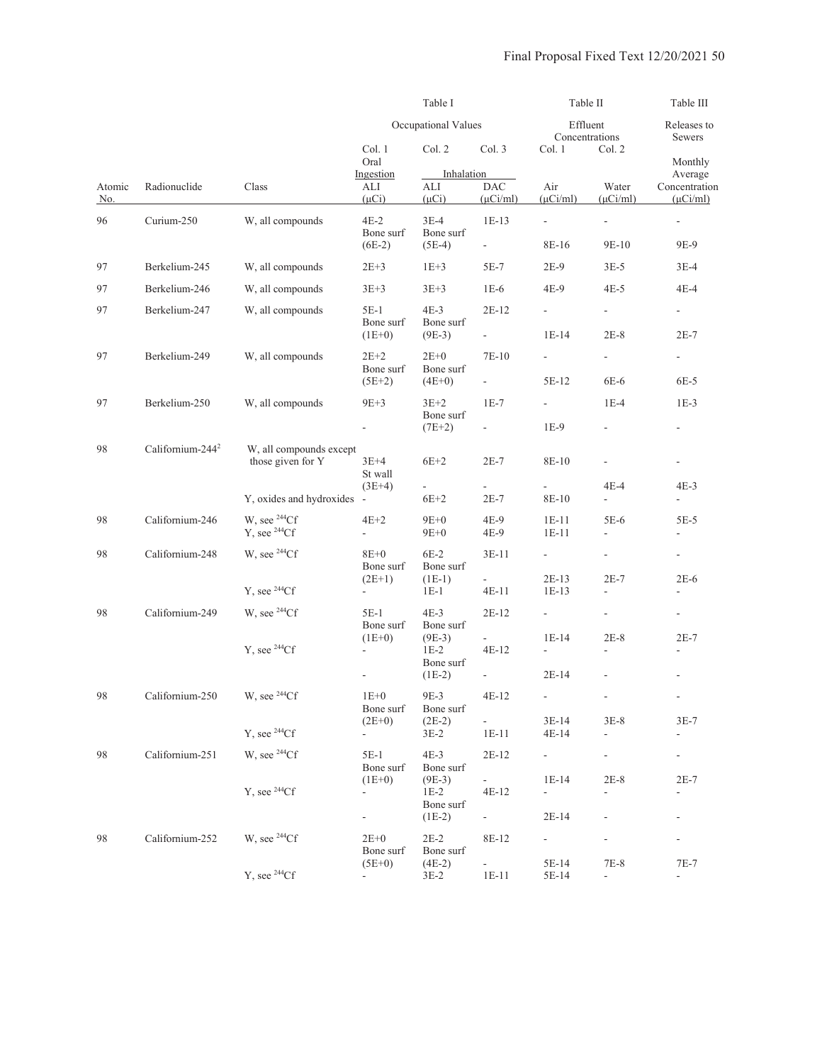| | | | Table I | | | Table II | | Table III |
|---|---|---|---|---|---|---|---|---|
| | | | Occupational Values | | | Effluent Concentrations | | Releases to Sewers |
| | | | Col. 1 | Col. 2 | Col. 3 | Col. 1 | Col. 2 | |
| | | | Oral Ingestion | Inhalation | | | | Monthly Average |
| Atomic No. | Radionuclide | Class | ALI (μCi) | ALI (μCi) | DAC (μCi/ml) | Air (μCi/ml) | Water (μCi/ml) | Concentration (μCi/ml) |
| 96 | Curium-250 | W, all compounds | 4E-2 | 3E-4 | 1E-13 | - | - | - |
| | | | Bone surf (6E-2) | Bone surf (5E-4) | - | 8E-16 | 9E-10 | 9E-9 |
| 97 | Berkelium-245 | W, all compounds | 2E+3 | 1E+3 | 5E-7 | 2E-9 | 3E-5 | 3E-4 |
| 97 | Berkelium-246 | W, all compounds | 3E+3 | 3E+3 | 1E-6 | 4E-9 | 4E-5 | 4E-4 |
| 97 | Berkelium-247 | W, all compounds | 5E-1 | 4E-3 | 2E-12 | - | - | - |
| | | | Bone surf (1E+0) | Bone surf (9E-3) | - | 1E-14 | 2E-8 | 2E-7 |
| 97 | Berkelium-249 | W, all compounds | 2E+2 | 2E+0 | 7E-10 | - | - | - |
| | | | Bone surf (5E+2) | Bone surf (4E+0) | - | 5E-12 | 6E-6 | 6E-5 |
| 97 | Berkelium-250 | W, all compounds | 9E+3 | 3E+2 | 1E-7 | - | 1E-4 | 1E-3 |
| | | | - | Bone surf (7E+2) | - | 1E-9 | - | - |
| 98 | Californium-244[2] | W, all compounds except those given for Y | 3E+4 | 6E+2 | 2E-7 | 8E-10 | - | - |
| | | | St wall (3E+4) | - | - | - | 4E-4 | 4E-3 |
| | | Y, oxides and hydroxides | - | 6E+2 | 2E-7 | 8E-10 | - | - |
| 98 | Californium-246 | W, see $^{244}$Cf | 4E+2 | 9E+0 | 4E-9 | 1E-11 | 5E-6 | 5E-5 |
| | | Y, see $^{244}$Cf | - | 9E+0 | 4E-9 | 1E-11 | - | - |
| 98 | Californium-248 | W, see $^{244}$Cf | 8E+0 | 6E-2 | 3E-11 | - | - | - |
| | | | Bone surf (2E+1) | Bone surf (1E-1) | - | 2E-13 | 2E-7 | 2E-6 |
| | | Y, see $^{244}$Cf | - | 1E-1 | 4E-11 | 1E-13 | - | - |
| 98 | Californium-249 | W, see $^{244}$Cf | 5E-1 | 4E-3 | 2E-12 | - | - | - |
| | | | Bone surf (1E+0) | Bone surf (9E-3) | - | 1E-14 | 2E-8 | 2E-7 |
| | | Y, see $^{244}$Cf | - | 1E-2 | 4E-12 | - | - | - |
| | | | - | Bone surf (1E-2) | - | 2E-14 | - | - |
| 98 | Californium-250 | W, see $^{244}$Cf | 1E+0 | 9E-3 | 4E-12 | - | - | - |
| | | | Bone surf (2E+0) | Bone surf (2E-2) | - | 3E-14 | 3E-8 | 3E-7 |
| | | Y, see $^{244}$Cf | - | 3E-2 | 1E-11 | 4E-14 | - | - |
| 98 | Californium-251 | W, see $^{244}$Cf | 5E-1 | 4E-3 | 2E-12 | - | - | - |
| | | | Bone surf (1E+0) | Bone surf (9E-3) | - | 1E-14 | 2E-8 | 2E-7 |
| | | Y, see $^{244}$Cf | - | 1E-2 | 4E-12 | - | - | - |
| | | | - | Bone surf (1E-2) | - | 2E-14 | - | - |
| 98 | Californium-252 | W, see $^{244}$Cf | 2E+0 | 2E-2 | 8E-12 | - | - | - |
| | | | Bone surf (5E+0) | Bone surf (4E-2) | - | 5E-14 | 7E-8 | 7E-7 |
| | | Y, see $^{244}$Cf | - | 3E-2 | 1E-11 | 5E-14 | - | - |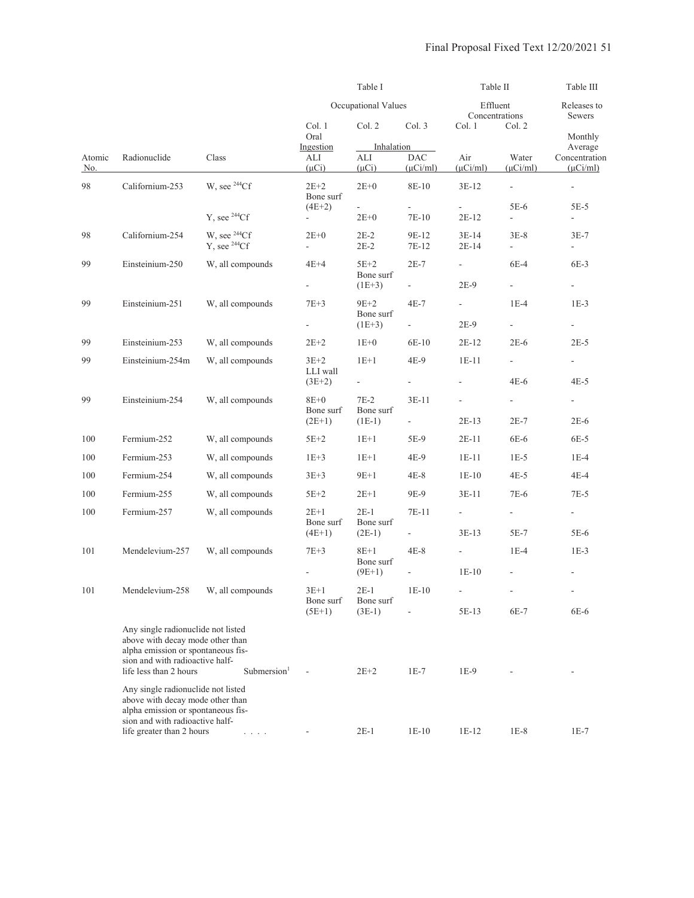| Atomic No. | Radionuclide | Class | Table I Occupational Values Col. 1 Oral Ingestion ALI (μCi) | Col. 2 Inhalation ALI (μCi) | Col. 3 Inhalation DAC (μCi/ml) | Table II Effluent Concentrations Col. 1 Air (μCi/ml) | Col. 2 Water (μCi/ml) | Table III Releases to Sewers Monthly Average Concentration (μCi/ml) |
|---|---|---|---|---|---|---|---|---|
| 98 | Californium-253 | W, see $^{244}$Cf | 2E+2 Bone surf | 2E+0 | 8E-10 | 3E-12 | - | - |
| | | | (4E+2) | - | - | - | 5E-6 | 5E-5 |
| | | Y, see $^{244}$Cf | - | 2E+0 | 7E-10 | 2E-12 | - | - |
| 98 | Californium-254 | W, see $^{244}$Cf | 2E+0 | 2E-2 | 9E-12 | 3E-14 | 3E-8 | 3E-7 |
| | | Y, see $^{244}$Cf | - | 2E-2 | 7E-12 | 2E-14 | - | - |
| 99 | Einsteinium-250 | W, all compounds | 4E+4 | 5E+2 Bone surf | 2E-7 | - | 6E-4 | 6E-3 |
| | | | - | (1E+3) | - | 2E-9 | - | - |
| 99 | Einsteinium-251 | W, all compounds | 7E+3 | 9E+2 Bone surf | 4E-7 | - | 1E-4 | 1E-3 |
| | | | - | (1E+3) | - | 2E-9 | - | - |
| 99 | Einsteinium-253 | W, all compounds | 2E+2 | 1E+0 | 6E-10 | 2E-12 | 2E-6 | 2E-5 |
| 99 | Einsteinium-254m | W, all compounds | 3E+2 LLI wall | 1E+1 | 4E-9 | 1E-11 | - | - |
| | | | (3E+2) | - | - | - | 4E-6 | 4E-5 |
| 99 | Einsteinium-254 | W, all compounds | 8E+0 Bone surf | 7E-2 Bone surf | 3E-11 | - | - | - |
| | | | (2E+1) | (1E-1) | - | 2E-13 | 2E-7 | 2E-6 |
| 100 | Fermium-252 | W, all compounds | 5E+2 | 1E+1 | 5E-9 | 2E-11 | 6E-6 | 6E-5 |
| 100 | Fermium-253 | W, all compounds | 1E+3 | 1E+1 | 4E-9 | 1E-11 | 1E-5 | 1E-4 |
| 100 | Fermium-254 | W, all compounds | 3E+3 | 9E+1 | 4E-8 | 1E-10 | 4E-5 | 4E-4 |
| 100 | Fermium-255 | W, all compounds | 5E+2 | 2E+1 | 9E-9 | 3E-11 | 7E-6 | 7E-5 |
| 100 | Fermium-257 | W, all compounds | 2E+1 Bone surf | 2E-1 Bone surf | 7E-11 | - | - | - |
| | | | (4E+1) | (2E-1) | - | 3E-13 | 5E-7 | 5E-6 |
| 101 | Mendelevium-257 | W, all compounds | 7E+3 | 8E+1 Bone surf | 4E-8 | - | 1E-4 | 1E-3 |
| | | | - | (9E+1) | - | 1E-10 | - | - |
| 101 | Mendelevium-258 | W, all compounds | 3E+1 Bone surf | 2E-1 Bone surf | 1E-10 | - | - | - |
| | | | (5E+1) | (3E-1) | - | 5E-13 | 6E-7 | 6E-6 |
| | Any single radionuclide not listed above with decay mode other than alpha emission or spontaneous fission and with radioactive half-life less than 2 hours | Submersion[1] | - | 2E+2 | 1E-7 | 1E-9 | - | - |
| | Any single radionuclide not listed above with decay mode other than alpha emission or spontaneous fission and with radioactive half-life greater than 2 hours | . . . . | - | 2E-1 | 1E-10 | 1E-12 | 1E-8 | 1E-7 |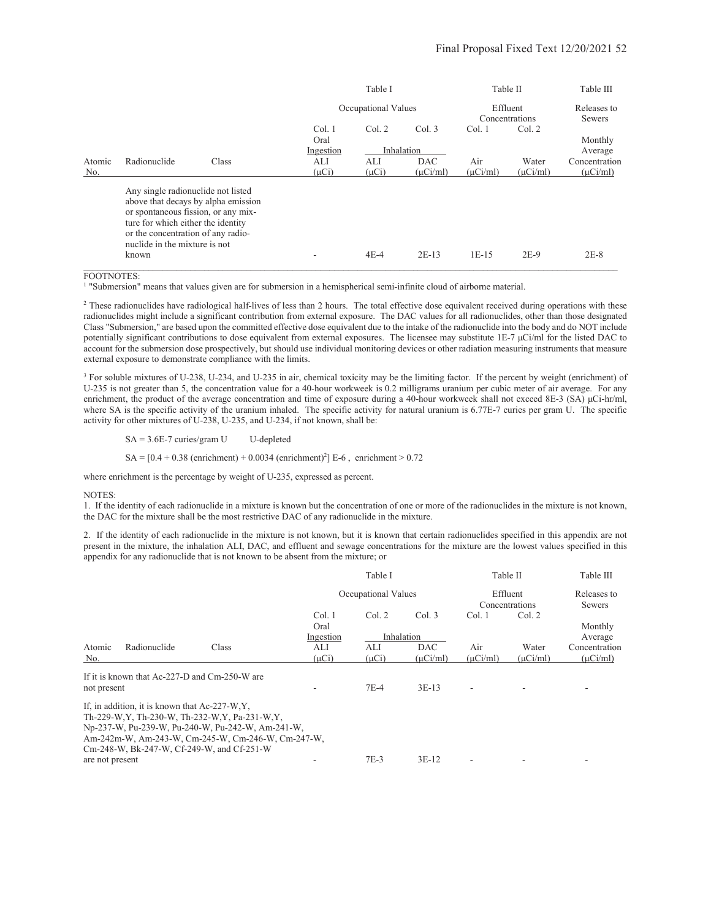| Atomic No. | Radionuclide | Class | Table I Occupational Values Col. 1 Oral Ingestion ALI (μCi) | Col. 2 Inhalation ALI (μCi) | Col. 3 Inhalation DAC (μCi/ml) | Table II Effluent Concentrations Col. 1 Air (μCi/ml) | Col. 2 Water (μCi/ml) | Table III Releases to Sewers Monthly Average Concentration (μCi/ml) |
|---|---|---|---|---|---|---|---|---|
| | Any single radionuclide not listed above that decays by alpha emission or spontaneous fission, or any mixture for which either the identity or the concentration of any radionuclide in the mixture is not known | | - | 4E-4 | 2E-13 | 1E-15 | 2E-9 | 2E-8 |

FOOTNOTES:

[1] "Submersion" means that values given are for submersion in a hemispherical semi-infinite cloud of airborne material.

[2] These radionuclides have radiological half-lives of less than 2 hours. The total effective dose equivalent received during operations with these radionuclides might include a significant contribution from external exposure. The DAC values for all radionuclides, other than those designated Class "Submersion," are based upon the committed effective dose equivalent due to the intake of the radionuclide into the body and do NOT include potentially significant contributions to dose equivalent from external exposures. The licensee may substitute 1E-7 μCi/ml for the listed DAC to account for the submersion dose prospectively, but should use individual monitoring devices or other radiation measuring instruments that measure external exposure to demonstrate compliance with the limits.

[3] For soluble mixtures of U-238, U-234, and U-235 in air, chemical toxicity may be the limiting factor. If the percent by weight (enrichment) of U-235 is not greater than 5, the concentration value for a 40-hour workweek is 0.2 milligrams uranium per cubic meter of air average. For any enrichment, the product of the average concentration and time of exposure during a 40-hour workweek shall not exceed 8E-3 (SA) μCi-hr/ml, where SA is the specific activity of the uranium inhaled. The specific activity for natural uranium is 6.77E-7 curies per gram U. The specific activity for other mixtures of U-238, U-235, and U-234, if not known, shall be:

SA = 3.6E-7 curies/gram U U-depleted

SA = $[0.4 + 0.38 \text{ (enrichment)} + 0.0034 \text{ (enrichment)}^2]$ E-6 , enrichment > 0.72

where enrichment is the percentage by weight of U-235, expressed as percent.

NOTES:

1. If the identity of each radionuclide in a mixture is known but the concentration of one or more of the radionuclides in the mixture is not known, the DAC for the mixture shall be the most restrictive DAC of any radionuclide in the mixture.

2. If the identity of each radionuclide in the mixture is not known, but it is known that certain radionuclides specified in this appendix are not present in the mixture, the inhalation ALI, DAC, and effluent and sewage concentrations for the mixture are the lowest values specified in this appendix for any radionuclide that is not known to be absent from the mixture; or

| Atomic No. | Radionuclide | Class | Table I Occupational Values Col. 1 Oral Ingestion ALI (μCi) | Col. 2 Inhalation ALI (μCi) | Col. 3 Inhalation DAC (μCi/ml) | Table II Effluent Concentrations Col. 1 Air (μCi/ml) | Col. 2 Water (μCi/ml) | Table III Releases to Sewers Monthly Average Concentration (μCi/ml) |
|---|---|---|---|---|---|---|---|---|
| | If it is known that Ac-227-D and Cm-250-W are not present | | - | 7E-4 | 3E-13 | - | - | - |
| | If, in addition, it is known that Ac-227-W,Y, Th-229-W,Y, Th-230-W, Th-232-W,Y, Pa-231-W,Y, Np-237-W, Pu-239-W, Pu-240-W, Pu-242-W, Am-241-W, Am-242m-W, Am-243-W, Cm-245-W, Cm-246-W, Cm-247-W, Cm-248-W, Bk-247-W, Cf-249-W, and Cf-251-W are not present | | - | 7E-3 | 3E-12 | - | - | - |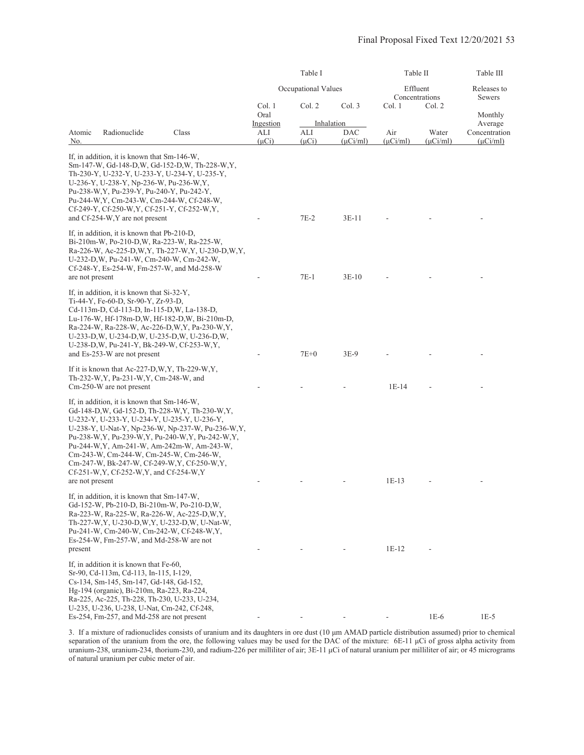| Atomic No. | Radionuclide | Class | Table I Occupational Values Col. 1 Oral Ingestion ALI (μCi) | Table I Col. 2 Inhalation ALI (μCi) | Table I Col. 3 Inhalation DAC (μCi/ml) | Table II Effluent Concentrations Col. 1 Air (μCi/ml) | Table II Col. 2 Water (μCi/ml) | Table III Releases to Sewers Monthly Average Concentration (μCi/ml) |
|---|---|---|---|---|---|---|---|---|
| If, in addition, it is known that Sm-146-W, Sm-147-W, Gd-148-D,W, Gd-152-D,W, Th-228-W,Y, Th-230-Y, U-232-Y, U-233-Y, U-234-Y, U-235-Y, U-236-Y, U-238-Y, Np-236-W, Pu-236-W,Y, Pu-238-W,Y, Pu-239-Y, Pu-240-Y, Pu-242-Y, Pu-244-W,Y, Cm-243-W, Cm-244-W, Cf-248-W, Cf-249-Y, Cf-250-W,Y, Cf-251-Y, Cf-252-W,Y, and Cf-254-W,Y are not present | | | - | 7E-2 | 3E-11 | - | - | - |
| If, in addition, it is known that Pb-210-D, Bi-210m-W, Po-210-D,W, Ra-223-W, Ra-225-W, Ra-226-W, Ac-225-D,W,Y, Th-227-W,Y, U-230-D,W,Y, U-232-D,W, Pu-241-W, Cm-240-W, Cm-242-W, Cf-248-Y, Es-254-W, Fm-257-W, and Md-258-W are not present | | | - | 7E-1 | 3E-10 | - | - | - |
| If, in addition, it is known that Si-32-Y, Ti-44-Y, Fe-60-D, Sr-90-Y, Zr-93-D, Cd-113m-D, Cd-113-D, In-115-D,W, La-138-D, Lu-176-W, Hf-178m-D,W, Hf-182-D,W, Bi-210m-D, Ra-224-W, Ra-228-W, Ac-226-D,W,Y, Pa-230-W,Y, U-233-D,W, U-234-D,W, U-235-D,W, U-236-D,W, U-238-D,W, Pu-241-Y, Bk-249-W, Cf-253-W,Y, and Es-253-W are not present | | | - | 7E+0 | 3E-9 | - | - | - |
| If it is known that Ac-227-D,W,Y, Th-229-W,Y, Th-232-W,Y, Pa-231-W,Y, Cm-248-W, and Cm-250-W are not present | | | - | - | - | 1E-14 | - | - |
| If, in addition, it is known that Sm-146-W, Gd-148-D,W, Gd-152-D, Th-228-W,Y, Th-230-W,Y, U-232-Y, U-233-Y, U-234-Y, U-235-Y, U-236-Y, U-238-Y, U-Nat-Y, Np-236-W, Np-237-W, Pu-236-W,Y, Pu-238-W,Y, Pu-239-W,Y, Pu-240-W,Y, Pu-242-W,Y, Pu-244-W,Y, Am-241-W, Am-242m-W, Am-243-W, Cm-243-W, Cm-244-W, Cm-245-W, Cm-246-W, Cm-247-W, Bk-247-W, Cf-249-W,Y, Cf-250-W,Y, Cf-251-W,Y, Cf-252-W,Y, and Cf-254-W,Y are not present | | | - | - | - | 1E-13 | - | - |
| If, in addition, it is known that Sm-147-W, Gd-152-W, Pb-210-D, Bi-210m-W, Po-210-D,W, Ra-223-W, Ra-225-W, Ra-226-W, Ac-225-D,W,Y, Th-227-W,Y, U-230-D,W,Y, U-232-D,W, U-Nat-W, Pu-241-W, Cm-240-W, Cm-242-W, Cf-248-W,Y, Es-254-W, Fm-257-W, and Md-258-W are not present | | | - | - | - | 1E-12 | - | |
| If, in addition it is known that Fe-60, Sr-90, Cd-113m, Cd-113, In-115, I-129, Cs-134, Sm-145, Sm-147, Gd-148, Gd-152, Hg-194 (organic), Bi-210m, Ra-223, Ra-224, Ra-225, Ac-225, Th-228, Th-230, U-233, U-234, U-235, U-236, U-238, U-Nat, Cm-242, Cf-248, Es-254, Fm-257, and Md-258 are not present | | | - | - | - | - | 1E-6 | 1E-5 |

3. If a mixture of radionuclides consists of uranium and its daughters in ore dust (10 μm AMAD particle distribution assumed) prior to chemical separation of the uranium from the ore, the following values may be used for the DAC of the mixture: 6E-11 μCi of gross alpha activity from uranium-238, uranium-234, thorium-230, and radium-226 per milliliter of air; 3E-11 μCi of natural uranium per milliliter of air; or 45 micrograms of natural uranium per cubic meter of air.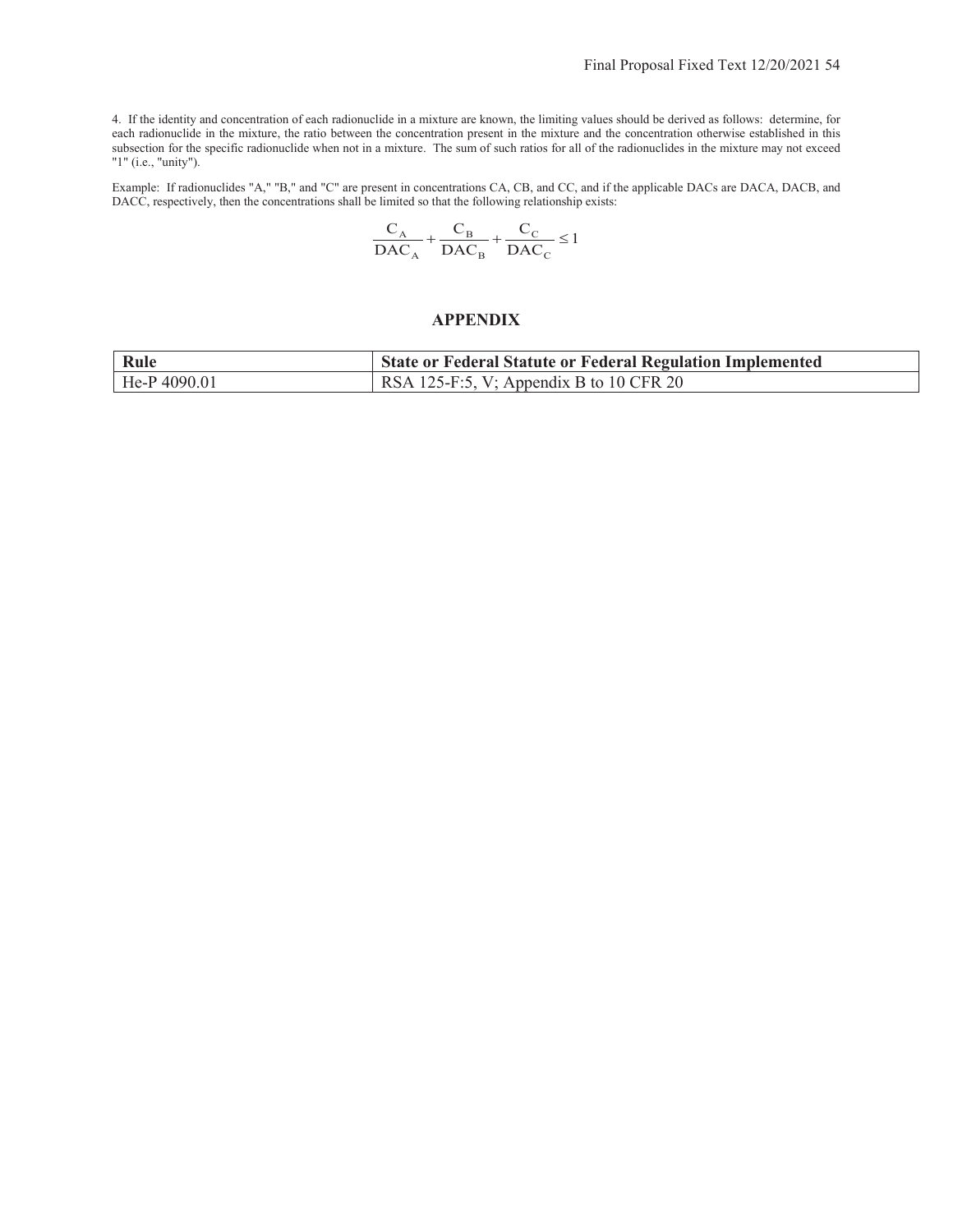4. If the identity and concentration of each radionuclide in a mixture are known, the limiting values should be derived as follows: determine, for each radionuclide in the mixture, the ratio between the concentration present in the mixture and the concentration otherwise established in this subsection for the specific radionuclide when not in a mixture. The sum of such ratios for all of the radionuclides in the mixture may not exceed "1" (i.e., "unity").

Example: If radionuclides "A," "B," and "C" are present in concentrations CA, CB, and CC, and if the applicable DACs are DACA, DACB, and DACC, respectively, then the concentrations shall be limited so that the following relationship exists:

$$\frac{C_A}{DAC_A} + \frac{C_B}{DAC_B} + \frac{C_C}{DAC_C} \leq 1$$

## APPENDIX

| Rule | State or Federal Statute or Federal Regulation Implemented |
|---|---|
| He-P 4090.01 | RSA 125-F:5, V; Appendix B to 10 CFR 20 |